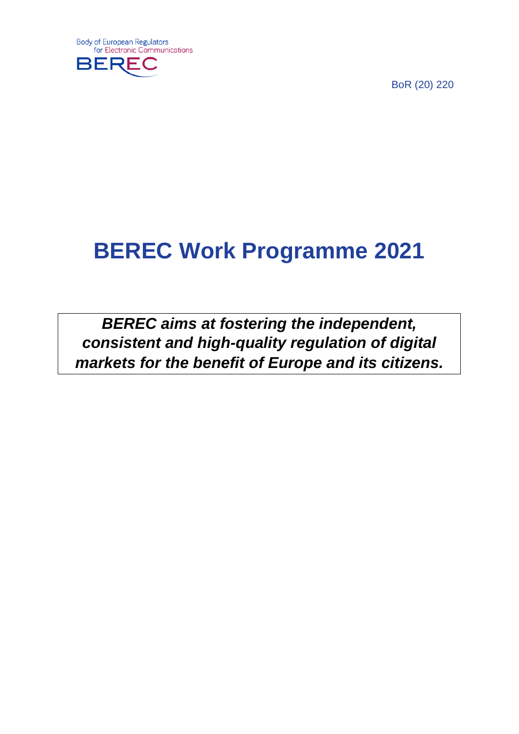Body of European Regulators for Electronic Communications

BEREC

BoR (20) 220

# BEREC Work Programme 2021

***BEREC aims at fostering the independent, consistent and high-quality regulation of digital markets for the benefit of Europe and its citizens.***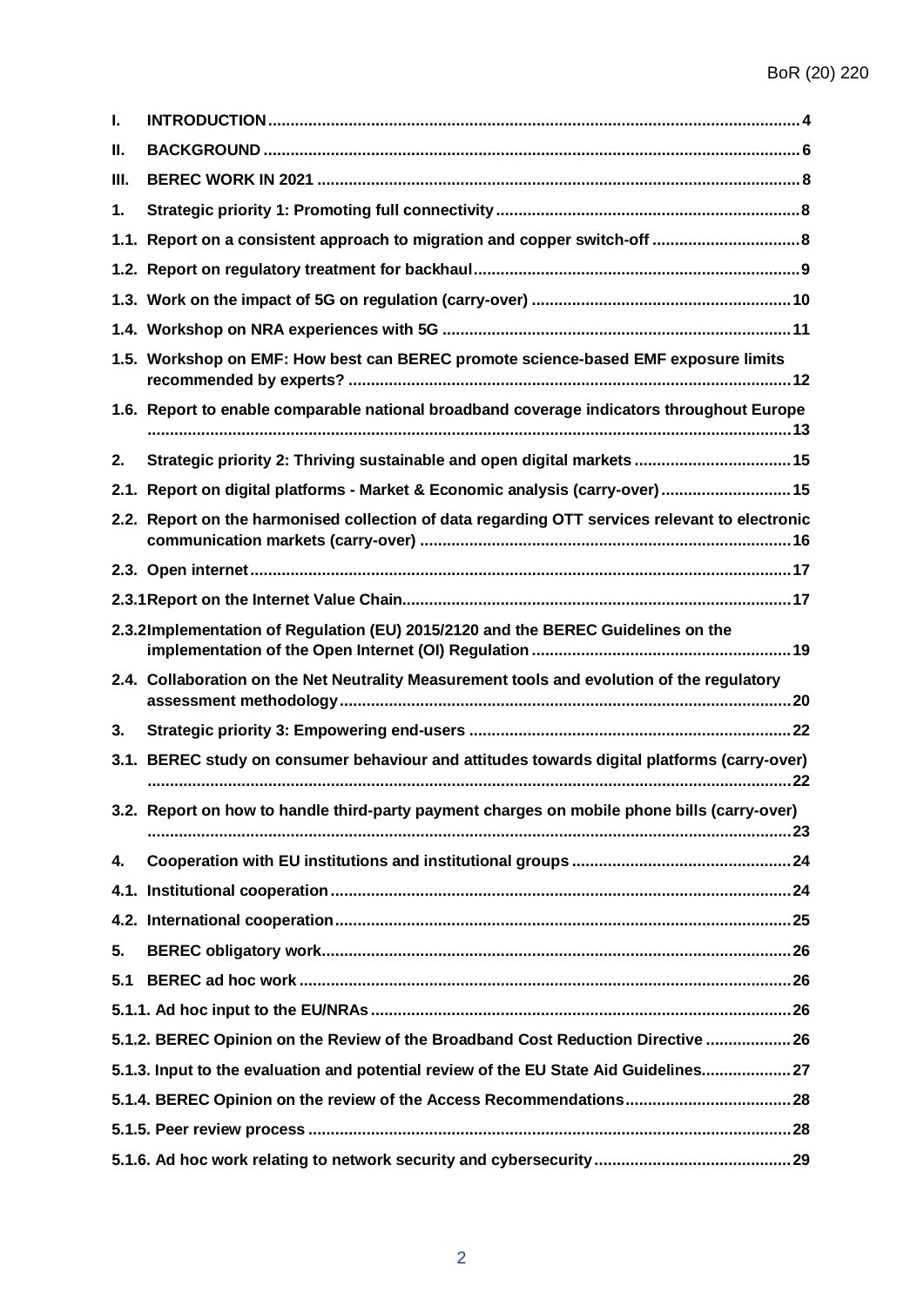| | | |
|---|---|---|
| **I.** | **INTRODUCTION** | **4** |
| **II.** | **BACKGROUND** | **6** |
| **III.** | **BEREC WORK IN 2021** | **8** |
| **1.** | **Strategic priority 1: Promoting full connectivity** | **8** |
| **1.1.** | **Report on a consistent approach to migration and copper switch-off** | **8** |
| **1.2.** | **Report on regulatory treatment for backhaul** | **9** |
| **1.3.** | **Work on the impact of 5G on regulation (carry-over)** | **10** |
| **1.4.** | **Workshop on NRA experiences with 5G** | **11** |
| **1.5.** | **Workshop on EMF: How best can BEREC promote science-based EMF exposure limits recommended by experts?** | **12** |
| **1.6.** | **Report to enable comparable national broadband coverage indicators throughout Europe** | **13** |
| **2.** | **Strategic priority 2: Thriving sustainable and open digital markets** | **15** |
| **2.1.** | **Report on digital platforms - Market & Economic analysis (carry-over)** | **15** |
| **2.2.** | **Report on the harmonised collection of data regarding OTT services relevant to electronic communication markets (carry-over)** | **16** |
| **2.3.** | **Open internet** | **17** |
| **2.3.1** | **Report on the Internet Value Chain** | **17** |
| **2.3.2** | **Implementation of Regulation (EU) 2015/2120 and the BEREC Guidelines on the implementation of the Open Internet (OI) Regulation** | **19** |
| **2.4.** | **Collaboration on the Net Neutrality Measurement tools and evolution of the regulatory assessment methodology** | **20** |
| **3.** | **Strategic priority 3: Empowering end-users** | **22** |
| **3.1.** | **BEREC study on consumer behaviour and attitudes towards digital platforms (carry-over)** | **22** |
| **3.2.** | **Report on how to handle third-party payment charges on mobile phone bills (carry-over)** | **23** |
| **4.** | **Cooperation with EU institutions and institutional groups** | **24** |
| **4.1.** | **Institutional cooperation** | **24** |
| **4.2.** | **International cooperation** | **25** |
| **5.** | **BEREC obligatory work** | **26** |
| **5.1** | **BEREC ad hoc work** | **26** |
| **5.1.1.** | **Ad hoc input to the EU/NRAs** | **26** |
| **5.1.2.** | **BEREC Opinion on the Review of the Broadband Cost Reduction Directive** | **26** |
| **5.1.3.** | **Input to the evaluation and potential review of the EU State Aid Guidelines.** | **27** |
| **5.1.4.** | **BEREC Opinion on the review of the Access Recommendations** | **28** |
| **5.1.5.** | **Peer review process** | **28** |
| **5.1.6.** | **Ad hoc work relating to network security and cybersecurity** | **29** |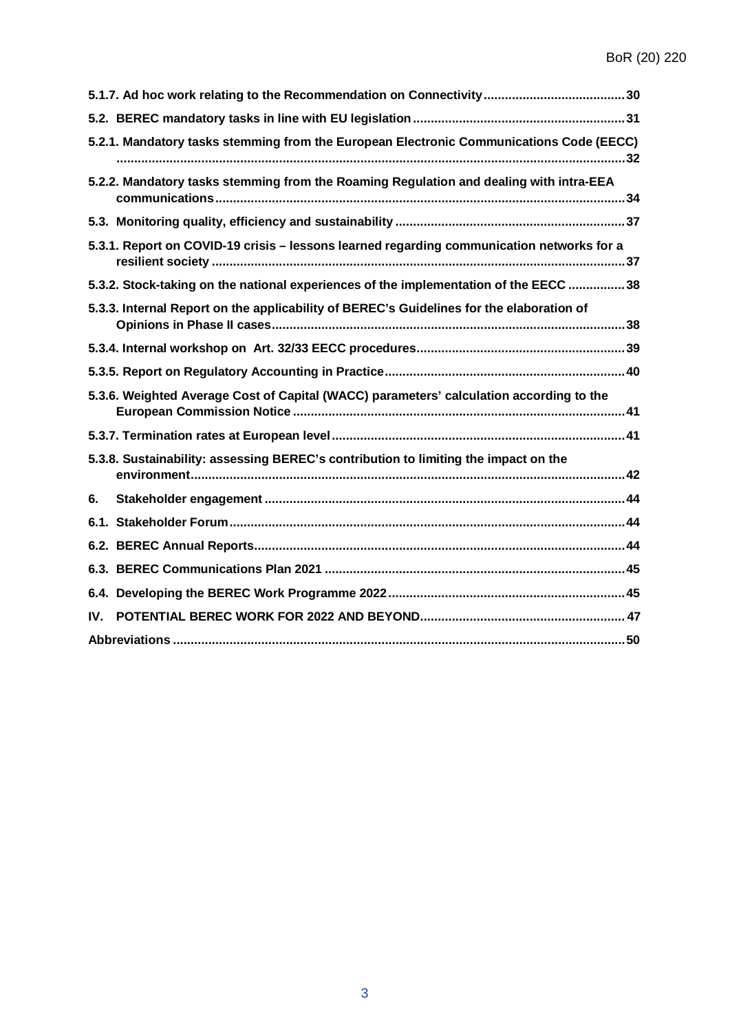5.1.7. Ad hoc work relating to the Recommendation on Connectivity ........................................ 30

5.2. BEREC mandatory tasks in line with EU legislation ........................................ 31

5.2.1. Mandatory tasks stemming from the European Electronic Communications Code (EECC) ........................................ 32

5.2.2. Mandatory tasks stemming from the Roaming Regulation and dealing with intra-EEA communications ........................................ 34

5.3. Monitoring quality, efficiency and sustainability ........................................ 37

5.3.1. Report on COVID-19 crisis – lessons learned regarding communication networks for a resilient society ........................................ 37

5.3.2. Stock-taking on the national experiences of the implementation of the EECC ........................................ 38

5.3.3. Internal Report on the applicability of BEREC's Guidelines for the elaboration of Opinions in Phase II cases ........................................ 38

5.3.4. Internal workshop on Art. 32/33 EECC procedures ........................................ 39

5.3.5. Report on Regulatory Accounting in Practice ........................................ 40

5.3.6. Weighted Average Cost of Capital (WACC) parameters' calculation according to the European Commission Notice ........................................ 41

5.3.7. Termination rates at European level ........................................ 41

5.3.8. Sustainability: assessing BEREC's contribution to limiting the impact on the environment ........................................ 42

6. Stakeholder engagement ........................................ 44

6.1. Stakeholder Forum ........................................ 44

6.2. BEREC Annual Reports ........................................ 44

6.3. BEREC Communications Plan 2021 ........................................ 45

6.4. Developing the BEREC Work Programme 2022 ........................................ 45

IV. POTENTIAL BEREC WORK FOR 2022 AND BEYOND ........................................ 47

Abbreviations ........................................ 50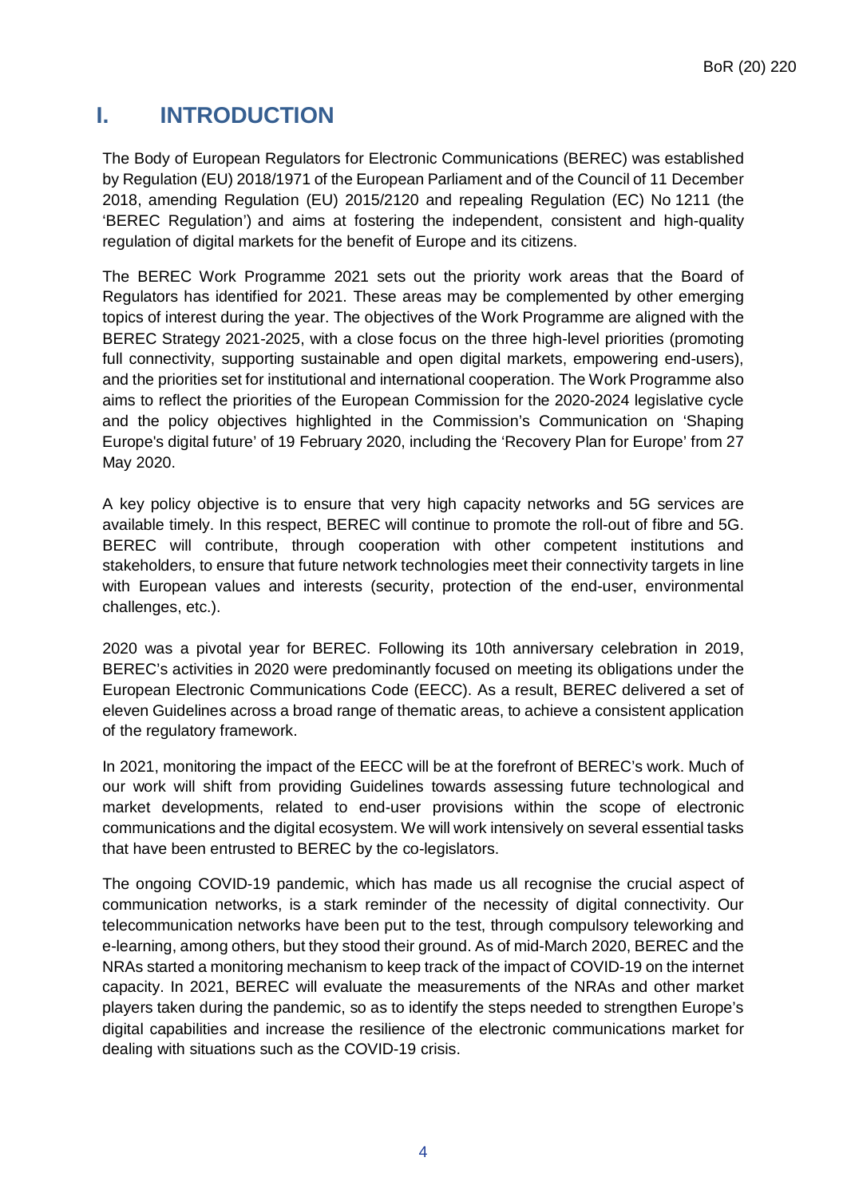# I. INTRODUCTION

The Body of European Regulators for Electronic Communications (BEREC) was established by Regulation (EU) 2018/1971 of the European Parliament and of the Council of 11 December 2018, amending Regulation (EU) 2015/2120 and repealing Regulation (EC) No 1211 (the 'BEREC Regulation') and aims at fostering the independent, consistent and high-quality regulation of digital markets for the benefit of Europe and its citizens.

The BEREC Work Programme 2021 sets out the priority work areas that the Board of Regulators has identified for 2021. These areas may be complemented by other emerging topics of interest during the year. The objectives of the Work Programme are aligned with the BEREC Strategy 2021-2025, with a close focus on the three high-level priorities (promoting full connectivity, supporting sustainable and open digital markets, empowering end-users), and the priorities set for institutional and international cooperation. The Work Programme also aims to reflect the priorities of the European Commission for the 2020-2024 legislative cycle and the policy objectives highlighted in the Commission's Communication on 'Shaping Europe's digital future' of 19 February 2020, including the 'Recovery Plan for Europe' from 27 May 2020.

A key policy objective is to ensure that very high capacity networks and 5G services are available timely. In this respect, BEREC will continue to promote the roll-out of fibre and 5G. BEREC will contribute, through cooperation with other competent institutions and stakeholders, to ensure that future network technologies meet their connectivity targets in line with European values and interests (security, protection of the end-user, environmental challenges, etc.).

2020 was a pivotal year for BEREC. Following its 10th anniversary celebration in 2019, BEREC's activities in 2020 were predominantly focused on meeting its obligations under the European Electronic Communications Code (EECC). As a result, BEREC delivered a set of eleven Guidelines across a broad range of thematic areas, to achieve a consistent application of the regulatory framework.

In 2021, monitoring the impact of the EECC will be at the forefront of BEREC's work. Much of our work will shift from providing Guidelines towards assessing future technological and market developments, related to end-user provisions within the scope of electronic communications and the digital ecosystem. We will work intensively on several essential tasks that have been entrusted to BEREC by the co-legislators.

The ongoing COVID-19 pandemic, which has made us all recognise the crucial aspect of communication networks, is a stark reminder of the necessity of digital connectivity. Our telecommunication networks have been put to the test, through compulsory teleworking and e-learning, among others, but they stood their ground. As of mid-March 2020, BEREC and the NRAs started a monitoring mechanism to keep track of the impact of COVID-19 on the internet capacity. In 2021, BEREC will evaluate the measurements of the NRAs and other market players taken during the pandemic, so as to identify the steps needed to strengthen Europe's digital capabilities and increase the resilience of the electronic communications market for dealing with situations such as the COVID-19 crisis.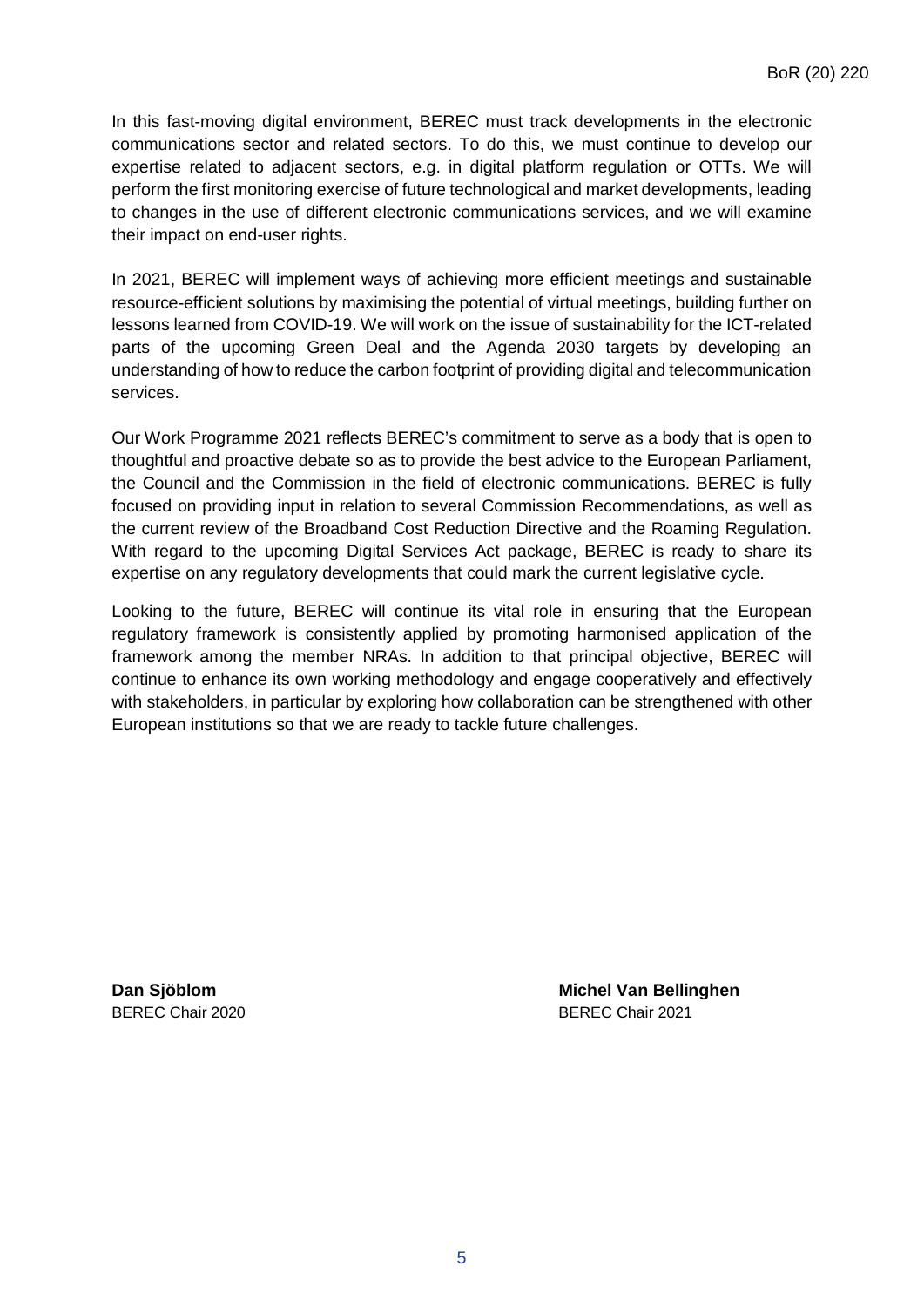In this fast-moving digital environment, BEREC must track developments in the electronic communications sector and related sectors. To do this, we must continue to develop our expertise related to adjacent sectors, e.g. in digital platform regulation or OTTs. We will perform the first monitoring exercise of future technological and market developments, leading to changes in the use of different electronic communications services, and we will examine their impact on end-user rights.

In 2021, BEREC will implement ways of achieving more efficient meetings and sustainable resource-efficient solutions by maximising the potential of virtual meetings, building further on lessons learned from COVID-19. We will work on the issue of sustainability for the ICT-related parts of the upcoming Green Deal and the Agenda 2030 targets by developing an understanding of how to reduce the carbon footprint of providing digital and telecommunication services.

Our Work Programme 2021 reflects BEREC's commitment to serve as a body that is open to thoughtful and proactive debate so as to provide the best advice to the European Parliament, the Council and the Commission in the field of electronic communications. BEREC is fully focused on providing input in relation to several Commission Recommendations, as well as the current review of the Broadband Cost Reduction Directive and the Roaming Regulation. With regard to the upcoming Digital Services Act package, BEREC is ready to share its expertise on any regulatory developments that could mark the current legislative cycle.

Looking to the future, BEREC will continue its vital role in ensuring that the European regulatory framework is consistently applied by promoting harmonised application of the framework among the member NRAs. In addition to that principal objective, BEREC will continue to enhance its own working methodology and engage cooperatively and effectively with stakeholders, in particular by exploring how collaboration can be strengthened with other European institutions so that we are ready to tackle future challenges.

**Dan Sjöblom**
BEREC Chair 2020

**Michel Van Bellinghen**
BEREC Chair 2021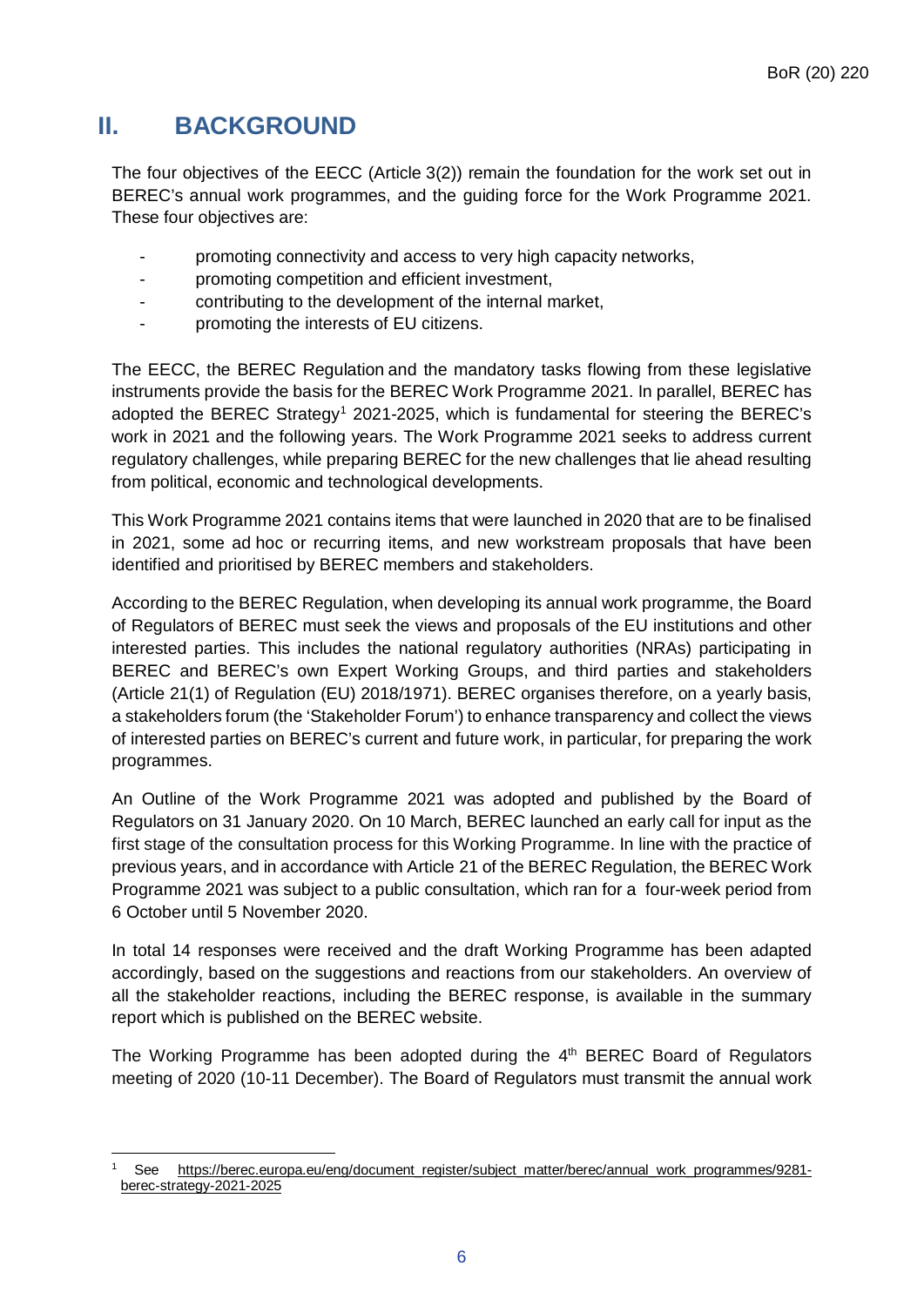## II. BACKGROUND

The four objectives of the EECC (Article 3(2)) remain the foundation for the work set out in BEREC's annual work programmes, and the guiding force for the Work Programme 2021. These four objectives are:

- promoting connectivity and access to very high capacity networks,
- promoting competition and efficient investment,
- contributing to the development of the internal market,
- promoting the interests of EU citizens.

The EECC, the BEREC Regulation and the mandatory tasks flowing from these legislative instruments provide the basis for the BEREC Work Programme 2021. In parallel, BEREC has adopted the BEREC Strategy[1] 2021-2025, which is fundamental for steering the BEREC's work in 2021 and the following years. The Work Programme 2021 seeks to address current regulatory challenges, while preparing BEREC for the new challenges that lie ahead resulting from political, economic and technological developments.

This Work Programme 2021 contains items that were launched in 2020 that are to be finalised in 2021, some ad hoc or recurring items, and new workstream proposals that have been identified and prioritised by BEREC members and stakeholders.

According to the BEREC Regulation, when developing its annual work programme, the Board of Regulators of BEREC must seek the views and proposals of the EU institutions and other interested parties. This includes the national regulatory authorities (NRAs) participating in BEREC and BEREC's own Expert Working Groups, and third parties and stakeholders (Article 21(1) of Regulation (EU) 2018/1971). BEREC organises therefore, on a yearly basis, a stakeholders forum (the 'Stakeholder Forum') to enhance transparency and collect the views of interested parties on BEREC's current and future work, in particular, for preparing the work programmes.

An Outline of the Work Programme 2021 was adopted and published by the Board of Regulators on 31 January 2020. On 10 March, BEREC launched an early call for input as the first stage of the consultation process for this Working Programme. In line with the practice of previous years, and in accordance with Article 21 of the BEREC Regulation, the BEREC Work Programme 2021 was subject to a public consultation, which ran for a four-week period from 6 October until 5 November 2020.

In total 14 responses were received and the draft Working Programme has been adapted accordingly, based on the suggestions and reactions from our stakeholders. An overview of all the stakeholder reactions, including the BEREC response, is available in the summary report which is published on the BEREC website.

The Working Programme has been adopted during the 4th BEREC Board of Regulators meeting of 2020 (10-11 December). The Board of Regulators must transmit the annual work

---

[1] See https://berec.europa.eu/eng/document_register/subject_matter/berec/annual_work_programmes/9281-berec-strategy-2021-2025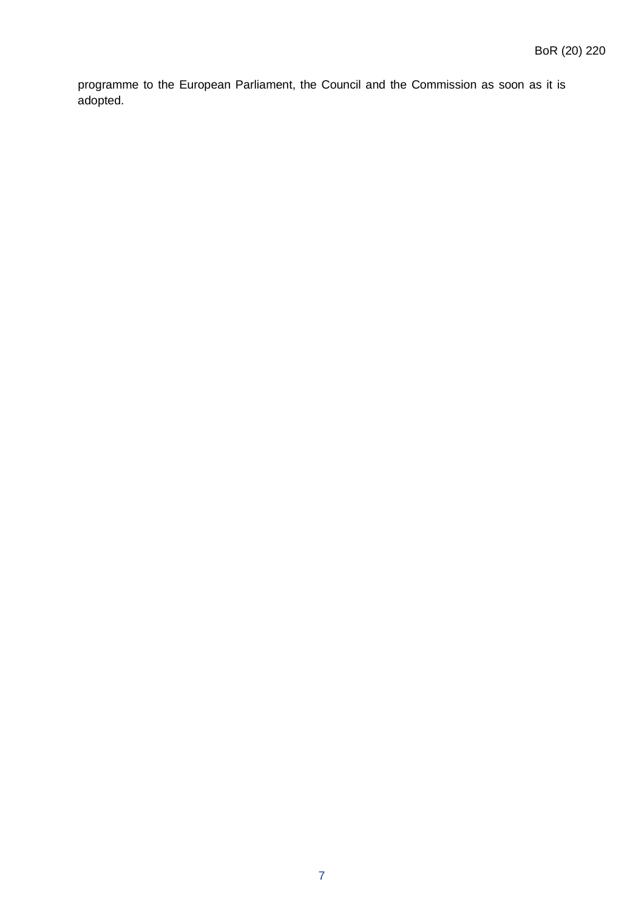programme to the European Parliament, the Council and the Commission as soon as it is adopted.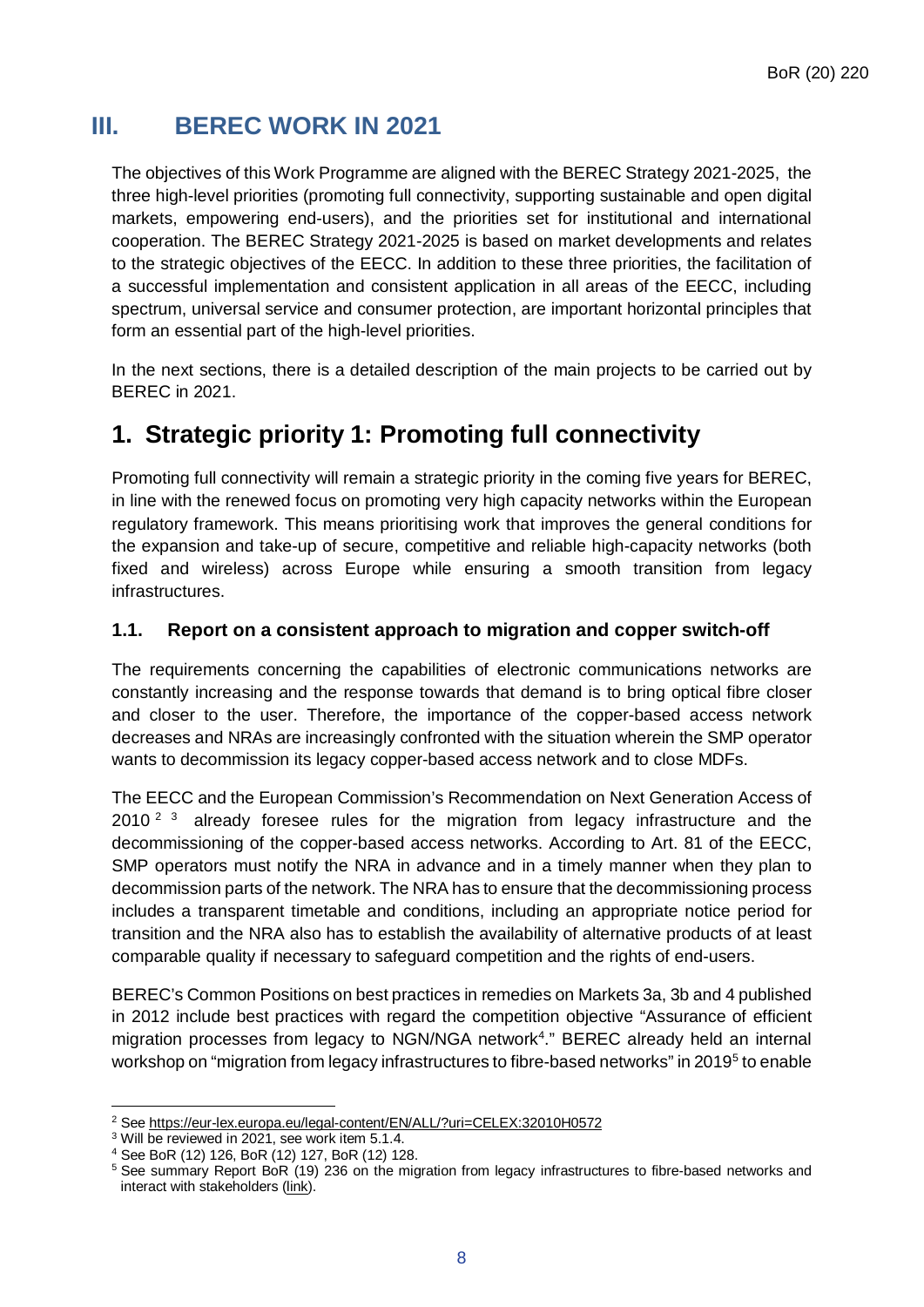# III. BEREC WORK IN 2021

The objectives of this Work Programme are aligned with the BEREC Strategy 2021-2025, the three high-level priorities (promoting full connectivity, supporting sustainable and open digital markets, empowering end-users), and the priorities set for institutional and international cooperation. The BEREC Strategy 2021-2025 is based on market developments and relates to the strategic objectives of the EECC. In addition to these three priorities, the facilitation of a successful implementation and consistent application in all areas of the EECC, including spectrum, universal service and consumer protection, are important horizontal principles that form an essential part of the high-level priorities.

In the next sections, there is a detailed description of the main projects to be carried out by BEREC in 2021.

## 1. Strategic priority 1: Promoting full connectivity

Promoting full connectivity will remain a strategic priority in the coming five years for BEREC, in line with the renewed focus on promoting very high capacity networks within the European regulatory framework. This means prioritising work that improves the general conditions for the expansion and take-up of secure, competitive and reliable high-capacity networks (both fixed and wireless) across Europe while ensuring a smooth transition from legacy infrastructures.

### 1.1. Report on a consistent approach to migration and copper switch-off

The requirements concerning the capabilities of electronic communications networks are constantly increasing and the response towards that demand is to bring optical fibre closer and closer to the user. Therefore, the importance of the copper-based access network decreases and NRAs are increasingly confronted with the situation wherein the SMP operator wants to decommission its legacy copper-based access network and to close MDFs.

The EECC and the European Commission's Recommendation on Next Generation Access of 2010 [2] [3] already foresee rules for the migration from legacy infrastructure and the decommissioning of the copper-based access networks. According to Art. 81 of the EECC, SMP operators must notify the NRA in advance and in a timely manner when they plan to decommission parts of the network. The NRA has to ensure that the decommissioning process includes a transparent timetable and conditions, including an appropriate notice period for transition and the NRA also has to establish the availability of alternative products of at least comparable quality if necessary to safeguard competition and the rights of end-users.

BEREC's Common Positions on best practices in remedies on Markets 3a, 3b and 4 published in 2012 include best practices with regard the competition objective "Assurance of efficient migration processes from legacy to NGN/NGA network[4]." BEREC already held an internal workshop on "migration from legacy infrastructures to fibre-based networks" in 2019[5] to enable

---

[2] See https://eur-lex.europa.eu/legal-content/EN/ALL/?uri=CELEX:32010H0572

[3] Will be reviewed in 2021, see work item 5.1.4.

[4] See BoR (12) 126, BoR (12) 127, BoR (12) 128.

[5] See summary Report BoR (19) 236 on the migration from legacy infrastructures to fibre-based networks and interact with stakeholders (link).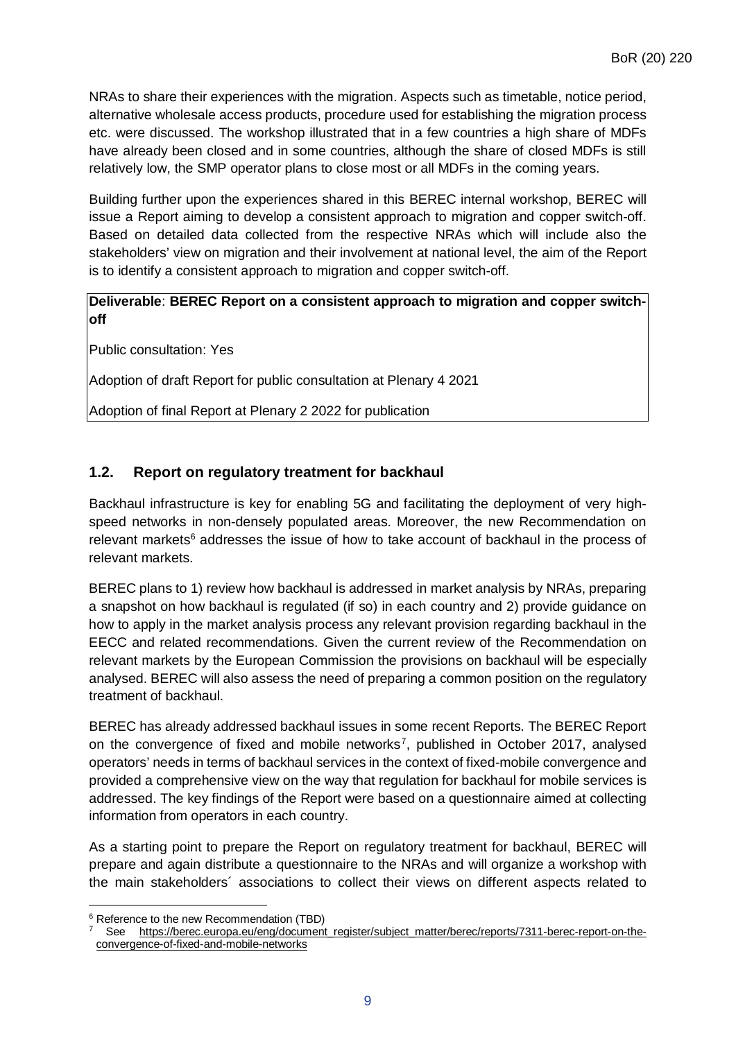NRAs to share their experiences with the migration. Aspects such as timetable, notice period, alternative wholesale access products, procedure used for establishing the migration process etc. were discussed. The workshop illustrated that in a few countries a high share of MDFs have already been closed and in some countries, although the share of closed MDFs is still relatively low, the SMP operator plans to close most or all MDFs in the coming years.

Building further upon the experiences shared in this BEREC internal workshop, BEREC will issue a Report aiming to develop a consistent approach to migration and copper switch-off. Based on detailed data collected from the respective NRAs which will include also the stakeholders' view on migration and their involvement at national level, the aim of the Report is to identify a consistent approach to migration and copper switch-off.

**Deliverable**: **BEREC Report on a consistent approach to migration and copper switch-off**

Public consultation: Yes

Adoption of draft Report for public consultation at Plenary 4 2021

Adoption of final Report at Plenary 2 2022 for publication

## 1.2. Report on regulatory treatment for backhaul

Backhaul infrastructure is key for enabling 5G and facilitating the deployment of very high-speed networks in non-densely populated areas. Moreover, the new Recommendation on relevant markets[6] addresses the issue of how to take account of backhaul in the process of relevant markets.

BEREC plans to 1) review how backhaul is addressed in market analysis by NRAs, preparing a snapshot on how backhaul is regulated (if so) in each country and 2) provide guidance on how to apply in the market analysis process any relevant provision regarding backhaul in the EECC and related recommendations. Given the current review of the Recommendation on relevant markets by the European Commission the provisions on backhaul will be especially analysed. BEREC will also assess the need of preparing a common position on the regulatory treatment of backhaul.

BEREC has already addressed backhaul issues in some recent Reports. The BEREC Report on the convergence of fixed and mobile networks[7], published in October 2017, analysed operators' needs in terms of backhaul services in the context of fixed-mobile convergence and provided a comprehensive view on the way that regulation for backhaul for mobile services is addressed. The key findings of the Report were based on a questionnaire aimed at collecting information from operators in each country.

As a starting point to prepare the Report on regulatory treatment for backhaul, BEREC will prepare and again distribute a questionnaire to the NRAs and will organize a workshop with the main stakeholders´ associations to collect their views on different aspects related to

---

[6] Reference to the new Recommendation (TBD)

[7] See https://berec.europa.eu/eng/document_register/subject_matter/berec/reports/7311-berec-report-on-the-convergence-of-fixed-and-mobile-networks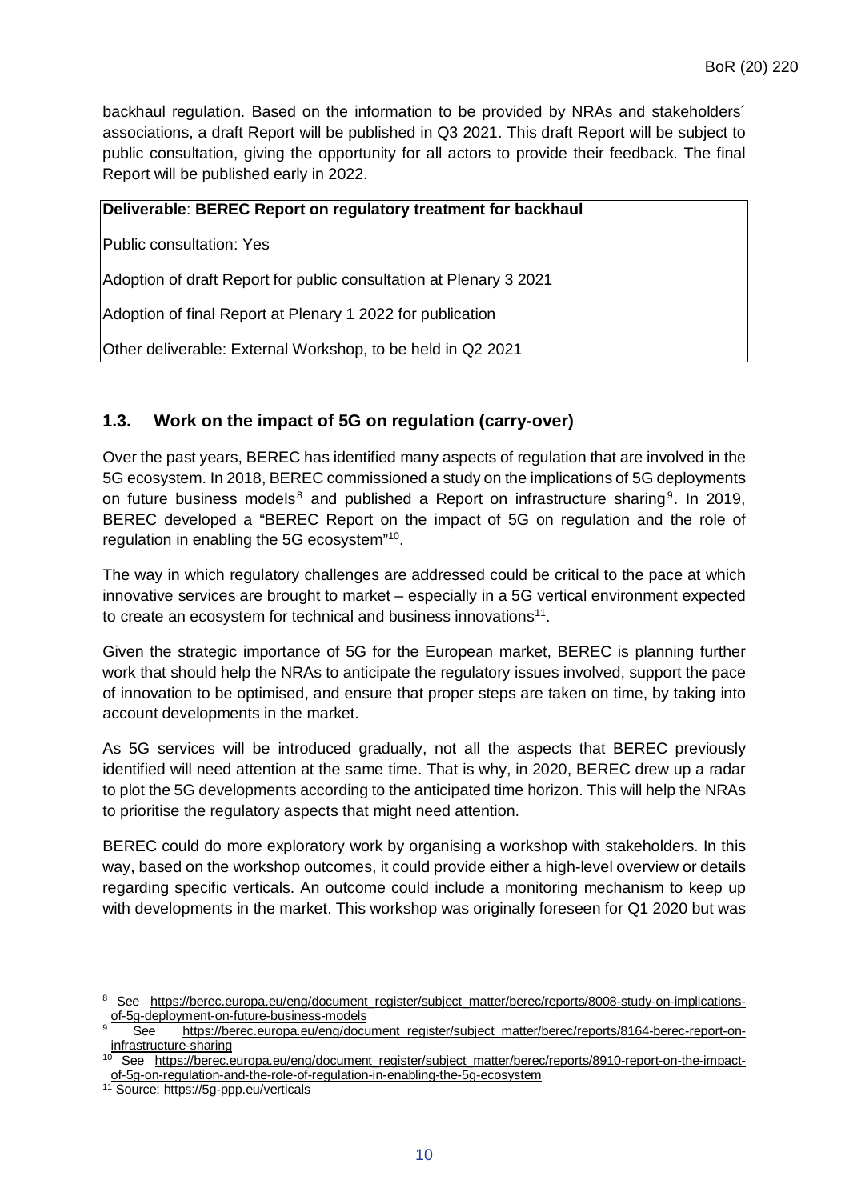backhaul regulation. Based on the information to be provided by NRAs and stakeholders´ associations, a draft Report will be published in Q3 2021. This draft Report will be subject to public consultation, giving the opportunity for all actors to provide their feedback. The final Report will be published early in 2022.

| **Deliverable**: **BEREC Report on regulatory treatment for backhaul** |
|---|
| Public consultation: Yes |
| Adoption of draft Report for public consultation at Plenary 3 2021 |
| Adoption of final Report at Plenary 1 2022 for publication |
| Other deliverable: External Workshop, to be held in Q2 2021 |

### 1.3. Work on the impact of 5G on regulation (carry-over)

Over the past years, BEREC has identified many aspects of regulation that are involved in the 5G ecosystem. In 2018, BEREC commissioned a study on the implications of 5G deployments on future business models[8] and published a Report on infrastructure sharing[9]. In 2019, BEREC developed a "BEREC Report on the impact of 5G on regulation and the role of regulation in enabling the 5G ecosystem"[10].

The way in which regulatory challenges are addressed could be critical to the pace at which innovative services are brought to market – especially in a 5G vertical environment expected to create an ecosystem for technical and business innovations[11].

Given the strategic importance of 5G for the European market, BEREC is planning further work that should help the NRAs to anticipate the regulatory issues involved, support the pace of innovation to be optimised, and ensure that proper steps are taken on time, by taking into account developments in the market.

As 5G services will be introduced gradually, not all the aspects that BEREC previously identified will need attention at the same time. That is why, in 2020, BEREC drew up a radar to plot the 5G developments according to the anticipated time horizon. This will help the NRAs to prioritise the regulatory aspects that might need attention.

BEREC could do more exploratory work by organising a workshop with stakeholders. In this way, based on the workshop outcomes, it could provide either a high-level overview or details regarding specific verticals. An outcome could include a monitoring mechanism to keep up with developments in the market. This workshop was originally foreseen for Q1 2020 but was

---

[8] See https://berec.europa.eu/eng/document_register/subject_matter/berec/reports/8008-study-on-implications-of-5g-deployment-on-future-business-models

[9] See https://berec.europa.eu/eng/document_register/subject_matter/berec/reports/8164-berec-report-on-infrastructure-sharing

[10] See https://berec.europa.eu/eng/document_register/subject_matter/berec/reports/8910-report-on-the-impact-of-5g-on-regulation-and-the-role-of-regulation-in-enabling-the-5g-ecosystem

[11] Source: https://5g-ppp.eu/verticals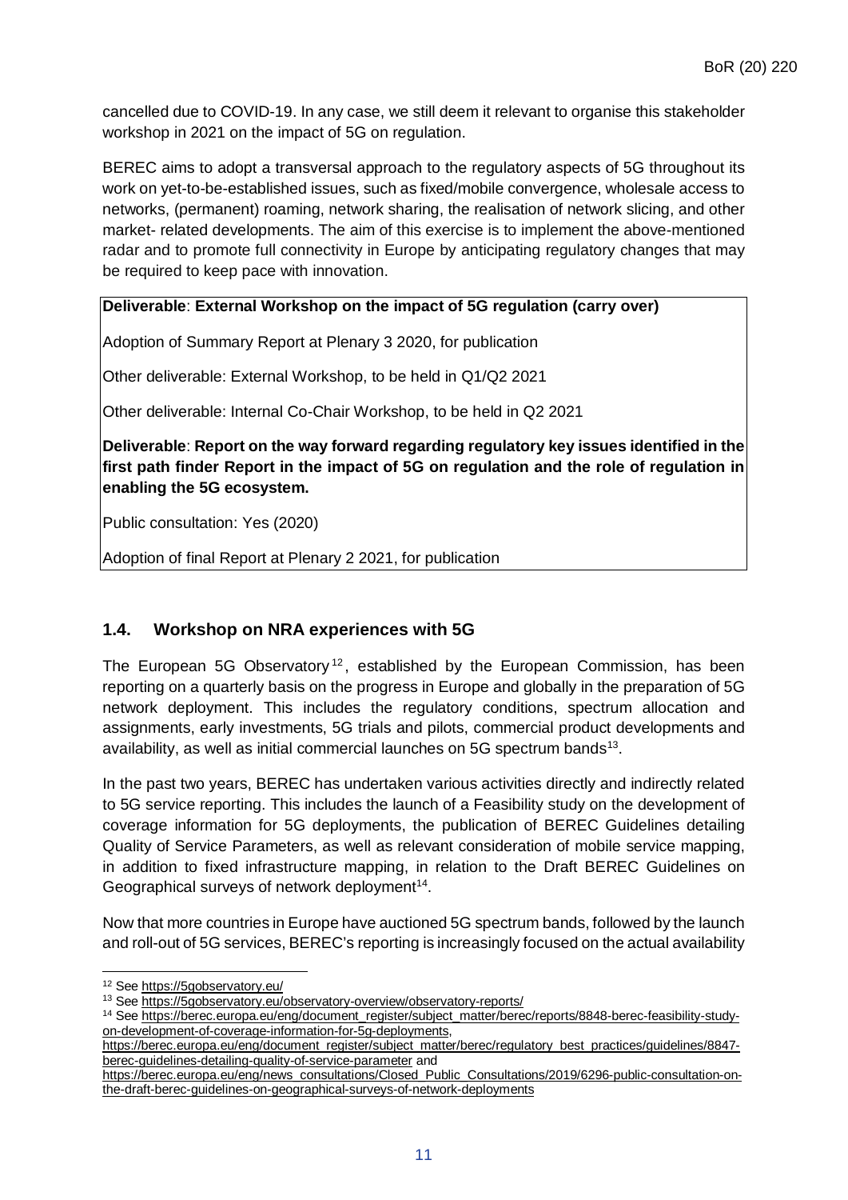cancelled due to COVID-19. In any case, we still deem it relevant to organise this stakeholder workshop in 2021 on the impact of 5G on regulation.

BEREC aims to adopt a transversal approach to the regulatory aspects of 5G throughout its work on yet-to-be-established issues, such as fixed/mobile convergence, wholesale access to networks, (permanent) roaming, network sharing, the realisation of network slicing, and other market- related developments. The aim of this exercise is to implement the above-mentioned radar and to promote full connectivity in Europe by anticipating regulatory changes that may be required to keep pace with innovation.

**Deliverable**: **External Workshop on the impact of 5G regulation (carry over)**

Adoption of Summary Report at Plenary 3 2020, for publication

Other deliverable: External Workshop, to be held in Q1/Q2 2021

Other deliverable: Internal Co-Chair Workshop, to be held in Q2 2021

**Deliverable**: **Report on the way forward regarding regulatory key issues identified in the first path finder Report in the impact of 5G on regulation and the role of regulation in enabling the 5G ecosystem.**

Public consultation: Yes (2020)

Adoption of final Report at Plenary 2 2021, for publication

## 1.4. Workshop on NRA experiences with 5G

The European 5G Observatory[12], established by the European Commission, has been reporting on a quarterly basis on the progress in Europe and globally in the preparation of 5G network deployment. This includes the regulatory conditions, spectrum allocation and assignments, early investments, 5G trials and pilots, commercial product developments and availability, as well as initial commercial launches on 5G spectrum bands[13].

In the past two years, BEREC has undertaken various activities directly and indirectly related to 5G service reporting. This includes the launch of a Feasibility study on the development of coverage information for 5G deployments, the publication of BEREC Guidelines detailing Quality of Service Parameters, as well as relevant consideration of mobile service mapping, in addition to fixed infrastructure mapping, in relation to the Draft BEREC Guidelines on Geographical surveys of network deployment[14].

Now that more countries in Europe have auctioned 5G spectrum bands, followed by the launch and roll-out of 5G services, BEREC's reporting is increasingly focused on the actual availability

---

[12] See https://5gobservatory.eu/

[13] See https://5gobservatory.eu/observatory-overview/observatory-reports/

[14] See https://berec.europa.eu/eng/document_register/subject_matter/berec/reports/8848-berec-feasibility-study-on-development-of-coverage-information-for-5g-deployments, https://berec.europa.eu/eng/document_register/subject_matter/berec/regulatory_best_practices/guidelines/8847-berec-guidelines-detailing-quality-of-service-parameter and https://berec.europa.eu/eng/news_consultations/Closed_Public_Consultations/2019/6296-public-consultation-on-the-draft-berec-guidelines-on-geographical-surveys-of-network-deployments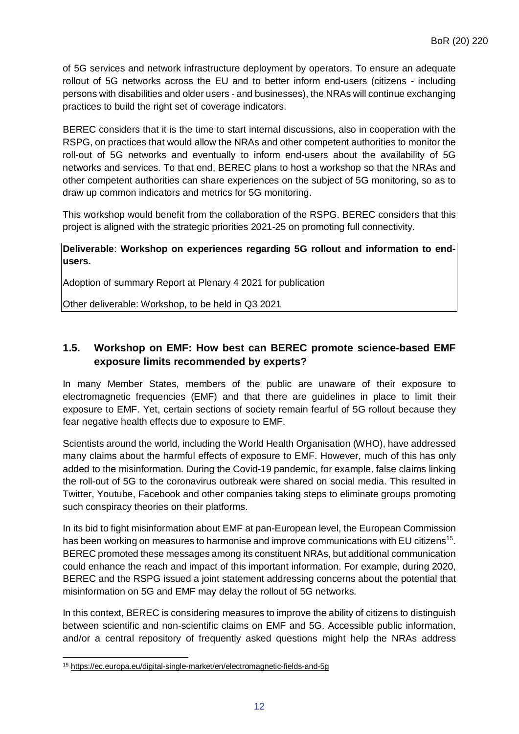of 5G services and network infrastructure deployment by operators. To ensure an adequate rollout of 5G networks across the EU and to better inform end-users (citizens - including persons with disabilities and older users - and businesses), the NRAs will continue exchanging practices to build the right set of coverage indicators.

BEREC considers that it is the time to start internal discussions, also in cooperation with the RSPG, on practices that would allow the NRAs and other competent authorities to monitor the roll-out of 5G networks and eventually to inform end-users about the availability of 5G networks and services. To that end, BEREC plans to host a workshop so that the NRAs and other competent authorities can share experiences on the subject of 5G monitoring, so as to draw up common indicators and metrics for 5G monitoring.

This workshop would benefit from the collaboration of the RSPG. BEREC considers that this project is aligned with the strategic priorities 2021-25 on promoting full connectivity.

**Deliverable**: **Workshop on experiences regarding 5G rollout and information to end-users.**

Adoption of summary Report at Plenary 4 2021 for publication

Other deliverable: Workshop, to be held in Q3 2021

## 1.5. Workshop on EMF: How best can BEREC promote science-based EMF exposure limits recommended by experts?

In many Member States, members of the public are unaware of their exposure to electromagnetic frequencies (EMF) and that there are guidelines in place to limit their exposure to EMF. Yet, certain sections of society remain fearful of 5G rollout because they fear negative health effects due to exposure to EMF.

Scientists around the world, including the World Health Organisation (WHO), have addressed many claims about the harmful effects of exposure to EMF. However, much of this has only added to the misinformation. During the Covid-19 pandemic, for example, false claims linking the roll-out of 5G to the coronavirus outbreak were shared on social media. This resulted in Twitter, Youtube, Facebook and other companies taking steps to eliminate groups promoting such conspiracy theories on their platforms.

In its bid to fight misinformation about EMF at pan-European level, the European Commission has been working on measures to harmonise and improve communications with EU citizens[15]. BEREC promoted these messages among its constituent NRAs, but additional communication could enhance the reach and impact of this important information. For example, during 2020, BEREC and the RSPG issued a joint statement addressing concerns about the potential that misinformation on 5G and EMF may delay the rollout of 5G networks.

In this context, BEREC is considering measures to improve the ability of citizens to distinguish between scientific and non-scientific claims on EMF and 5G. Accessible public information, and/or a central repository of frequently asked questions might help the NRAs address

[15] https://ec.europa.eu/digital-single-market/en/electromagnetic-fields-and-5g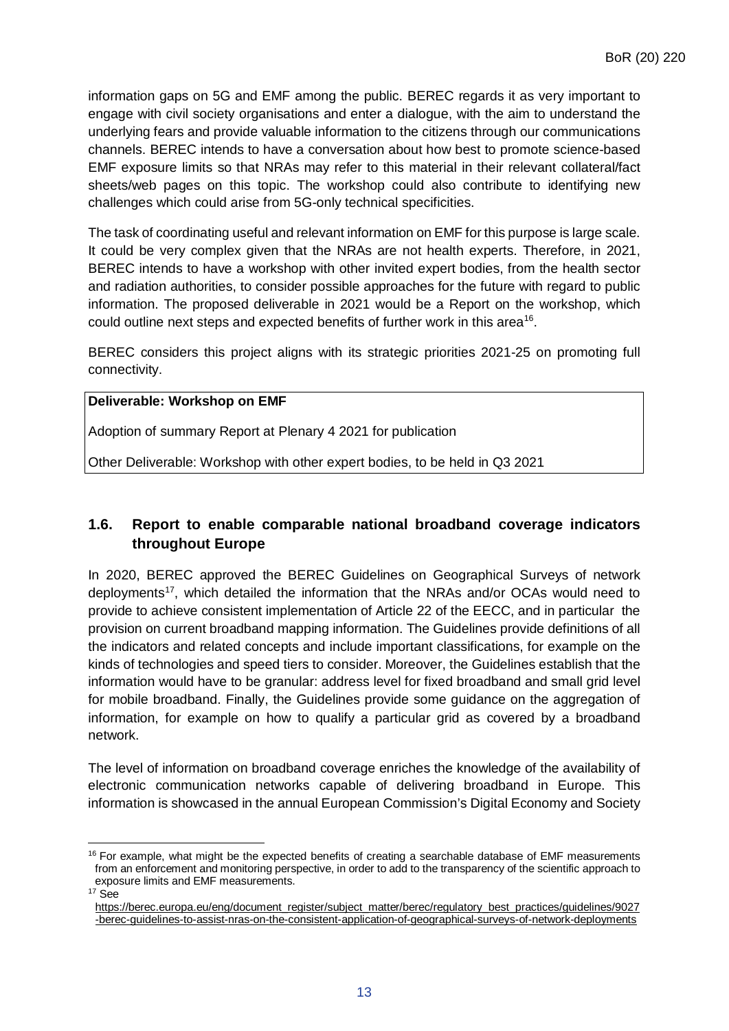information gaps on 5G and EMF among the public. BEREC regards it as very important to engage with civil society organisations and enter a dialogue, with the aim to understand the underlying fears and provide valuable information to the citizens through our communications channels. BEREC intends to have a conversation about how best to promote science-based EMF exposure limits so that NRAs may refer to this material in their relevant collateral/fact sheets/web pages on this topic. The workshop could also contribute to identifying new challenges which could arise from 5G-only technical specificities.

The task of coordinating useful and relevant information on EMF for this purpose is large scale. It could be very complex given that the NRAs are not health experts. Therefore, in 2021, BEREC intends to have a workshop with other invited expert bodies, from the health sector and radiation authorities, to consider possible approaches for the future with regard to public information. The proposed deliverable in 2021 would be a Report on the workshop, which could outline next steps and expected benefits of further work in this area[16].

BEREC considers this project aligns with its strategic priorities 2021-25 on promoting full connectivity.

| **Deliverable: Workshop on EMF** |
|---|
| Adoption of summary Report at Plenary 4 2021 for publication |
| Other Deliverable: Workshop with other expert bodies, to be held in Q3 2021 |

## 1.6. Report to enable comparable national broadband coverage indicators throughout Europe

In 2020, BEREC approved the BEREC Guidelines on Geographical Surveys of network deployments[17], which detailed the information that the NRAs and/or OCAs would need to provide to achieve consistent implementation of Article 22 of the EECC, and in particular the provision on current broadband mapping information. The Guidelines provide definitions of all the indicators and related concepts and include important classifications, for example on the kinds of technologies and speed tiers to consider. Moreover, the Guidelines establish that the information would have to be granular: address level for fixed broadband and small grid level for mobile broadband. Finally, the Guidelines provide some guidance on the aggregation of information, for example on how to qualify a particular grid as covered by a broadband network.

The level of information on broadband coverage enriches the knowledge of the availability of electronic communication networks capable of delivering broadband in Europe. This information is showcased in the annual European Commission's Digital Economy and Society

[16] For example, what might be the expected benefits of creating a searchable database of EMF measurements from an enforcement and monitoring perspective, in order to add to the transparency of the scientific approach to exposure limits and EMF measurements.

[17] See https://berec.europa.eu/eng/document_register/subject_matter/berec/regulatory_best_practices/guidelines/9027-berec-guidelines-to-assist-nras-on-the-consistent-application-of-geographical-surveys-of-network-deployments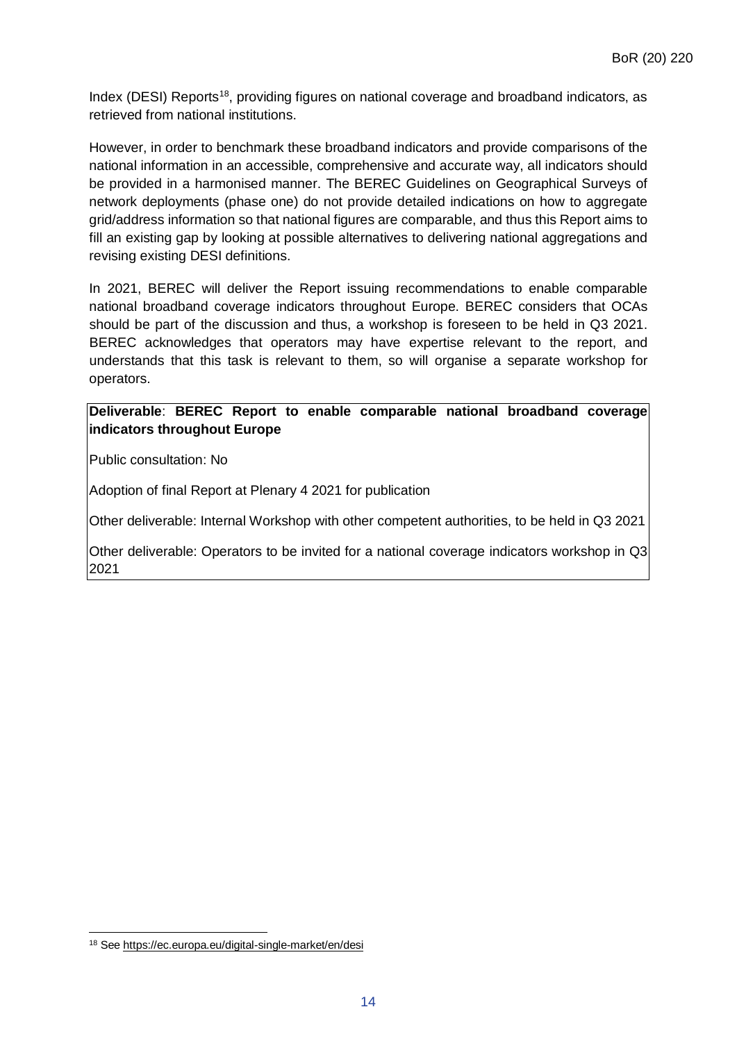Index (DESI) Reports[18], providing figures on national coverage and broadband indicators, as retrieved from national institutions.

However, in order to benchmark these broadband indicators and provide comparisons of the national information in an accessible, comprehensive and accurate way, all indicators should be provided in a harmonised manner. The BEREC Guidelines on Geographical Surveys of network deployments (phase one) do not provide detailed indications on how to aggregate grid/address information so that national figures are comparable, and thus this Report aims to fill an existing gap by looking at possible alternatives to delivering national aggregations and revising existing DESI definitions.

In 2021, BEREC will deliver the Report issuing recommendations to enable comparable national broadband coverage indicators throughout Europe. BEREC considers that OCAs should be part of the discussion and thus, a workshop is foreseen to be held in Q3 2021. BEREC acknowledges that operators may have expertise relevant to the report, and understands that this task is relevant to them, so will organise a separate workshop for operators.

| **Deliverable**: **BEREC Report to enable comparable national broadband coverage indicators throughout Europe** |
|---|
| Public consultation: No |
| Adoption of final Report at Plenary 4 2021 for publication |
| Other deliverable: Internal Workshop with other competent authorities, to be held in Q3 2021 |
| Other deliverable: Operators to be invited for a national coverage indicators workshop in Q3 2021 |

[18] See https://ec.europa.eu/digital-single-market/en/desi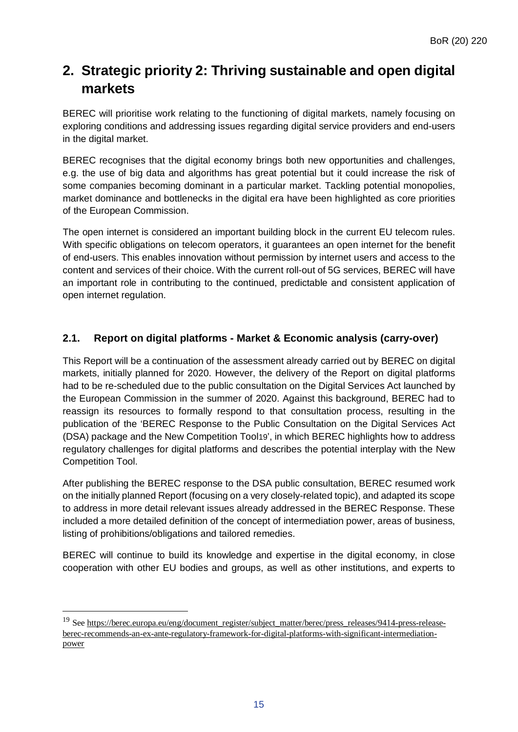# 2. Strategic priority 2: Thriving sustainable and open digital markets

BEREC will prioritise work relating to the functioning of digital markets, namely focusing on exploring conditions and addressing issues regarding digital service providers and end-users in the digital market.

BEREC recognises that the digital economy brings both new opportunities and challenges, e.g. the use of big data and algorithms has great potential but it could increase the risk of some companies becoming dominant in a particular market. Tackling potential monopolies, market dominance and bottlenecks in the digital era have been highlighted as core priorities of the European Commission.

The open internet is considered an important building block in the current EU telecom rules. With specific obligations on telecom operators, it guarantees an open internet for the benefit of end-users. This enables innovation without permission by internet users and access to the content and services of their choice. With the current roll-out of 5G services, BEREC will have an important role in contributing to the continued, predictable and consistent application of open internet regulation.

## 2.1. Report on digital platforms - Market & Economic analysis (carry-over)

This Report will be a continuation of the assessment already carried out by BEREC on digital markets, initially planned for 2020. However, the delivery of the Report on digital platforms had to be re-scheduled due to the public consultation on the Digital Services Act launched by the European Commission in the summer of 2020. Against this background, BEREC had to reassign its resources to formally respond to that consultation process, resulting in the publication of the 'BEREC Response to the Public Consultation on the Digital Services Act (DSA) package and the New Competition Tool[19]', in which BEREC highlights how to address regulatory challenges for digital platforms and describes the potential interplay with the New Competition Tool.

After publishing the BEREC response to the DSA public consultation, BEREC resumed work on the initially planned Report (focusing on a very closely-related topic), and adapted its scope to address in more detail relevant issues already addressed in the BEREC Response. These included a more detailed definition of the concept of intermediation power, areas of business, listing of prohibitions/obligations and tailored remedies.

BEREC will continue to build its knowledge and expertise in the digital economy, in close cooperation with other EU bodies and groups, as well as other institutions, and experts to

[19] See https://berec.europa.eu/eng/document_register/subject_matter/berec/press_releases/9414-press-release-berec-recommends-an-ex-ante-regulatory-framework-for-digital-platforms-with-significant-intermediation-power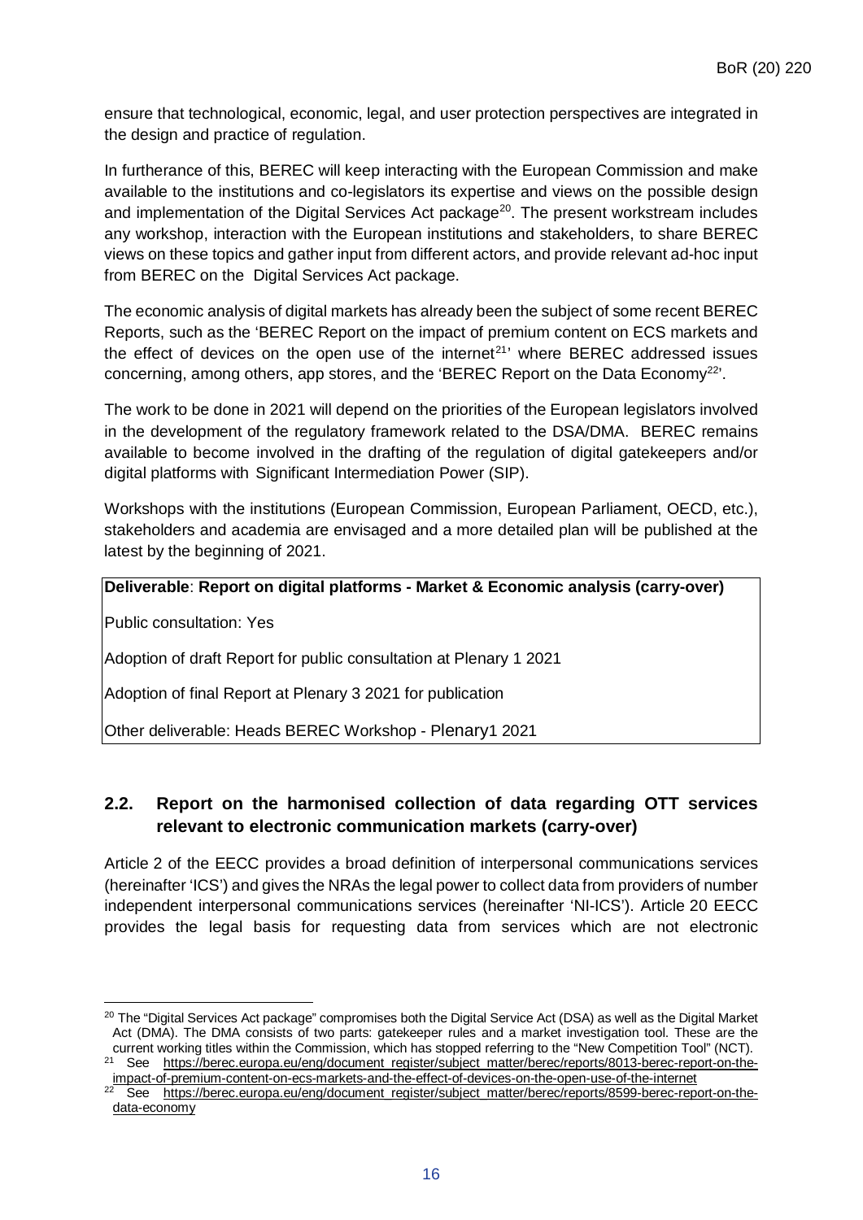ensure that technological, economic, legal, and user protection perspectives are integrated in the design and practice of regulation.

In furtherance of this, BEREC will keep interacting with the European Commission and make available to the institutions and co-legislators its expertise and views on the possible design and implementation of the Digital Services Act package[20]. The present workstream includes any workshop, interaction with the European institutions and stakeholders, to share BEREC views on these topics and gather input from different actors, and provide relevant ad-hoc input from BEREC on the Digital Services Act package.

The economic analysis of digital markets has already been the subject of some recent BEREC Reports, such as the 'BEREC Report on the impact of premium content on ECS markets and the effect of devices on the open use of the internet[21]' where BEREC addressed issues concerning, among others, app stores, and the 'BEREC Report on the Data Economy[22]'.

The work to be done in 2021 will depend on the priorities of the European legislators involved in the development of the regulatory framework related to the DSA/DMA. BEREC remains available to become involved in the drafting of the regulation of digital gatekeepers and/or digital platforms with Significant Intermediation Power (SIP).

Workshops with the institutions (European Commission, European Parliament, OECD, etc.), stakeholders and academia are envisaged and a more detailed plan will be published at the latest by the beginning of 2021.

| **Deliverable**: **Report on digital platforms - Market & Economic analysis (carry-over)** |
|---|
| Public consultation: Yes |
| Adoption of draft Report for public consultation at Plenary 1 2021 |
| Adoption of final Report at Plenary 3 2021 for publication |
| Other deliverable: Heads BEREC Workshop - Plenary1 2021 |

## 2.2. Report on the harmonised collection of data regarding OTT services relevant to electronic communication markets (carry-over)

Article 2 of the EECC provides a broad definition of interpersonal communications services (hereinafter 'ICS') and gives the NRAs the legal power to collect data from providers of number independent interpersonal communications services (hereinafter 'NI-ICS'). Article 20 EECC provides the legal basis for requesting data from services which are not electronic

---

[20] The "Digital Services Act package" compromises both the Digital Service Act (DSA) as well as the Digital Market Act (DMA). The DMA consists of two parts: gatekeeper rules and a market investigation tool. These are the current working titles within the Commission, which has stopped referring to the "New Competition Tool" (NCT).

[21] See https://berec.europa.eu/eng/document_register/subject_matter/berec/reports/8013-berec-report-on-the-impact-of-premium-content-on-ecs-markets-and-the-effect-of-devices-on-the-open-use-of-the-internet

[22] See https://berec.europa.eu/eng/document_register/subject_matter/berec/reports/8599-berec-report-on-the-data-economy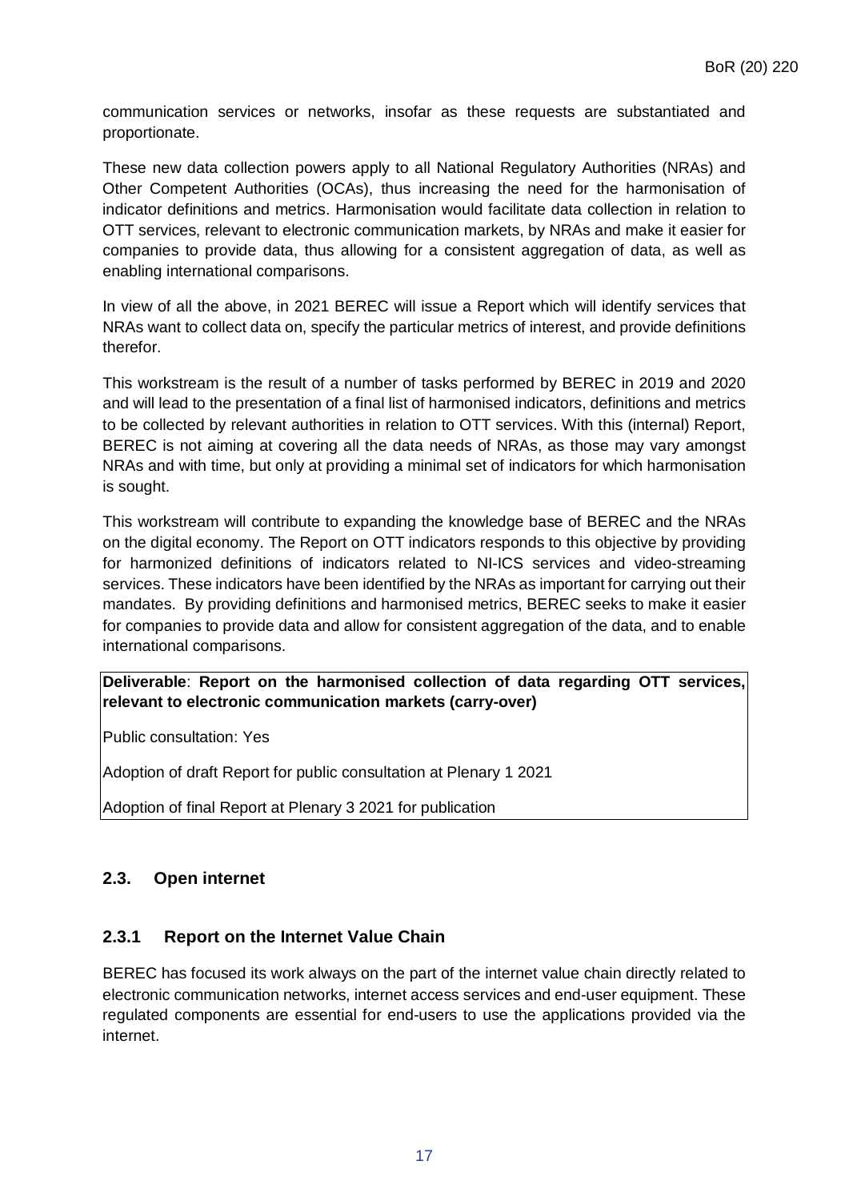communication services or networks, insofar as these requests are substantiated and proportionate.

These new data collection powers apply to all National Regulatory Authorities (NRAs) and Other Competent Authorities (OCAs), thus increasing the need for the harmonisation of indicator definitions and metrics. Harmonisation would facilitate data collection in relation to OTT services, relevant to electronic communication markets, by NRAs and make it easier for companies to provide data, thus allowing for a consistent aggregation of data, as well as enabling international comparisons.

In view of all the above, in 2021 BEREC will issue a Report which will identify services that NRAs want to collect data on, specify the particular metrics of interest, and provide definitions therefor.

This workstream is the result of a number of tasks performed by BEREC in 2019 and 2020 and will lead to the presentation of a final list of harmonised indicators, definitions and metrics to be collected by relevant authorities in relation to OTT services. With this (internal) Report, BEREC is not aiming at covering all the data needs of NRAs, as those may vary amongst NRAs and with time, but only at providing a minimal set of indicators for which harmonisation is sought.

This workstream will contribute to expanding the knowledge base of BEREC and the NRAs on the digital economy. The Report on OTT indicators responds to this objective by providing for harmonized definitions of indicators related to NI-ICS services and video-streaming services. These indicators have been identified by the NRAs as important for carrying out their mandates. By providing definitions and harmonised metrics, BEREC seeks to make it easier for companies to provide data and allow for consistent aggregation of the data, and to enable international comparisons.

**Deliverable**: **Report on the harmonised collection of data regarding OTT services, relevant to electronic communication markets (carry-over)**

Public consultation: Yes

Adoption of draft Report for public consultation at Plenary 1 2021

Adoption of final Report at Plenary 3 2021 for publication

## 2.3. Open internet

### 2.3.1 Report on the Internet Value Chain

BEREC has focused its work always on the part of the internet value chain directly related to electronic communication networks, internet access services and end-user equipment. These regulated components are essential for end-users to use the applications provided via the internet.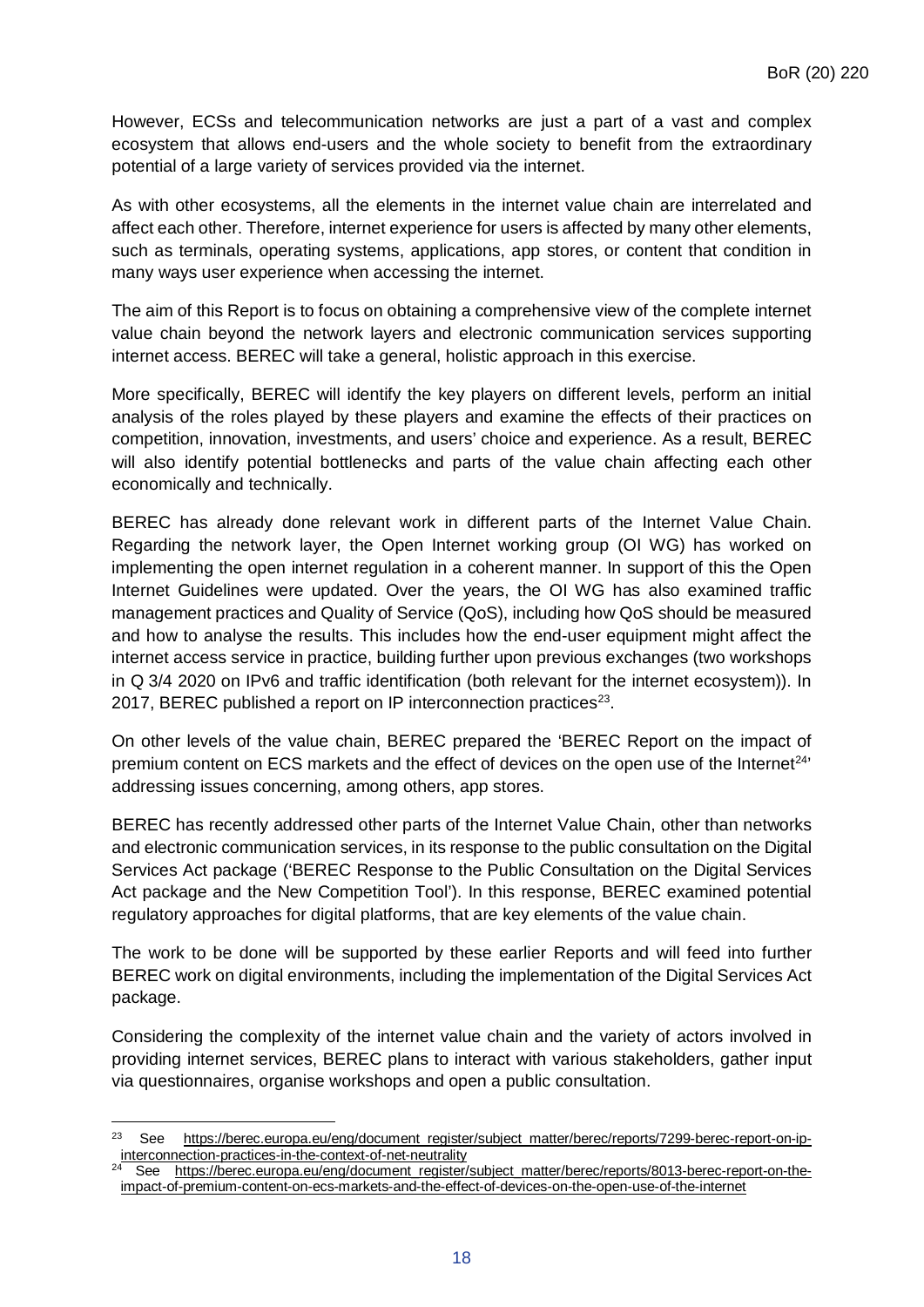However, ECSs and telecommunication networks are just a part of a vast and complex ecosystem that allows end-users and the whole society to benefit from the extraordinary potential of a large variety of services provided via the internet.

As with other ecosystems, all the elements in the internet value chain are interrelated and affect each other. Therefore, internet experience for users is affected by many other elements, such as terminals, operating systems, applications, app stores, or content that condition in many ways user experience when accessing the internet.

The aim of this Report is to focus on obtaining a comprehensive view of the complete internet value chain beyond the network layers and electronic communication services supporting internet access. BEREC will take a general, holistic approach in this exercise.

More specifically, BEREC will identify the key players on different levels, perform an initial analysis of the roles played by these players and examine the effects of their practices on competition, innovation, investments, and users' choice and experience. As a result, BEREC will also identify potential bottlenecks and parts of the value chain affecting each other economically and technically.

BEREC has already done relevant work in different parts of the Internet Value Chain. Regarding the network layer, the Open Internet working group (OI WG) has worked on implementing the open internet regulation in a coherent manner. In support of this the Open Internet Guidelines were updated. Over the years, the OI WG has also examined traffic management practices and Quality of Service (QoS), including how QoS should be measured and how to analyse the results. This includes how the end-user equipment might affect the internet access service in practice, building further upon previous exchanges (two workshops in Q 3/4 2020 on IPv6 and traffic identification (both relevant for the internet ecosystem)). In 2017, BEREC published a report on IP interconnection practices[23].

On other levels of the value chain, BEREC prepared the 'BEREC Report on the impact of premium content on ECS markets and the effect of devices on the open use of the Internet[24]' addressing issues concerning, among others, app stores.

BEREC has recently addressed other parts of the Internet Value Chain, other than networks and electronic communication services, in its response to the public consultation on the Digital Services Act package ('BEREC Response to the Public Consultation on the Digital Services Act package and the New Competition Tool'). In this response, BEREC examined potential regulatory approaches for digital platforms, that are key elements of the value chain.

The work to be done will be supported by these earlier Reports and will feed into further BEREC work on digital environments, including the implementation of the Digital Services Act package.

Considering the complexity of the internet value chain and the variety of actors involved in providing internet services, BEREC plans to interact with various stakeholders, gather input via questionnaires, organise workshops and open a public consultation.

---

[23] See https://berec.europa.eu/eng/document_register/subject_matter/berec/reports/7299-berec-report-on-ip-interconnection-practices-in-the-context-of-net-neutrality

[24] See https://berec.europa.eu/eng/document_register/subject_matter/berec/reports/8013-berec-report-on-the-impact-of-premium-content-on-ecs-markets-and-the-effect-of-devices-on-the-open-use-of-the-internet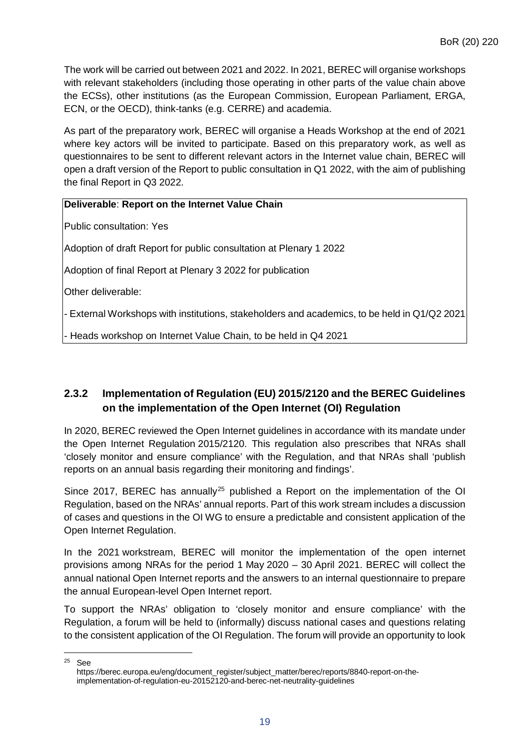The work will be carried out between 2021 and 2022. In 2021, BEREC will organise workshops with relevant stakeholders (including those operating in other parts of the value chain above the ECSs), other institutions (as the European Commission, European Parliament, ERGA, ECN, or the OECD), think-tanks (e.g. CERRE) and academia.

As part of the preparatory work, BEREC will organise a Heads Workshop at the end of 2021 where key actors will be invited to participate. Based on this preparatory work, as well as questionnaires to be sent to different relevant actors in the Internet value chain, BEREC will open a draft version of the Report to public consultation in Q1 2022, with the aim of publishing the final Report in Q3 2022.

| **Deliverable**: **Report on the Internet Value Chain** |
|---|
| Public consultation: Yes |
| Adoption of draft Report for public consultation at Plenary 1 2022 |
| Adoption of final Report at Plenary 3 2022 for publication |
| Other deliverable: |
| - External Workshops with institutions, stakeholders and academics, to be held in Q1/Q2 2021 |
| - Heads workshop on Internet Value Chain, to be held in Q4 2021 |

### 2.3.2 Implementation of Regulation (EU) 2015/2120 and the BEREC Guidelines on the implementation of the Open Internet (OI) Regulation

In 2020, BEREC reviewed the Open Internet guidelines in accordance with its mandate under the Open Internet Regulation 2015/2120. This regulation also prescribes that NRAs shall 'closely monitor and ensure compliance' with the Regulation, and that NRAs shall 'publish reports on an annual basis regarding their monitoring and findings'.

Since 2017, BEREC has annually[25] published a Report on the implementation of the OI Regulation, based on the NRAs' annual reports. Part of this work stream includes a discussion of cases and questions in the OI WG to ensure a predictable and consistent application of the Open Internet Regulation.

In the 2021 workstream, BEREC will monitor the implementation of the open internet provisions among NRAs for the period 1 May 2020 – 30 April 2021. BEREC will collect the annual national Open Internet reports and the answers to an internal questionnaire to prepare the annual European-level Open Internet report.

To support the NRAs' obligation to 'closely monitor and ensure compliance' with the Regulation, a forum will be held to (informally) discuss national cases and questions relating to the consistent application of the OI Regulation. The forum will provide an opportunity to look

[25] See https://berec.europa.eu/eng/document_register/subject_matter/berec/reports/8840-report-on-the-implementation-of-regulation-eu-20152120-and-berec-net-neutrality-guidelines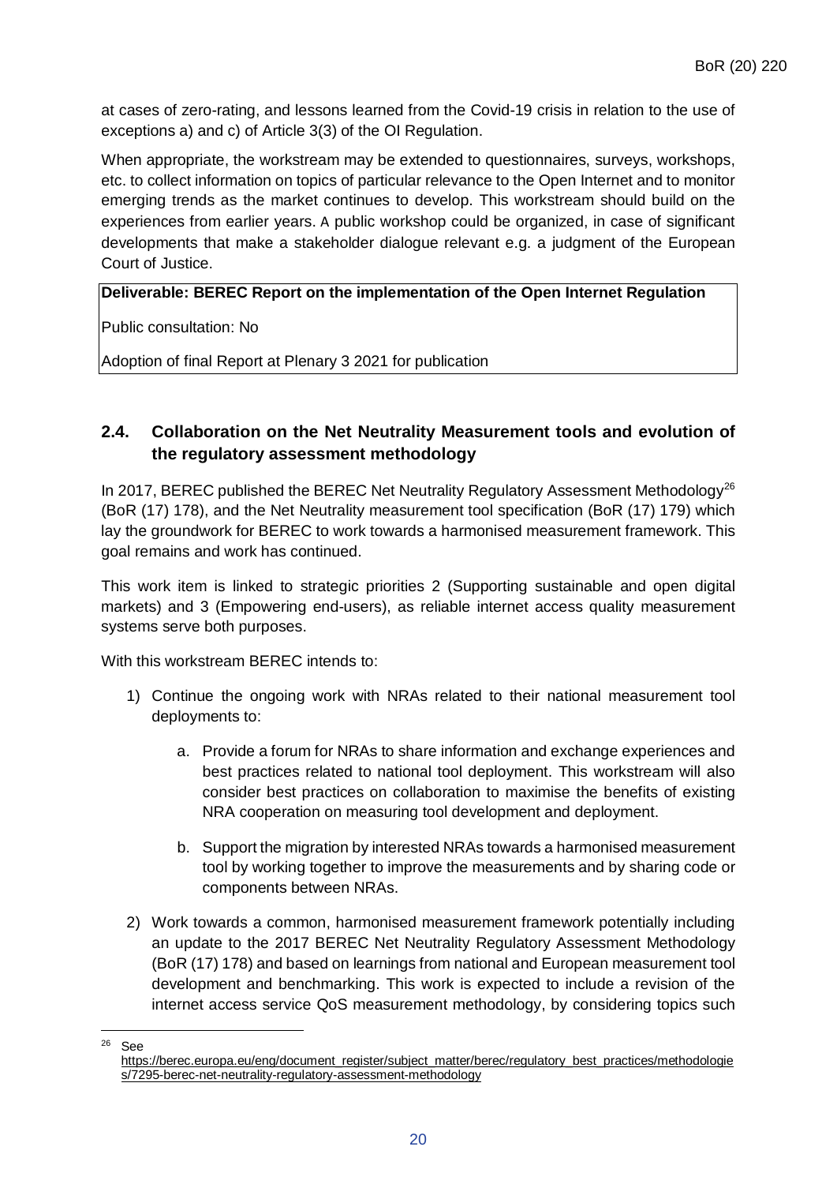at cases of zero-rating, and lessons learned from the Covid-19 crisis in relation to the use of exceptions a) and c) of Article 3(3) of the OI Regulation.

When appropriate, the workstream may be extended to questionnaires, surveys, workshops, etc. to collect information on topics of particular relevance to the Open Internet and to monitor emerging trends as the market continues to develop. This workstream should build on the experiences from earlier years. A public workshop could be organized, in case of significant developments that make a stakeholder dialogue relevant e.g. a judgment of the European Court of Justice.

| **Deliverable: BEREC Report on the implementation of the Open Internet Regulation** |
|---|
| Public consultation: No |
| Adoption of final Report at Plenary 3 2021 for publication |

## 2.4. Collaboration on the Net Neutrality Measurement tools and evolution of the regulatory assessment methodology

In 2017, BEREC published the BEREC Net Neutrality Regulatory Assessment Methodology[26] (BoR (17) 178), and the Net Neutrality measurement tool specification (BoR (17) 179) which lay the groundwork for BEREC to work towards a harmonised measurement framework. This goal remains and work has continued.

This work item is linked to strategic priorities 2 (Supporting sustainable and open digital markets) and 3 (Empowering end-users), as reliable internet access quality measurement systems serve both purposes.

With this workstream BEREC intends to:

1) Continue the ongoing work with NRAs related to their national measurement tool deployments to:
    a. Provide a forum for NRAs to share information and exchange experiences and best practices related to national tool deployment. This workstream will also consider best practices on collaboration to maximise the benefits of existing NRA cooperation on measuring tool development and deployment.
    b. Support the migration by interested NRAs towards a harmonised measurement tool by working together to improve the measurements and by sharing code or components between NRAs.
2) Work towards a common, harmonised measurement framework potentially including an update to the 2017 BEREC Net Neutrality Regulatory Assessment Methodology (BoR (17) 178) and based on learnings from national and European measurement tool development and benchmarking. This work is expected to include a revision of the internet access service QoS measurement methodology, by considering topics such

[26] See https://berec.europa.eu/eng/document_register/subject_matter/berec/regulatory_best_practices/methodologies/7295-berec-net-neutrality-regulatory-assessment-methodology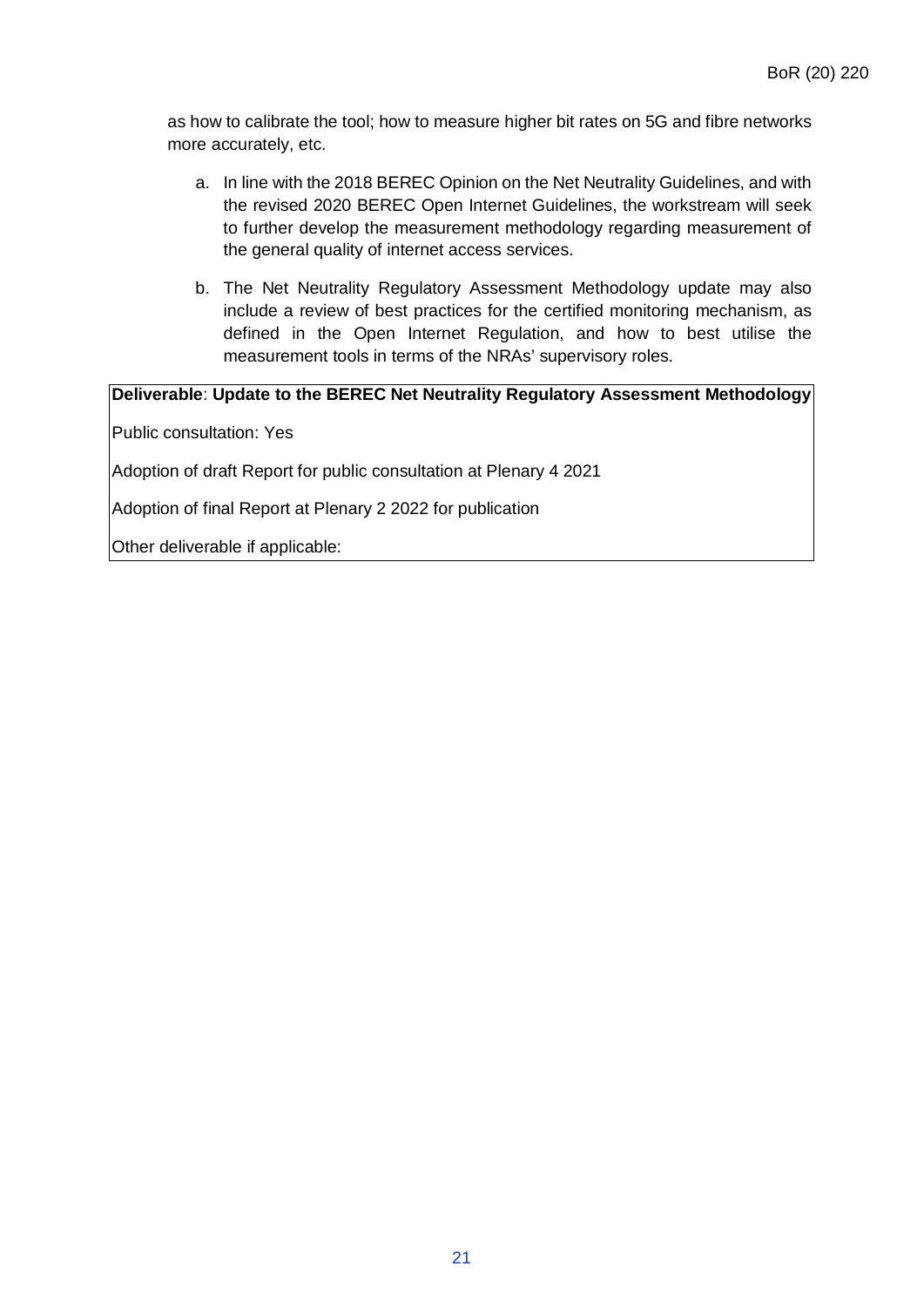as how to calibrate the tool; how to measure higher bit rates on 5G and fibre networks more accurately, etc.

a. In line with the 2018 BEREC Opinion on the Net Neutrality Guidelines, and with the revised 2020 BEREC Open Internet Guidelines, the workstream will seek to further develop the measurement methodology regarding measurement of the general quality of internet access services.

b. The Net Neutrality Regulatory Assessment Methodology update may also include a review of best practices for the certified monitoring mechanism, as defined in the Open Internet Regulation, and how to best utilise the measurement tools in terms of the NRAs' supervisory roles.

| **Deliverable**: **Update to the BEREC Net Neutrality Regulatory Assessment Methodology** |
|---|
| Public consultation: Yes |
| Adoption of draft Report for public consultation at Plenary 4 2021 |
| Adoption of final Report at Plenary 2 2022 for publication |
| Other deliverable if applicable: |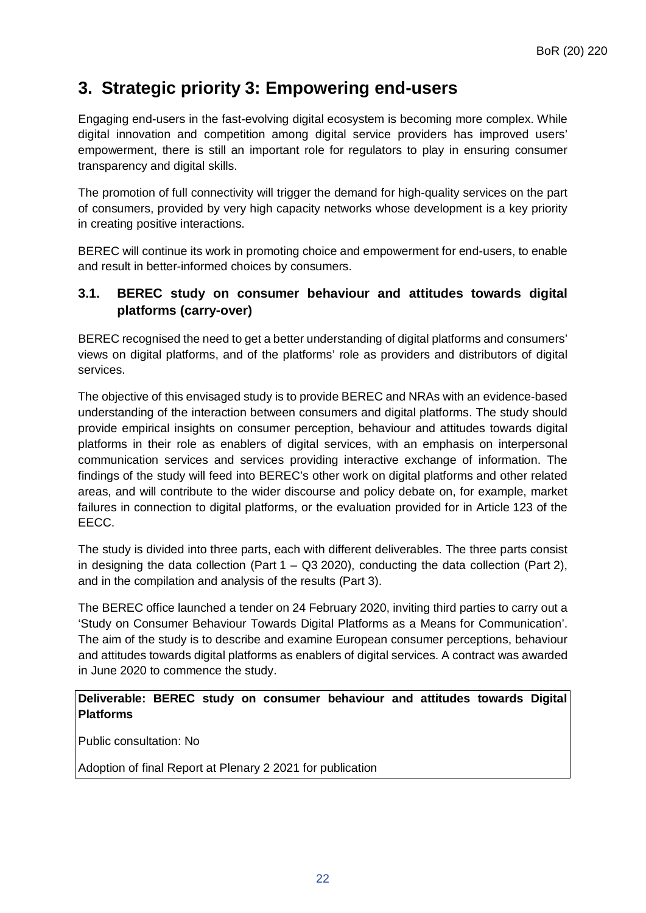# 3. Strategic priority 3: Empowering end-users

Engaging end-users in the fast-evolving digital ecosystem is becoming more complex. While digital innovation and competition among digital service providers has improved users' empowerment, there is still an important role for regulators to play in ensuring consumer transparency and digital skills.

The promotion of full connectivity will trigger the demand for high-quality services on the part of consumers, provided by very high capacity networks whose development is a key priority in creating positive interactions.

BEREC will continue its work in promoting choice and empowerment for end-users, to enable and result in better-informed choices by consumers.

## 3.1. BEREC study on consumer behaviour and attitudes towards digital platforms (carry-over)

BEREC recognised the need to get a better understanding of digital platforms and consumers' views on digital platforms, and of the platforms' role as providers and distributors of digital services.

The objective of this envisaged study is to provide BEREC and NRAs with an evidence-based understanding of the interaction between consumers and digital platforms. The study should provide empirical insights on consumer perception, behaviour and attitudes towards digital platforms in their role as enablers of digital services, with an emphasis on interpersonal communication services and services providing interactive exchange of information. The findings of the study will feed into BEREC's other work on digital platforms and other related areas, and will contribute to the wider discourse and policy debate on, for example, market failures in connection to digital platforms, or the evaluation provided for in Article 123 of the EECC.

The study is divided into three parts, each with different deliverables. The three parts consist in designing the data collection (Part 1 – Q3 2020), conducting the data collection (Part 2), and in the compilation and analysis of the results (Part 3).

The BEREC office launched a tender on 24 February 2020, inviting third parties to carry out a 'Study on Consumer Behaviour Towards Digital Platforms as a Means for Communication'. The aim of the study is to describe and examine European consumer perceptions, behaviour and attitudes towards digital platforms as enablers of digital services. A contract was awarded in June 2020 to commence the study.

**Deliverable: BEREC study on consumer behaviour and attitudes towards Digital Platforms**

Public consultation: No

Adoption of final Report at Plenary 2 2021 for publication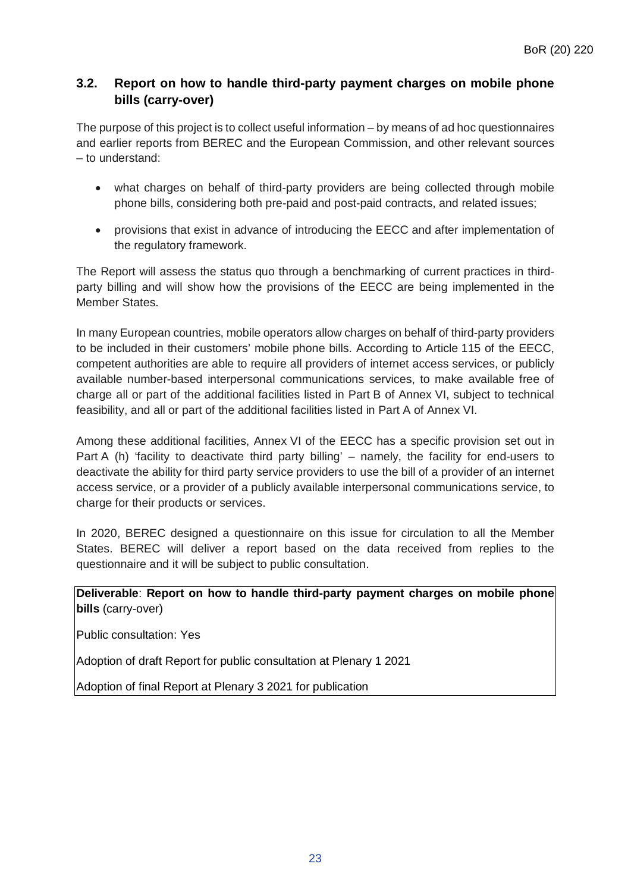## 3.2. Report on how to handle third-party payment charges on mobile phone bills (carry-over)

The purpose of this project is to collect useful information – by means of ad hoc questionnaires and earlier reports from BEREC and the European Commission, and other relevant sources – to understand:

- what charges on behalf of third-party providers are being collected through mobile phone bills, considering both pre-paid and post-paid contracts, and related issues;
- provisions that exist in advance of introducing the EECC and after implementation of the regulatory framework.

The Report will assess the status quo through a benchmarking of current practices in third-party billing and will show how the provisions of the EECC are being implemented in the Member States.

In many European countries, mobile operators allow charges on behalf of third-party providers to be included in their customers' mobile phone bills. According to Article 115 of the EECC, competent authorities are able to require all providers of internet access services, or publicly available number-based interpersonal communications services, to make available free of charge all or part of the additional facilities listed in Part B of Annex VI, subject to technical feasibility, and all or part of the additional facilities listed in Part A of Annex VI.

Among these additional facilities, Annex VI of the EECC has a specific provision set out in Part A (h) 'facility to deactivate third party billing' – namely, the facility for end-users to deactivate the ability for third party service providers to use the bill of a provider of an internet access service, or a provider of a publicly available interpersonal communications service, to charge for their products or services.

In 2020, BEREC designed a questionnaire on this issue for circulation to all the Member States. BEREC will deliver a report based on the data received from replies to the questionnaire and it will be subject to public consultation.

**Deliverable**: **Report on how to handle third-party payment charges on mobile phone bills** (carry-over)

Public consultation: Yes

Adoption of draft Report for public consultation at Plenary 1 2021

Adoption of final Report at Plenary 3 2021 for publication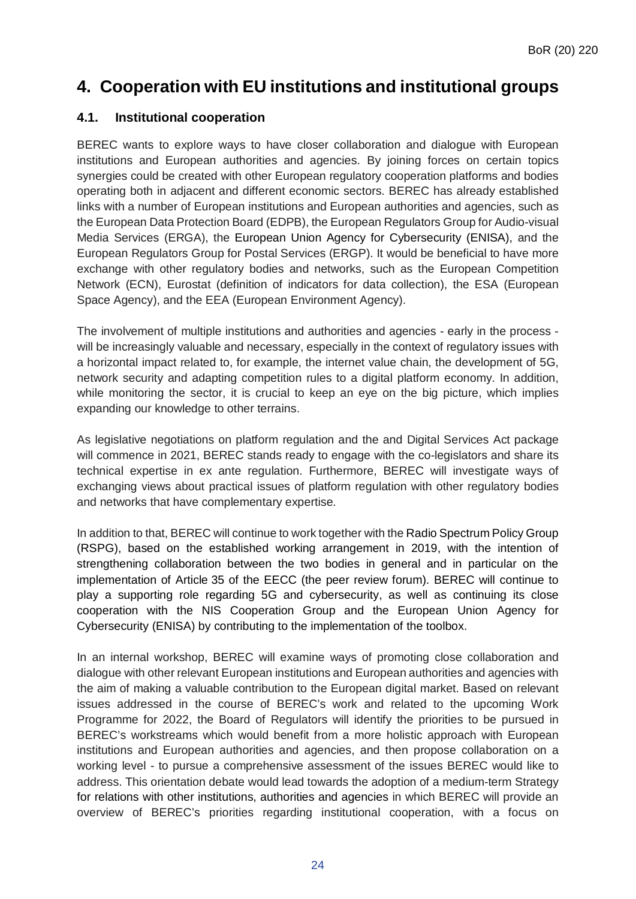# 4. Cooperation with EU institutions and institutional groups

## 4.1. Institutional cooperation

BEREC wants to explore ways to have closer collaboration and dialogue with European institutions and European authorities and agencies. By joining forces on certain topics synergies could be created with other European regulatory cooperation platforms and bodies operating both in adjacent and different economic sectors. BEREC has already established links with a number of European institutions and European authorities and agencies, such as the European Data Protection Board (EDPB), the European Regulators Group for Audio-visual Media Services (ERGA), the European Union Agency for Cybersecurity (ENISA), and the European Regulators Group for Postal Services (ERGP). It would be beneficial to have more exchange with other regulatory bodies and networks, such as the European Competition Network (ECN), Eurostat (definition of indicators for data collection), the ESA (European Space Agency), and the EEA (European Environment Agency).

The involvement of multiple institutions and authorities and agencies - early in the process - will be increasingly valuable and necessary, especially in the context of regulatory issues with a horizontal impact related to, for example, the internet value chain, the development of 5G, network security and adapting competition rules to a digital platform economy. In addition, while monitoring the sector, it is crucial to keep an eye on the big picture, which implies expanding our knowledge to other terrains.

As legislative negotiations on platform regulation and the and Digital Services Act package will commence in 2021, BEREC stands ready to engage with the co-legislators and share its technical expertise in ex ante regulation. Furthermore, BEREC will investigate ways of exchanging views about practical issues of platform regulation with other regulatory bodies and networks that have complementary expertise.

In addition to that, BEREC will continue to work together with the Radio Spectrum Policy Group (RSPG), based on the established working arrangement in 2019, with the intention of strengthening collaboration between the two bodies in general and in particular on the implementation of Article 35 of the EECC (the peer review forum). BEREC will continue to play a supporting role regarding 5G and cybersecurity, as well as continuing its close cooperation with the NIS Cooperation Group and the European Union Agency for Cybersecurity (ENISA) by contributing to the implementation of the toolbox.

In an internal workshop, BEREC will examine ways of promoting close collaboration and dialogue with other relevant European institutions and European authorities and agencies with the aim of making a valuable contribution to the European digital market. Based on relevant issues addressed in the course of BEREC's work and related to the upcoming Work Programme for 2022, the Board of Regulators will identify the priorities to be pursued in BEREC's workstreams which would benefit from a more holistic approach with European institutions and European authorities and agencies, and then propose collaboration on a working level - to pursue a comprehensive assessment of the issues BEREC would like to address. This orientation debate would lead towards the adoption of a medium-term Strategy for relations with other institutions, authorities and agencies in which BEREC will provide an overview of BEREC's priorities regarding institutional cooperation, with a focus on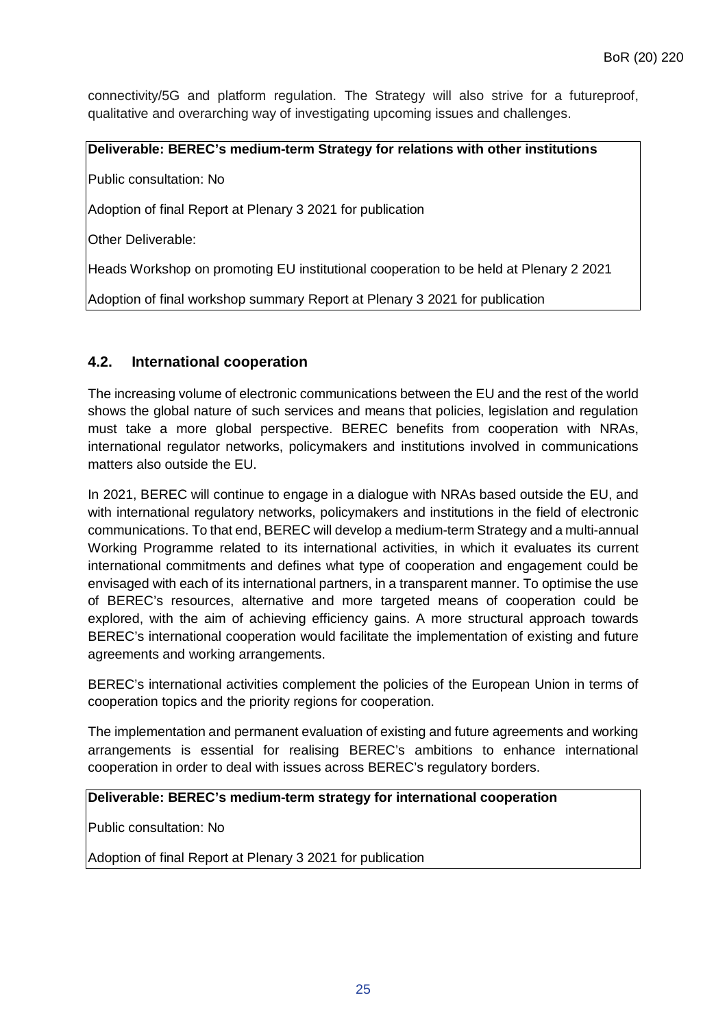connectivity/5G and platform regulation. The Strategy will also strive for a futureproof, qualitative and overarching way of investigating upcoming issues and challenges.

**Deliverable: BEREC's medium-term Strategy for relations with other institutions**

Public consultation: No

Adoption of final Report at Plenary 3 2021 for publication

Other Deliverable:

Heads Workshop on promoting EU institutional cooperation to be held at Plenary 2 2021

Adoption of final workshop summary Report at Plenary 3 2021 for publication

### 4.2. International cooperation

The increasing volume of electronic communications between the EU and the rest of the world shows the global nature of such services and means that policies, legislation and regulation must take a more global perspective. BEREC benefits from cooperation with NRAs, international regulator networks, policymakers and institutions involved in communications matters also outside the EU.

In 2021, BEREC will continue to engage in a dialogue with NRAs based outside the EU, and with international regulatory networks, policymakers and institutions in the field of electronic communications. To that end, BEREC will develop a medium-term Strategy and a multi-annual Working Programme related to its international activities, in which it evaluates its current international commitments and defines what type of cooperation and engagement could be envisaged with each of its international partners, in a transparent manner. To optimise the use of BEREC's resources, alternative and more targeted means of cooperation could be explored, with the aim of achieving efficiency gains. A more structural approach towards BEREC's international cooperation would facilitate the implementation of existing and future agreements and working arrangements.

BEREC's international activities complement the policies of the European Union in terms of cooperation topics and the priority regions for cooperation.

The implementation and permanent evaluation of existing and future agreements and working arrangements is essential for realising BEREC's ambitions to enhance international cooperation in order to deal with issues across BEREC's regulatory borders.

**Deliverable: BEREC's medium-term strategy for international cooperation**

Public consultation: No

Adoption of final Report at Plenary 3 2021 for publication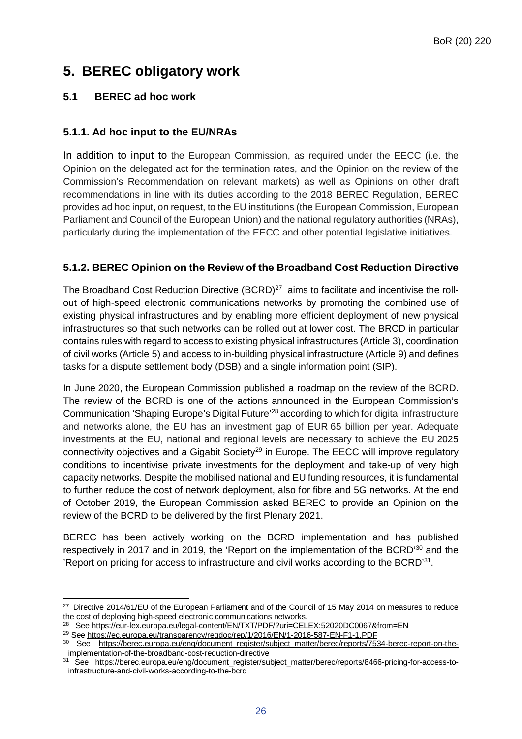# 5. BEREC obligatory work

## 5.1 BEREC ad hoc work

### 5.1.1. Ad hoc input to the EU/NRAs

In addition to input to the European Commission, as required under the EECC (i.e. the Opinion on the delegated act for the termination rates, and the Opinion on the review of the Commission's Recommendation on relevant markets) as well as Opinions on other draft recommendations in line with its duties according to the 2018 BEREC Regulation, BEREC provides ad hoc input, on request, to the EU institutions (the European Commission, European Parliament and Council of the European Union) and the national regulatory authorities (NRAs), particularly during the implementation of the EECC and other potential legislative initiatives.

### 5.1.2. BEREC Opinion on the Review of the Broadband Cost Reduction Directive

The Broadband Cost Reduction Directive (BCRD)[27] aims to facilitate and incentivise the roll-out of high-speed electronic communications networks by promoting the combined use of existing physical infrastructures and by enabling more efficient deployment of new physical infrastructures so that such networks can be rolled out at lower cost. The BRCD in particular contains rules with regard to access to existing physical infrastructures (Article 3), coordination of civil works (Article 5) and access to in-building physical infrastructure (Article 9) and defines tasks for a dispute settlement body (DSB) and a single information point (SIP).

In June 2020, the European Commission published a roadmap on the review of the BCRD. The review of the BCRD is one of the actions announced in the European Commission's Communication 'Shaping Europe's Digital Future'[28] according to which for digital infrastructure and networks alone, the EU has an investment gap of EUR 65 billion per year. Adequate investments at the EU, national and regional levels are necessary to achieve the EU 2025 connectivity objectives and a Gigabit Society[29] in Europe. The EECC will improve regulatory conditions to incentivise private investments for the deployment and take-up of very high capacity networks. Despite the mobilised national and EU funding resources, it is fundamental to further reduce the cost of network deployment, also for fibre and 5G networks. At the end of October 2019, the European Commission asked BEREC to provide an Opinion on the review of the BCRD to be delivered by the first Plenary 2021.

BEREC has been actively working on the BCRD implementation and has published respectively in 2017 and in 2019, the 'Report on the implementation of the BCRD'[30] and the 'Report on pricing for access to infrastructure and civil works according to the BCRD'[31].

---

[27] Directive 2014/61/EU of the European Parliament and of the Council of 15 May 2014 on measures to reduce the cost of deploying high-speed electronic communications networks.

[28] See https://eur-lex.europa.eu/legal-content/EN/TXT/PDF/?uri=CELEX:52020DC0067&from=EN

[29] See https://ec.europa.eu/transparency/regdoc/rep/1/2016/EN/1-2016-587-EN-F1-1.PDF

[30] See https://berec.europa.eu/eng/document_register/subject_matter/berec/reports/7534-berec-report-on-the-implementation-of-the-broadband-cost-reduction-directive

[31] See https://berec.europa.eu/eng/document_register/subject_matter/berec/reports/8466-pricing-for-access-to-infrastructure-and-civil-works-according-to-the-bcrd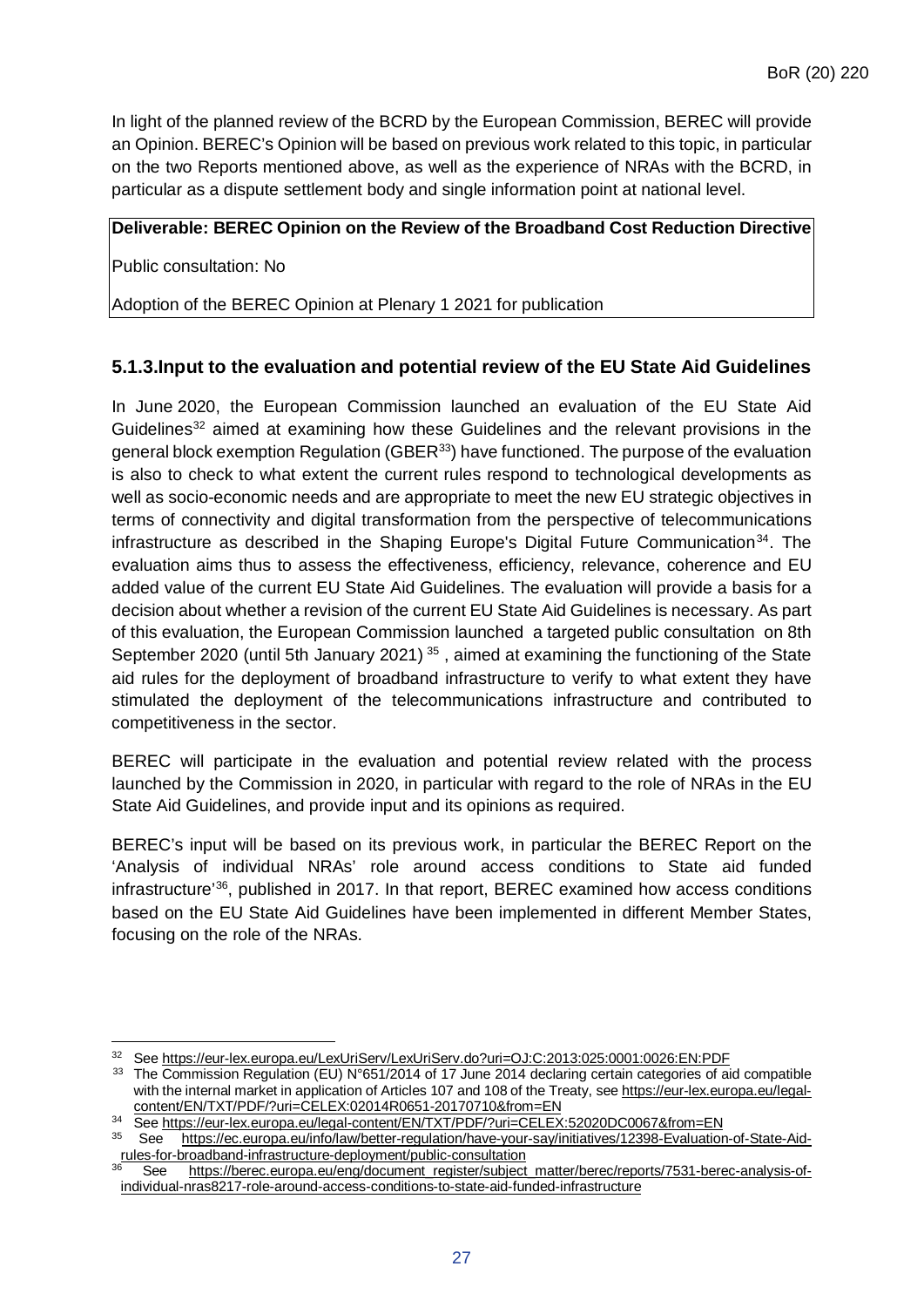In light of the planned review of the BCRD by the European Commission, BEREC will provide an Opinion. BEREC's Opinion will be based on previous work related to this topic, in particular on the two Reports mentioned above, as well as the experience of NRAs with the BCRD, in particular as a dispute settlement body and single information point at national level.

**Deliverable: BEREC Opinion on the Review of the Broadband Cost Reduction Directive**

Public consultation: No

Adoption of the BEREC Opinion at Plenary 1 2021 for publication

### 5.1.3. Input to the evaluation and potential review of the EU State Aid Guidelines

In June 2020, the European Commission launched an evaluation of the EU State Aid Guidelines[32] aimed at examining how these Guidelines and the relevant provisions in the general block exemption Regulation (GBER[33]) have functioned. The purpose of the evaluation is also to check to what extent the current rules respond to technological developments as well as socio-economic needs and are appropriate to meet the new EU strategic objectives in terms of connectivity and digital transformation from the perspective of telecommunications infrastructure as described in the Shaping Europe's Digital Future Communication[34]. The evaluation aims thus to assess the effectiveness, efficiency, relevance, coherence and EU added value of the current EU State Aid Guidelines. The evaluation will provide a basis for a decision about whether a revision of the current EU State Aid Guidelines is necessary. As part of this evaluation, the European Commission launched a targeted public consultation on 8th September 2020 (until 5th January 2021)[35], aimed at examining the functioning of the State aid rules for the deployment of broadband infrastructure to verify to what extent they have stimulated the deployment of the telecommunications infrastructure and contributed to competitiveness in the sector.

BEREC will participate in the evaluation and potential review related with the process launched by the Commission in 2020, in particular with regard to the role of NRAs in the EU State Aid Guidelines, and provide input and its opinions as required.

BEREC's input will be based on its previous work, in particular the BEREC Report on the 'Analysis of individual NRAs' role around access conditions to State aid funded infrastructure'[36], published in 2017. In that report, BEREC examined how access conditions based on the EU State Aid Guidelines have been implemented in different Member States, focusing on the role of the NRAs.

---

[32] See https://eur-lex.europa.eu/LexUriServ/LexUriServ.do?uri=OJ:C:2013:025:0001:0026:EN:PDF

[33] The Commission Regulation (EU) N°651/2014 of 17 June 2014 declaring certain categories of aid compatible with the internal market in application of Articles 107 and 108 of the Treaty, see https://eur-lex.europa.eu/legal-content/EN/TXT/PDF/?uri=CELEX:02014R0651-20170710&from=EN

[34] See https://eur-lex.europa.eu/legal-content/EN/TXT/PDF/?uri=CELEX:52020DC0067&from=EN

[35] See https://ec.europa.eu/info/law/better-regulation/have-your-say/initiatives/12398-Evaluation-of-State-Aid-rules-for-broadband-infrastructure-deployment/public-consultation

[36] See https://berec.europa.eu/eng/document_register/subject_matter/berec/reports/7531-berec-analysis-of-individual-nras8217-role-around-access-conditions-to-state-aid-funded-infrastructure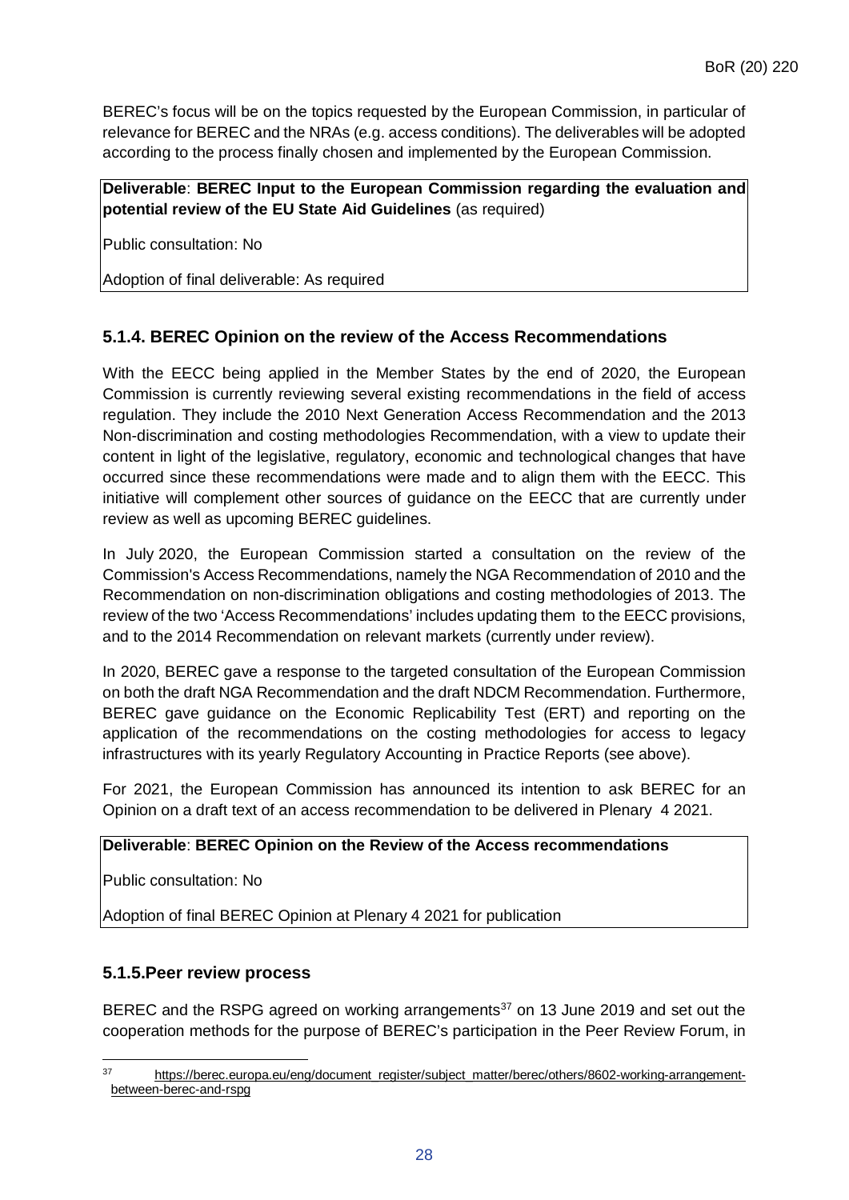BEREC's focus will be on the topics requested by the European Commission, in particular of relevance for BEREC and the NRAs (e.g. access conditions). The deliverables will be adopted according to the process finally chosen and implemented by the European Commission.

**Deliverable**: **BEREC Input to the European Commission regarding the evaluation and potential review of the EU State Aid Guidelines** (as required)

Public consultation: No

Adoption of final deliverable: As required

### 5.1.4. BEREC Opinion on the review of the Access Recommendations

With the EECC being applied in the Member States by the end of 2020, the European Commission is currently reviewing several existing recommendations in the field of access regulation. They include the 2010 Next Generation Access Recommendation and the 2013 Non-discrimination and costing methodologies Recommendation, with a view to update their content in light of the legislative, regulatory, economic and technological changes that have occurred since these recommendations were made and to align them with the EECC. This initiative will complement other sources of guidance on the EECC that are currently under review as well as upcoming BEREC guidelines.

In July 2020, the European Commission started a consultation on the review of the Commission's Access Recommendations, namely the NGA Recommendation of 2010 and the Recommendation on non-discrimination obligations and costing methodologies of 2013. The review of the two 'Access Recommendations' includes updating them to the EECC provisions, and to the 2014 Recommendation on relevant markets (currently under review).

In 2020, BEREC gave a response to the targeted consultation of the European Commission on both the draft NGA Recommendation and the draft NDCM Recommendation. Furthermore, BEREC gave guidance on the Economic Replicability Test (ERT) and reporting on the application of the recommendations on the costing methodologies for access to legacy infrastructures with its yearly Regulatory Accounting in Practice Reports (see above).

For 2021, the European Commission has announced its intention to ask BEREC for an Opinion on a draft text of an access recommendation to be delivered in Plenary 4 2021.

**Deliverable**: **BEREC Opinion on the Review of the Access recommendations**

Public consultation: No

Adoption of final BEREC Opinion at Plenary 4 2021 for publication

### 5.1.5. Peer review process

BEREC and the RSPG agreed on working arrangements[37] on 13 June 2019 and set out the cooperation methods for the purpose of BEREC's participation in the Peer Review Forum, in

[37] https://berec.europa.eu/eng/document_register/subject_matter/berec/others/8602-working-arrangement-between-berec-and-rspg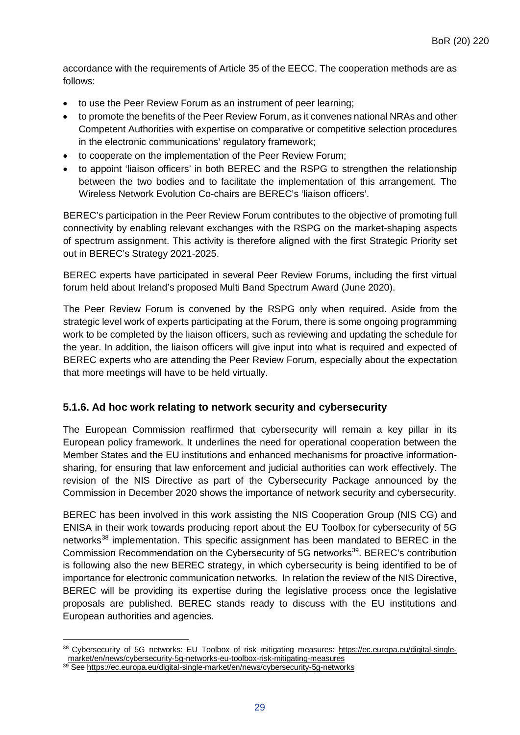accordance with the requirements of Article 35 of the EECC. The cooperation methods are as follows:

- to use the Peer Review Forum as an instrument of peer learning;
- to promote the benefits of the Peer Review Forum, as it convenes national NRAs and other Competent Authorities with expertise on comparative or competitive selection procedures in the electronic communications' regulatory framework;
- to cooperate on the implementation of the Peer Review Forum;
- to appoint 'liaison officers' in both BEREC and the RSPG to strengthen the relationship between the two bodies and to facilitate the implementation of this arrangement. The Wireless Network Evolution Co-chairs are BEREC's 'liaison officers'.

BEREC's participation in the Peer Review Forum contributes to the objective of promoting full connectivity by enabling relevant exchanges with the RSPG on the market-shaping aspects of spectrum assignment. This activity is therefore aligned with the first Strategic Priority set out in BEREC's Strategy 2021-2025.

BEREC experts have participated in several Peer Review Forums, including the first virtual forum held about Ireland's proposed Multi Band Spectrum Award (June 2020).

The Peer Review Forum is convened by the RSPG only when required. Aside from the strategic level work of experts participating at the Forum, there is some ongoing programming work to be completed by the liaison officers, such as reviewing and updating the schedule for the year. In addition, the liaison officers will give input into what is required and expected of BEREC experts who are attending the Peer Review Forum, especially about the expectation that more meetings will have to be held virtually.

### 5.1.6. Ad hoc work relating to network security and cybersecurity

The European Commission reaffirmed that cybersecurity will remain a key pillar in its European policy framework. It underlines the need for operational cooperation between the Member States and the EU institutions and enhanced mechanisms for proactive information-sharing, for ensuring that law enforcement and judicial authorities can work effectively. The revision of the NIS Directive as part of the Cybersecurity Package announced by the Commission in December 2020 shows the importance of network security and cybersecurity.

BEREC has been involved in this work assisting the NIS Cooperation Group (NIS CG) and ENISA in their work towards producing report about the EU Toolbox for cybersecurity of 5G networks[38] implementation. This specific assignment has been mandated to BEREC in the Commission Recommendation on the Cybersecurity of 5G networks[39]. BEREC's contribution is following also the new BEREC strategy, in which cybersecurity is being identified to be of importance for electronic communication networks. In relation the review of the NIS Directive, BEREC will be providing its expertise during the legislative process once the legislative proposals are published. BEREC stands ready to discuss with the EU institutions and European authorities and agencies.

[38] Cybersecurity of 5G networks: EU Toolbox of risk mitigating measures: https://ec.europa.eu/digital-single-market/en/news/cybersecurity-5g-networks-eu-toolbox-risk-mitigating-measures

[39] See https://ec.europa.eu/digital-single-market/en/news/cybersecurity-5g-networks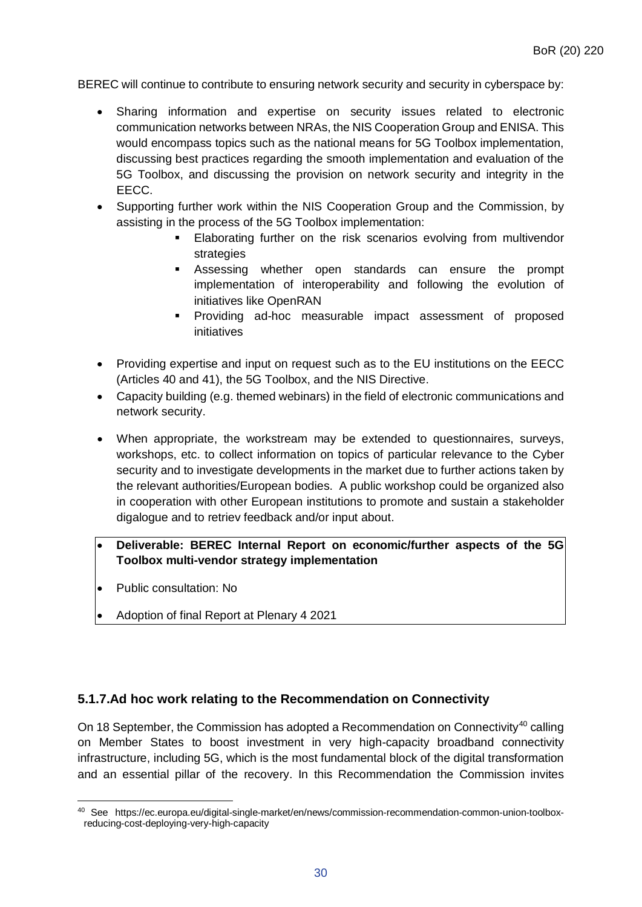BEREC will continue to contribute to ensuring network security and security in cyberspace by:

- Sharing information and expertise on security issues related to electronic communication networks between NRAs, the NIS Cooperation Group and ENISA. This would encompass topics such as the national means for 5G Toolbox implementation, discussing best practices regarding the smooth implementation and evaluation of the 5G Toolbox, and discussing the provision on network security and integrity in the EECC.
- Supporting further work within the NIS Cooperation Group and the Commission, by assisting in the process of the 5G Toolbox implementation:
  - Elaborating further on the risk scenarios evolving from multivendor strategies
  - Assessing whether open standards can ensure the prompt implementation of interoperability and following the evolution of initiatives like OpenRAN
  - Providing ad-hoc measurable impact assessment of proposed initiatives
- Providing expertise and input on request such as to the EU institutions on the EECC (Articles 40 and 41), the 5G Toolbox, and the NIS Directive.
- Capacity building (e.g. themed webinars) in the field of electronic communications and network security.
- When appropriate, the workstream may be extended to questionnaires, surveys, workshops, etc. to collect information on topics of particular relevance to the Cyber security and to investigate developments in the market due to further actions taken by the relevant authorities/European bodies. A public workshop could be organized also in cooperation with other European institutions to promote and sustain a stakeholder digalogue and to retriev feedback and/or input about.

- **Deliverable: BEREC Internal Report on economic/further aspects of the 5G Toolbox multi-vendor strategy implementation**
- Public consultation: No
- Adoption of final Report at Plenary 4 2021

### 5.1.7. Ad hoc work relating to the Recommendation on Connectivity

On 18 September, the Commission has adopted a Recommendation on Connectivity[40] calling on Member States to boost investment in very high-capacity broadband connectivity infrastructure, including 5G, which is the most fundamental block of the digital transformation and an essential pillar of the recovery. In this Recommendation the Commission invites

[40] See https://ec.europa.eu/digital-single-market/en/news/commission-recommendation-common-union-toolbox-reducing-cost-deploying-very-high-capacity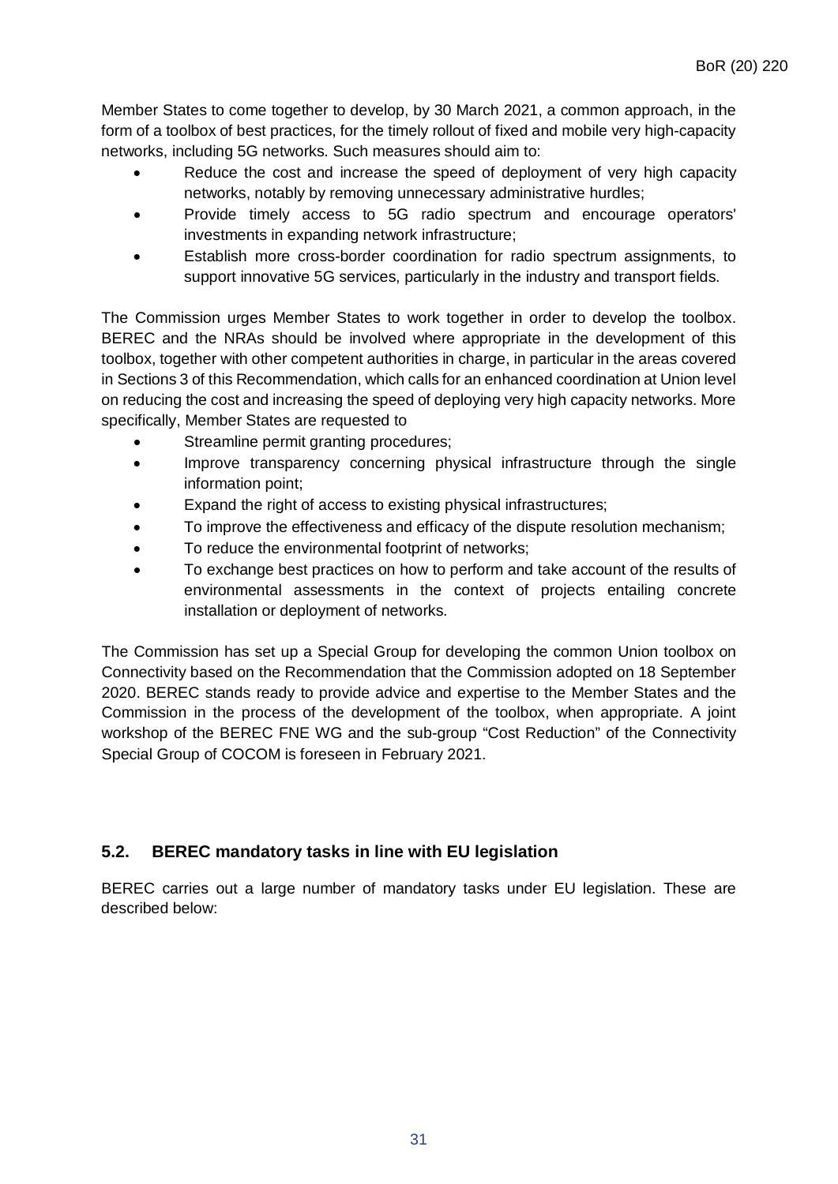Member States to come together to develop, by 30 March 2021, a common approach, in the form of a toolbox of best practices, for the timely rollout of fixed and mobile very high-capacity networks, including 5G networks. Such measures should aim to:

- Reduce the cost and increase the speed of deployment of very high capacity networks, notably by removing unnecessary administrative hurdles;
- Provide timely access to 5G radio spectrum and encourage operators' investments in expanding network infrastructure;
- Establish more cross-border coordination for radio spectrum assignments, to support innovative 5G services, particularly in the industry and transport fields.

The Commission urges Member States to work together in order to develop the toolbox. BEREC and the NRAs should be involved where appropriate in the development of this toolbox, together with other competent authorities in charge, in particular in the areas covered in Sections 3 of this Recommendation, which calls for an enhanced coordination at Union level on reducing the cost and increasing the speed of deploying very high capacity networks. More specifically, Member States are requested to

- Streamline permit granting procedures;
- Improve transparency concerning physical infrastructure through the single information point;
- Expand the right of access to existing physical infrastructures;
- To improve the effectiveness and efficacy of the dispute resolution mechanism;
- To reduce the environmental footprint of networks;
- To exchange best practices on how to perform and take account of the results of environmental assessments in the context of projects entailing concrete installation or deployment of networks.

The Commission has set up a Special Group for developing the common Union toolbox on Connectivity based on the Recommendation that the Commission adopted on 18 September 2020. BEREC stands ready to provide advice and expertise to the Member States and the Commission in the process of the development of the toolbox, when appropriate. A joint workshop of the BEREC FNE WG and the sub-group "Cost Reduction" of the Connectivity Special Group of COCOM is foreseen in February 2021.

## 5.2. BEREC mandatory tasks in line with EU legislation

BEREC carries out a large number of mandatory tasks under EU legislation. These are described below: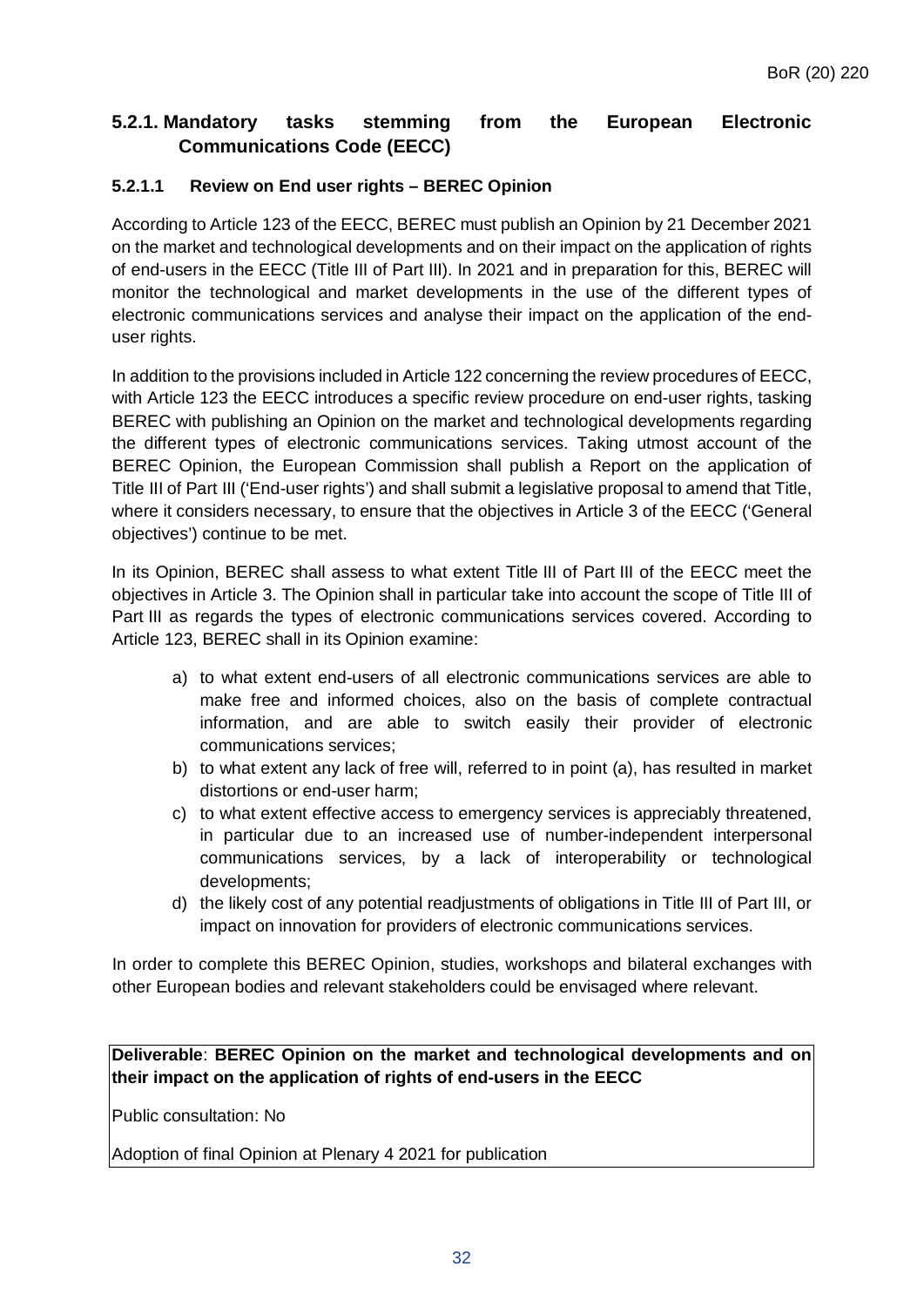### 5.2.1. Mandatory tasks stemming from the European Electronic Communications Code (EECC)

#### 5.2.1.1 Review on End user rights – BEREC Opinion

According to Article 123 of the EECC, BEREC must publish an Opinion by 21 December 2021 on the market and technological developments and on their impact on the application of rights of end-users in the EECC (Title III of Part III). In 2021 and in preparation for this, BEREC will monitor the technological and market developments in the use of the different types of electronic communications services and analyse their impact on the application of the end-user rights.

In addition to the provisions included in Article 122 concerning the review procedures of EECC, with Article 123 the EECC introduces a specific review procedure on end-user rights, tasking BEREC with publishing an Opinion on the market and technological developments regarding the different types of electronic communications services. Taking utmost account of the BEREC Opinion, the European Commission shall publish a Report on the application of Title III of Part III ('End-user rights') and shall submit a legislative proposal to amend that Title, where it considers necessary, to ensure that the objectives in Article 3 of the EECC ('General objectives') continue to be met.

In its Opinion, BEREC shall assess to what extent Title III of Part III of the EECC meet the objectives in Article 3. The Opinion shall in particular take into account the scope of Title III of Part III as regards the types of electronic communications services covered. According to Article 123, BEREC shall in its Opinion examine:

a) to what extent end-users of all electronic communications services are able to make free and informed choices, also on the basis of complete contractual information, and are able to switch easily their provider of electronic communications services;
b) to what extent any lack of free will, referred to in point (a), has resulted in market distortions or end-user harm;
c) to what extent effective access to emergency services is appreciably threatened, in particular due to an increased use of number-independent interpersonal communications services, by a lack of interoperability or technological developments;
d) the likely cost of any potential readjustments of obligations in Title III of Part III, or impact on innovation for providers of electronic communications services.

In order to complete this BEREC Opinion, studies, workshops and bilateral exchanges with other European bodies and relevant stakeholders could be envisaged where relevant.

**Deliverable**: **BEREC Opinion on the market and technological developments and on their impact on the application of rights of end-users in the EECC**

Public consultation: No

Adoption of final Opinion at Plenary 4 2021 for publication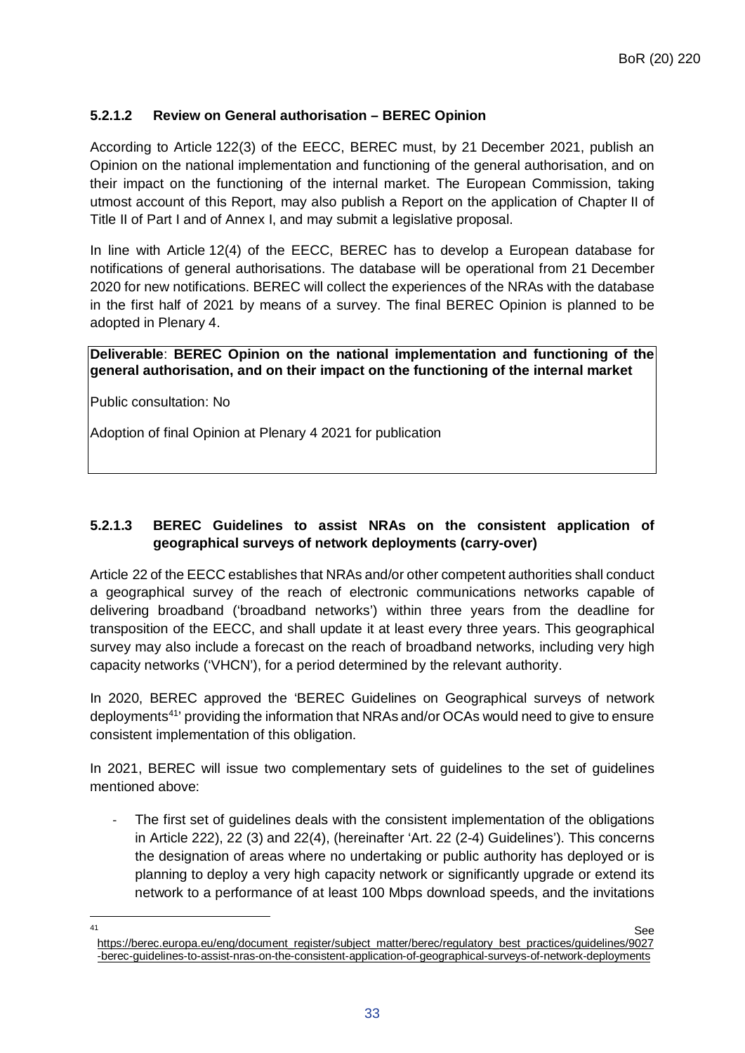#### 5.2.1.2 Review on General authorisation – BEREC Opinion

According to Article 122(3) of the EECC, BEREC must, by 21 December 2021, publish an Opinion on the national implementation and functioning of the general authorisation, and on their impact on the functioning of the internal market. The European Commission, taking utmost account of this Report, may also publish a Report on the application of Chapter II of Title II of Part I and of Annex I, and may submit a legislative proposal.

In line with Article 12(4) of the EECC, BEREC has to develop a European database for notifications of general authorisations. The database will be operational from 21 December 2020 for new notifications. BEREC will collect the experiences of the NRAs with the database in the first half of 2021 by means of a survey. The final BEREC Opinion is planned to be adopted in Plenary 4.

**Deliverable**: **BEREC Opinion on the national implementation and functioning of the general authorisation, and on their impact on the functioning of the internal market**

Public consultation: No

Adoption of final Opinion at Plenary 4 2021 for publication

#### 5.2.1.3 BEREC Guidelines to assist NRAs on the consistent application of geographical surveys of network deployments (carry-over)

Article 22 of the EECC establishes that NRAs and/or other competent authorities shall conduct a geographical survey of the reach of electronic communications networks capable of delivering broadband ('broadband networks') within three years from the deadline for transposition of the EECC, and shall update it at least every three years. This geographical survey may also include a forecast on the reach of broadband networks, including very high capacity networks ('VHCN'), for a period determined by the relevant authority.

In 2020, BEREC approved the 'BEREC Guidelines on Geographical surveys of network deployments[41]' providing the information that NRAs and/or OCAs would need to give to ensure consistent implementation of this obligation.

In 2021, BEREC will issue two complementary sets of guidelines to the set of guidelines mentioned above:

- The first set of guidelines deals with the consistent implementation of the obligations in Article 222), 22 (3) and 22(4), (hereinafter 'Art. 22 (2-4) Guidelines'). This concerns the designation of areas where no undertaking or public authority has deployed or is planning to deploy a very high capacity network or significantly upgrade or extend its network to a performance of at least 100 Mbps download speeds, and the invitations

[41] See https://berec.europa.eu/eng/document_register/subject_matter/berec/regulatory_best_practices/guidelines/9027-berec-guidelines-to-assist-nras-on-the-consistent-application-of-geographical-surveys-of-network-deployments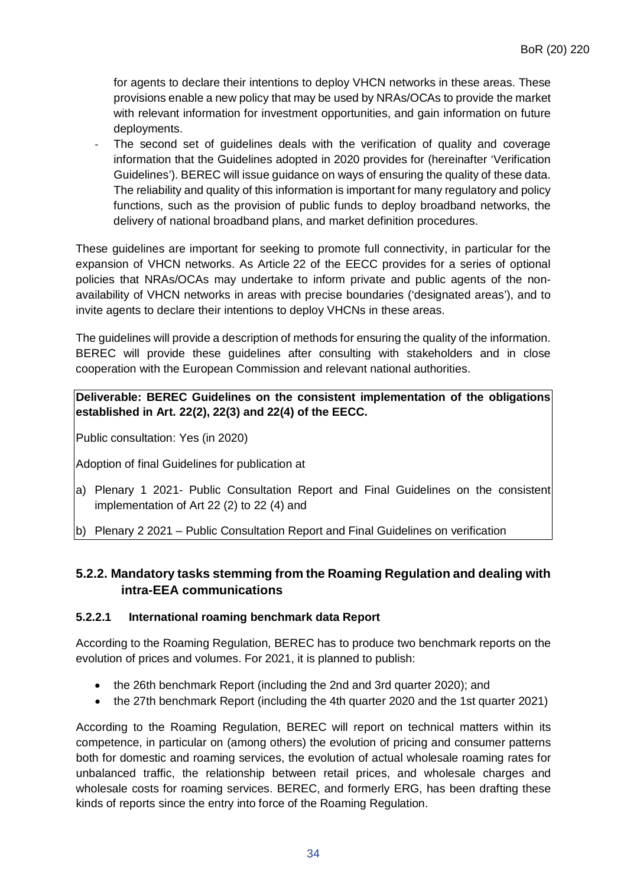for agents to declare their intentions to deploy VHCN networks in these areas. These provisions enable a new policy that may be used by NRAs/OCAs to provide the market with relevant information for investment opportunities, and gain information on future deployments.

- The second set of guidelines deals with the verification of quality and coverage information that the Guidelines adopted in 2020 provides for (hereinafter 'Verification Guidelines'). BEREC will issue guidance on ways of ensuring the quality of these data. The reliability and quality of this information is important for many regulatory and policy functions, such as the provision of public funds to deploy broadband networks, the delivery of national broadband plans, and market definition procedures.

These guidelines are important for seeking to promote full connectivity, in particular for the expansion of VHCN networks. As Article 22 of the EECC provides for a series of optional policies that NRAs/OCAs may undertake to inform private and public agents of the non-availability of VHCN networks in areas with precise boundaries ('designated areas'), and to invite agents to declare their intentions to deploy VHCNs in these areas.

The guidelines will provide a description of methods for ensuring the quality of the information. BEREC will provide these guidelines after consulting with stakeholders and in close cooperation with the European Commission and relevant national authorities.

**Deliverable: BEREC Guidelines on the consistent implementation of the obligations established in Art. 22(2), 22(3) and 22(4) of the EECC.**

Public consultation: Yes (in 2020)

Adoption of final Guidelines for publication at

a) Plenary 1 2021- Public Consultation Report and Final Guidelines on the consistent implementation of Art 22 (2) to 22 (4) and

b) Plenary 2 2021 – Public Consultation Report and Final Guidelines on verification

## 5.2.2. Mandatory tasks stemming from the Roaming Regulation and dealing with intra-EEA communications

### 5.2.2.1 International roaming benchmark data Report

According to the Roaming Regulation, BEREC has to produce two benchmark reports on the evolution of prices and volumes. For 2021, it is planned to publish:

- the 26th benchmark Report (including the 2nd and 3rd quarter 2020); and
- the 27th benchmark Report (including the 4th quarter 2020 and the 1st quarter 2021)

According to the Roaming Regulation, BEREC will report on technical matters within its competence, in particular on (among others) the evolution of pricing and consumer patterns both for domestic and roaming services, the evolution of actual wholesale roaming rates for unbalanced traffic, the relationship between retail prices, and wholesale charges and wholesale costs for roaming services. BEREC, and formerly ERG, has been drafting these kinds of reports since the entry into force of the Roaming Regulation.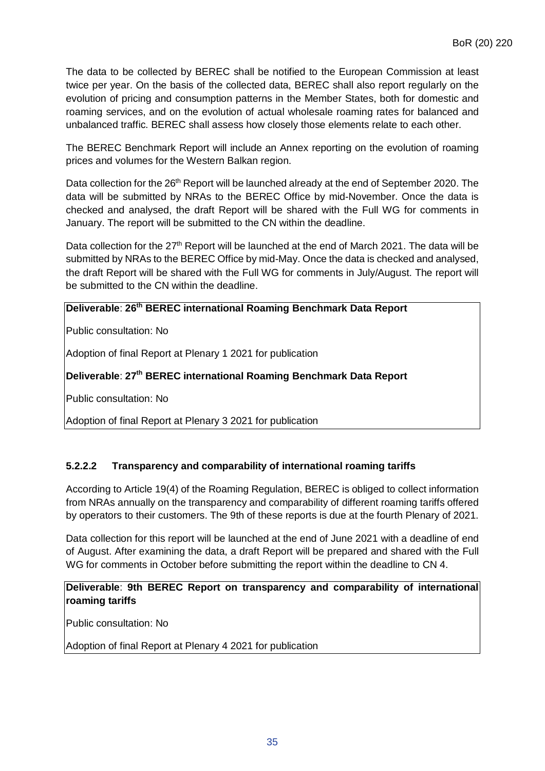The data to be collected by BEREC shall be notified to the European Commission at least twice per year. On the basis of the collected data, BEREC shall also report regularly on the evolution of pricing and consumption patterns in the Member States, both for domestic and roaming services, and on the evolution of actual wholesale roaming rates for balanced and unbalanced traffic. BEREC shall assess how closely those elements relate to each other.

The BEREC Benchmark Report will include an Annex reporting on the evolution of roaming prices and volumes for the Western Balkan region.

Data collection for the 26th Report will be launched already at the end of September 2020. The data will be submitted by NRAs to the BEREC Office by mid-November. Once the data is checked and analysed, the draft Report will be shared with the Full WG for comments in January. The report will be submitted to the CN within the deadline.

Data collection for the 27th Report will be launched at the end of March 2021. The data will be submitted by NRAs to the BEREC Office by mid-May. Once the data is checked and analysed, the draft Report will be shared with the Full WG for comments in July/August. The report will be submitted to the CN within the deadline.

**Deliverable**: **26th BEREC international Roaming Benchmark Data Report**

Public consultation: No

Adoption of final Report at Plenary 1 2021 for publication

**Deliverable**: **27th BEREC international Roaming Benchmark Data Report**

Public consultation: No

Adoption of final Report at Plenary 3 2021 for publication

#### 5.2.2.2 Transparency and comparability of international roaming tariffs

According to Article 19(4) of the Roaming Regulation, BEREC is obliged to collect information from NRAs annually on the transparency and comparability of different roaming tariffs offered by operators to their customers. The 9th of these reports is due at the fourth Plenary of 2021.

Data collection for this report will be launched at the end of June 2021 with a deadline of end of August. After examining the data, a draft Report will be prepared and shared with the Full WG for comments in October before submitting the report within the deadline to CN 4.

**Deliverable**: **9th BEREC Report on transparency and comparability of international roaming tariffs**

Public consultation: No

Adoption of final Report at Plenary 4 2021 for publication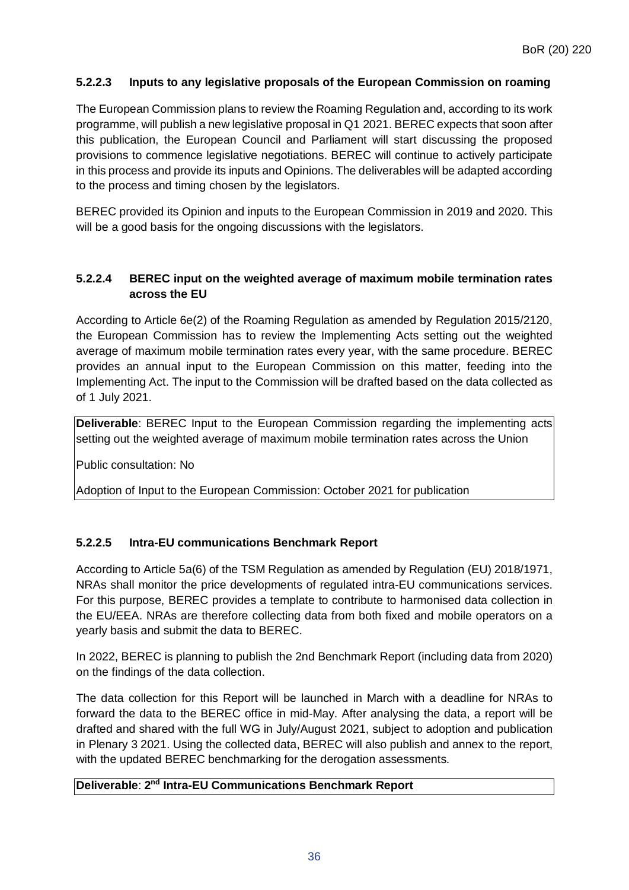#### 5.2.2.3 Inputs to any legislative proposals of the European Commission on roaming

The European Commission plans to review the Roaming Regulation and, according to its work programme, will publish a new legislative proposal in Q1 2021. BEREC expects that soon after this publication, the European Council and Parliament will start discussing the proposed provisions to commence legislative negotiations. BEREC will continue to actively participate in this process and provide its inputs and Opinions. The deliverables will be adapted according to the process and timing chosen by the legislators.

BEREC provided its Opinion and inputs to the European Commission in 2019 and 2020. This will be a good basis for the ongoing discussions with the legislators.

#### 5.2.2.4 BEREC input on the weighted average of maximum mobile termination rates across the EU

According to Article 6e(2) of the Roaming Regulation as amended by Regulation 2015/2120, the European Commission has to review the Implementing Acts setting out the weighted average of maximum mobile termination rates every year, with the same procedure. BEREC provides an annual input to the European Commission on this matter, feeding into the Implementing Act. The input to the Commission will be drafted based on the data collected as of 1 July 2021.

**Deliverable**: BEREC Input to the European Commission regarding the implementing acts setting out the weighted average of maximum mobile termination rates across the Union

Public consultation: No

Adoption of Input to the European Commission: October 2021 for publication

#### 5.2.2.5 Intra-EU communications Benchmark Report

According to Article 5a(6) of the TSM Regulation as amended by Regulation (EU) 2018/1971, NRAs shall monitor the price developments of regulated intra-EU communications services. For this purpose, BEREC provides a template to contribute to harmonised data collection in the EU/EEA. NRAs are therefore collecting data from both fixed and mobile operators on a yearly basis and submit the data to BEREC.

In 2022, BEREC is planning to publish the 2nd Benchmark Report (including data from 2020) on the findings of the data collection.

The data collection for this Report will be launched in March with a deadline for NRAs to forward the data to the BEREC office in mid-May. After analysing the data, a report will be drafted and shared with the full WG in July/August 2021, subject to adoption and publication in Plenary 3 2021. Using the collected data, BEREC will also publish and annex to the report, with the updated BEREC benchmarking for the derogation assessments.

**Deliverable**: **2nd Intra-EU Communications Benchmark Report**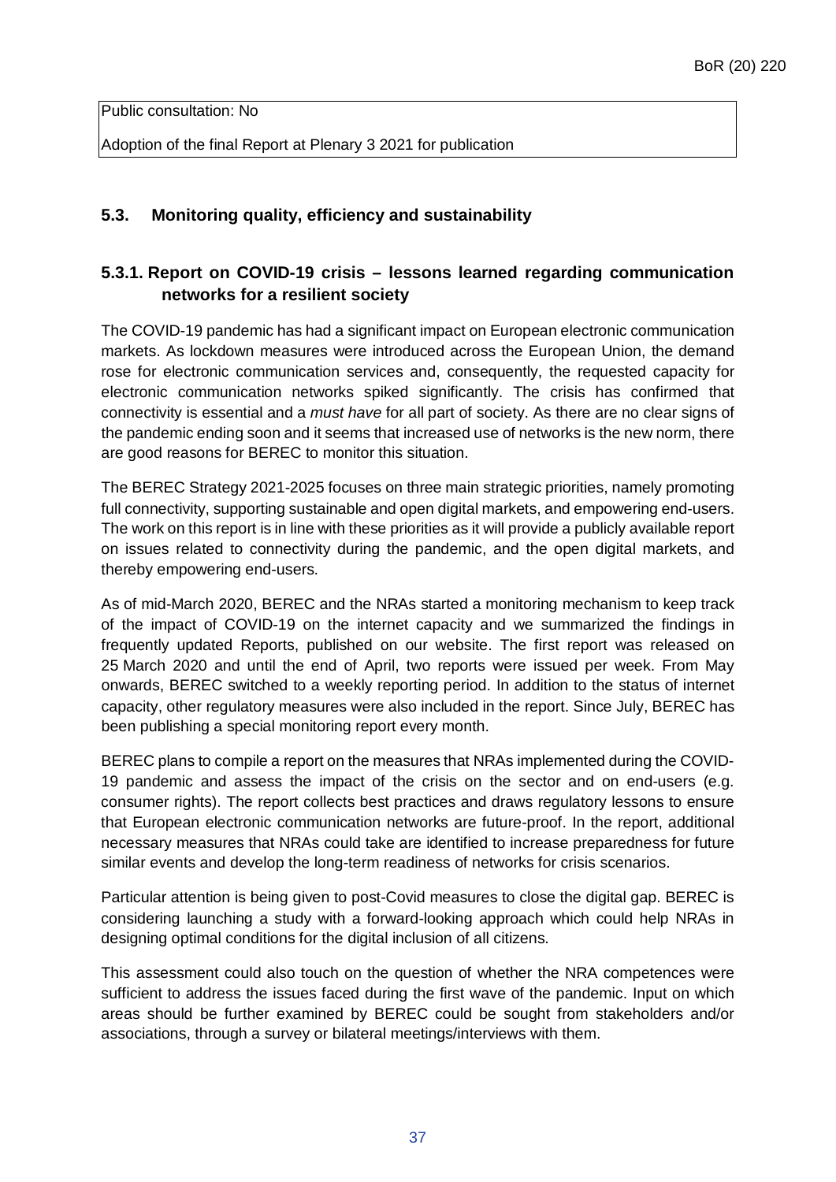| Public consultation: No<br>Adoption of the final Report at Plenary 3 2021 for publication |
| --- |

### 5.3. Monitoring quality, efficiency and sustainability

#### 5.3.1. Report on COVID-19 crisis – lessons learned regarding communication networks for a resilient society

The COVID-19 pandemic has had a significant impact on European electronic communication markets. As lockdown measures were introduced across the European Union, the demand rose for electronic communication services and, consequently, the requested capacity for electronic communication networks spiked significantly. The crisis has confirmed that connectivity is essential and a *must have* for all part of society. As there are no clear signs of the pandemic ending soon and it seems that increased use of networks is the new norm, there are good reasons for BEREC to monitor this situation.

The BEREC Strategy 2021-2025 focuses on three main strategic priorities, namely promoting full connectivity, supporting sustainable and open digital markets, and empowering end-users. The work on this report is in line with these priorities as it will provide a publicly available report on issues related to connectivity during the pandemic, and the open digital markets, and thereby empowering end-users.

As of mid-March 2020, BEREC and the NRAs started a monitoring mechanism to keep track of the impact of COVID-19 on the internet capacity and we summarized the findings in frequently updated Reports, published on our website. The first report was released on 25 March 2020 and until the end of April, two reports were issued per week. From May onwards, BEREC switched to a weekly reporting period. In addition to the status of internet capacity, other regulatory measures were also included in the report. Since July, BEREC has been publishing a special monitoring report every month.

BEREC plans to compile a report on the measures that NRAs implemented during the COVID-19 pandemic and assess the impact of the crisis on the sector and on end-users (e.g. consumer rights). The report collects best practices and draws regulatory lessons to ensure that European electronic communication networks are future-proof. In the report, additional necessary measures that NRAs could take are identified to increase preparedness for future similar events and develop the long-term readiness of networks for crisis scenarios.

Particular attention is being given to post-Covid measures to close the digital gap. BEREC is considering launching a study with a forward-looking approach which could help NRAs in designing optimal conditions for the digital inclusion of all citizens.

This assessment could also touch on the question of whether the NRA competences were sufficient to address the issues faced during the first wave of the pandemic. Input on which areas should be further examined by BEREC could be sought from stakeholders and/or associations, through a survey or bilateral meetings/interviews with them.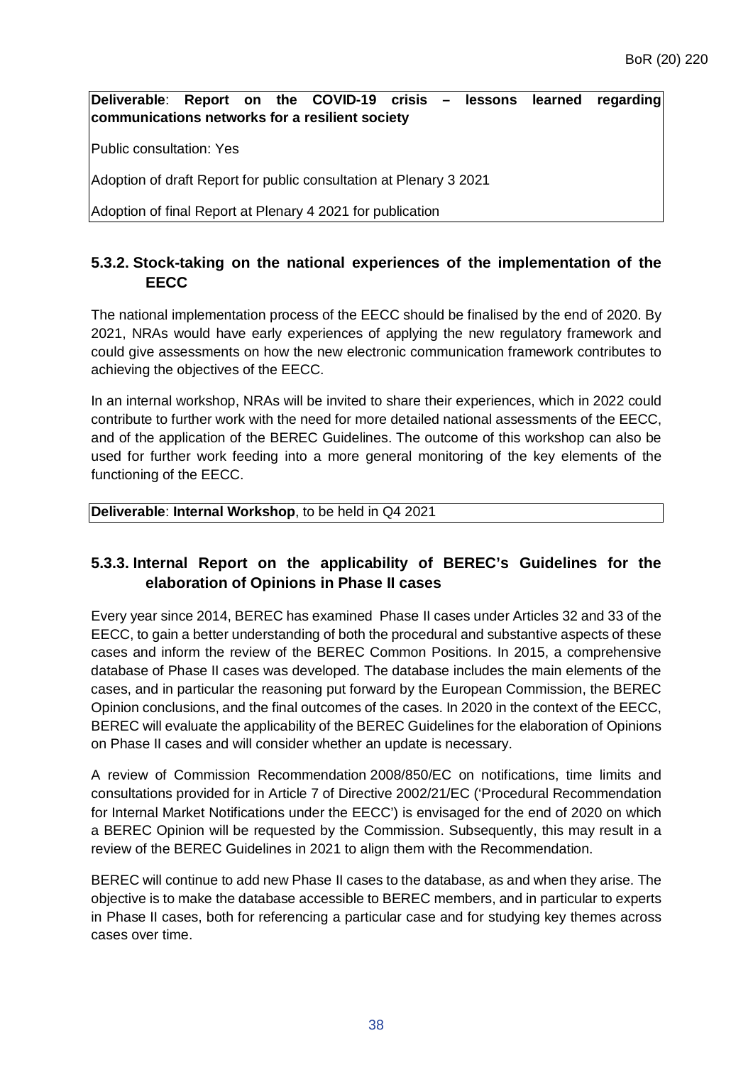**Deliverable**: **Report on the COVID-19 crisis – lessons learned regarding communications networks for a resilient society**

Public consultation: Yes

Adoption of draft Report for public consultation at Plenary 3 2021

Adoption of final Report at Plenary 4 2021 for publication

### 5.3.2. Stock-taking on the national experiences of the implementation of the EECC

The national implementation process of the EECC should be finalised by the end of 2020. By 2021, NRAs would have early experiences of applying the new regulatory framework and could give assessments on how the new electronic communication framework contributes to achieving the objectives of the EECC.

In an internal workshop, NRAs will be invited to share their experiences, which in 2022 could contribute to further work with the need for more detailed national assessments of the EECC, and of the application of the BEREC Guidelines. The outcome of this workshop can also be used for further work feeding into a more general monitoring of the key elements of the functioning of the EECC.

**Deliverable**: **Internal Workshop**, to be held in Q4 2021

### 5.3.3. Internal Report on the applicability of BEREC's Guidelines for the elaboration of Opinions in Phase II cases

Every year since 2014, BEREC has examined Phase II cases under Articles 32 and 33 of the EECC, to gain a better understanding of both the procedural and substantive aspects of these cases and inform the review of the BEREC Common Positions. In 2015, a comprehensive database of Phase II cases was developed. The database includes the main elements of the cases, and in particular the reasoning put forward by the European Commission, the BEREC Opinion conclusions, and the final outcomes of the cases. In 2020 in the context of the EECC, BEREC will evaluate the applicability of the BEREC Guidelines for the elaboration of Opinions on Phase II cases and will consider whether an update is necessary.

A review of Commission Recommendation 2008/850/EC on notifications, time limits and consultations provided for in Article 7 of Directive 2002/21/EC ('Procedural Recommendation for Internal Market Notifications under the EECC') is envisaged for the end of 2020 on which a BEREC Opinion will be requested by the Commission. Subsequently, this may result in a review of the BEREC Guidelines in 2021 to align them with the Recommendation.

BEREC will continue to add new Phase II cases to the database, as and when they arise. The objective is to make the database accessible to BEREC members, and in particular to experts in Phase II cases, both for referencing a particular case and for studying key themes across cases over time.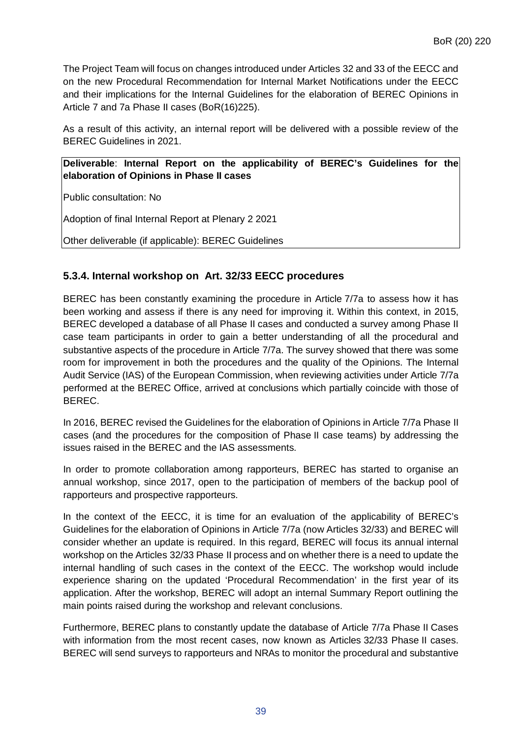The Project Team will focus on changes introduced under Articles 32 and 33 of the EECC and on the new Procedural Recommendation for Internal Market Notifications under the EECC and their implications for the Internal Guidelines for the elaboration of BEREC Opinions in Article 7 and 7a Phase II cases (BoR(16)225).

As a result of this activity, an internal report will be delivered with a possible review of the BEREC Guidelines in 2021.

| **Deliverable**: **Internal Report on the applicability of BEREC's Guidelines for the elaboration of Opinions in Phase II cases** |
| --- |
| Public consultation: No |
| Adoption of final Internal Report at Plenary 2 2021 |
| Other deliverable (if applicable): BEREC Guidelines |

### 5.3.4. Internal workshop on Art. 32/33 EECC procedures

BEREC has been constantly examining the procedure in Article 7/7a to assess how it has been working and assess if there is any need for improving it. Within this context, in 2015, BEREC developed a database of all Phase II cases and conducted a survey among Phase II case team participants in order to gain a better understanding of all the procedural and substantive aspects of the procedure in Article 7/7a. The survey showed that there was some room for improvement in both the procedures and the quality of the Opinions. The Internal Audit Service (IAS) of the European Commission, when reviewing activities under Article 7/7a performed at the BEREC Office, arrived at conclusions which partially coincide with those of BEREC.

In 2016, BEREC revised the Guidelines for the elaboration of Opinions in Article 7/7a Phase II cases (and the procedures for the composition of Phase II case teams) by addressing the issues raised in the BEREC and the IAS assessments.

In order to promote collaboration among rapporteurs, BEREC has started to organise an annual workshop, since 2017, open to the participation of members of the backup pool of rapporteurs and prospective rapporteurs.

In the context of the EECC, it is time for an evaluation of the applicability of BEREC's Guidelines for the elaboration of Opinions in Article 7/7a (now Articles 32/33) and BEREC will consider whether an update is required. In this regard, BEREC will focus its annual internal workshop on the Articles 32/33 Phase II process and on whether there is a need to update the internal handling of such cases in the context of the EECC. The workshop would include experience sharing on the updated 'Procedural Recommendation' in the first year of its application. After the workshop, BEREC will adopt an internal Summary Report outlining the main points raised during the workshop and relevant conclusions.

Furthermore, BEREC plans to constantly update the database of Article 7/7a Phase II Cases with information from the most recent cases, now known as Articles 32/33 Phase II cases. BEREC will send surveys to rapporteurs and NRAs to monitor the procedural and substantive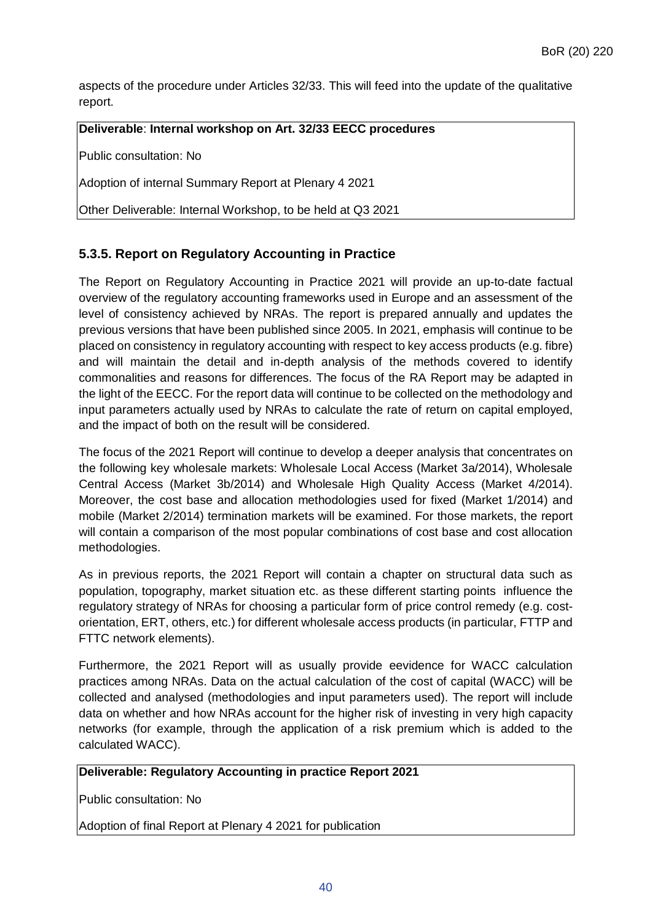aspects of the procedure under Articles 32/33. This will feed into the update of the qualitative report.

| **Deliverable**: **Internal workshop on Art. 32/33 EECC procedures** |
| --- |
| Public consultation: No |
| Adoption of internal Summary Report at Plenary 4 2021 |
| Other Deliverable: Internal Workshop, to be held at Q3 2021 |

### 5.3.5. Report on Regulatory Accounting in Practice

The Report on Regulatory Accounting in Practice 2021 will provide an up-to-date factual overview of the regulatory accounting frameworks used in Europe and an assessment of the level of consistency achieved by NRAs. The report is prepared annually and updates the previous versions that have been published since 2005. In 2021, emphasis will continue to be placed on consistency in regulatory accounting with respect to key access products (e.g. fibre) and will maintain the detail and in-depth analysis of the methods covered to identify commonalities and reasons for differences. The focus of the RA Report may be adapted in the light of the EECC. For the report data will continue to be collected on the methodology and input parameters actually used by NRAs to calculate the rate of return on capital employed, and the impact of both on the result will be considered.

The focus of the 2021 Report will continue to develop a deeper analysis that concentrates on the following key wholesale markets: Wholesale Local Access (Market 3a/2014), Wholesale Central Access (Market 3b/2014) and Wholesale High Quality Access (Market 4/2014). Moreover, the cost base and allocation methodologies used for fixed (Market 1/2014) and mobile (Market 2/2014) termination markets will be examined. For those markets, the report will contain a comparison of the most popular combinations of cost base and cost allocation methodologies.

As in previous reports, the 2021 Report will contain a chapter on structural data such as population, topography, market situation etc. as these different starting points influence the regulatory strategy of NRAs for choosing a particular form of price control remedy (e.g. cost-orientation, ERT, others, etc.) for different wholesale access products (in particular, FTTP and FTTC network elements).

Furthermore, the 2021 Report will as usually provide eevidence for WACC calculation practices among NRAs. Data on the actual calculation of the cost of capital (WACC) will be collected and analysed (methodologies and input parameters used). The report will include data on whether and how NRAs account for the higher risk of investing in very high capacity networks (for example, through the application of a risk premium which is added to the calculated WACC).

| **Deliverable: Regulatory Accounting in practice Report 2021** |
| --- |
| Public consultation: No |
| Adoption of final Report at Plenary 4 2021 for publication |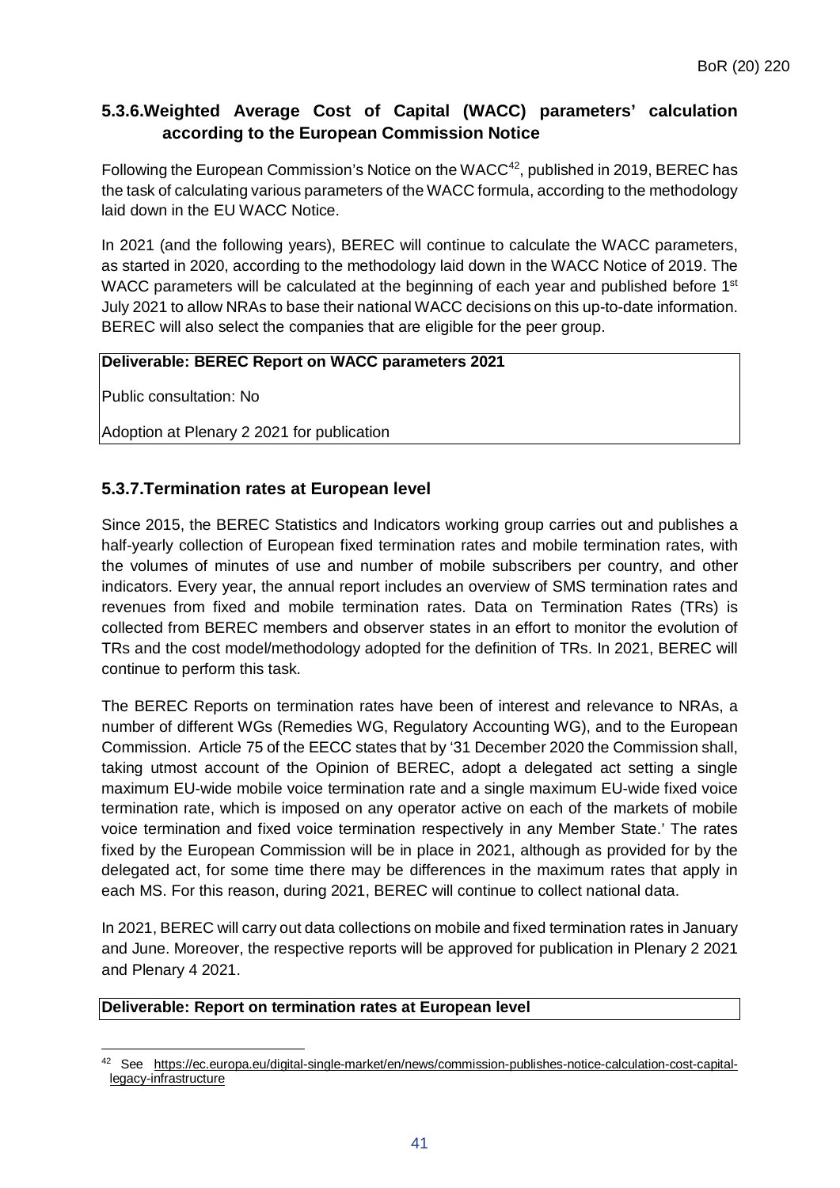### 5.3.6. Weighted Average Cost of Capital (WACC) parameters' calculation according to the European Commission Notice

Following the European Commission's Notice on the WACC[42], published in 2019, BEREC has the task of calculating various parameters of the WACC formula, according to the methodology laid down in the EU WACC Notice.

In 2021 (and the following years), BEREC will continue to calculate the WACC parameters, as started in 2020, according to the methodology laid down in the WACC Notice of 2019. The WACC parameters will be calculated at the beginning of each year and published before 1st July 2021 to allow NRAs to base their national WACC decisions on this up-to-date information. BEREC will also select the companies that are eligible for the peer group.

| **Deliverable: BEREC Report on WACC parameters 2021** |
|---|
| Public consultation: No |
| Adoption at Plenary 2 2021 for publication |

### 5.3.7. Termination rates at European level

Since 2015, the BEREC Statistics and Indicators working group carries out and publishes a half-yearly collection of European fixed termination rates and mobile termination rates, with the volumes of minutes of use and number of mobile subscribers per country, and other indicators. Every year, the annual report includes an overview of SMS termination rates and revenues from fixed and mobile termination rates. Data on Termination Rates (TRs) is collected from BEREC members and observer states in an effort to monitor the evolution of TRs and the cost model/methodology adopted for the definition of TRs. In 2021, BEREC will continue to perform this task.

The BEREC Reports on termination rates have been of interest and relevance to NRAs, a number of different WGs (Remedies WG, Regulatory Accounting WG), and to the European Commission. Article 75 of the EECC states that by '31 December 2020 the Commission shall, taking utmost account of the Opinion of BEREC, adopt a delegated act setting a single maximum EU-wide mobile voice termination rate and a single maximum EU-wide fixed voice termination rate, which is imposed on any operator active on each of the markets of mobile voice termination and fixed voice termination respectively in any Member State.' The rates fixed by the European Commission will be in place in 2021, although as provided for by the delegated act, for some time there may be differences in the maximum rates that apply in each MS. For this reason, during 2021, BEREC will continue to collect national data.

In 2021, BEREC will carry out data collections on mobile and fixed termination rates in January and June. Moreover, the respective reports will be approved for publication in Plenary 2 2021 and Plenary 4 2021.

| **Deliverable: Report on termination rates at European level** |
|---|

[42] See https://ec.europa.eu/digital-single-market/en/news/commission-publishes-notice-calculation-cost-capital-legacy-infrastructure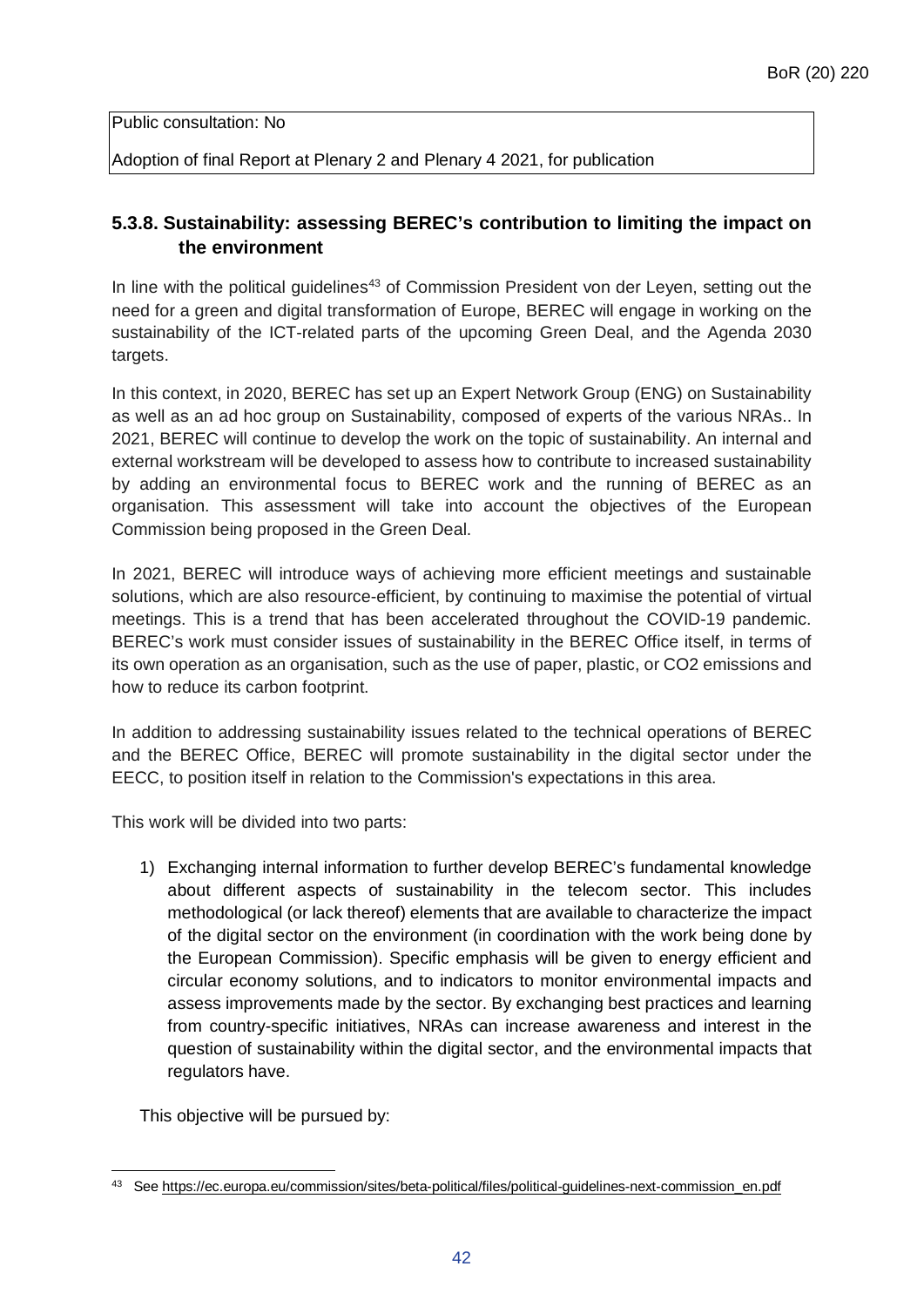| Public consultation: No |
| --- |
| Adoption of final Report at Plenary 2 and Plenary 4 2021, for publication |

### 5.3.8. Sustainability: assessing BEREC's contribution to limiting the impact on the environment

In line with the political guidelines[43] of Commission President von der Leyen, setting out the need for a green and digital transformation of Europe, BEREC will engage in working on the sustainability of the ICT-related parts of the upcoming Green Deal, and the Agenda 2030 targets.

In this context, in 2020, BEREC has set up an Expert Network Group (ENG) on Sustainability as well as an ad hoc group on Sustainability, composed of experts of the various NRAs.. In 2021, BEREC will continue to develop the work on the topic of sustainability. An internal and external workstream will be developed to assess how to contribute to increased sustainability by adding an environmental focus to BEREC work and the running of BEREC as an organisation. This assessment will take into account the objectives of the European Commission being proposed in the Green Deal.

In 2021, BEREC will introduce ways of achieving more efficient meetings and sustainable solutions, which are also resource-efficient, by continuing to maximise the potential of virtual meetings. This is a trend that has been accelerated throughout the COVID-19 pandemic. BEREC's work must consider issues of sustainability in the BEREC Office itself, in terms of its own operation as an organisation, such as the use of paper, plastic, or $CO_2$ emissions and how to reduce its carbon footprint.

In addition to addressing sustainability issues related to the technical operations of BEREC and the BEREC Office, BEREC will promote sustainability in the digital sector under the EECC, to position itself in relation to the Commission's expectations in this area.

This work will be divided into two parts:

1) Exchanging internal information to further develop BEREC's fundamental knowledge about different aspects of sustainability in the telecom sector. This includes methodological (or lack thereof) elements that are available to characterize the impact of the digital sector on the environment (in coordination with the work being done by the European Commission). Specific emphasis will be given to energy efficient and circular economy solutions, and to indicators to monitor environmental impacts and assess improvements made by the sector. By exchanging best practices and learning from country-specific initiatives, NRAs can increase awareness and interest in the question of sustainability within the digital sector, and the environmental impacts that regulators have.

This objective will be pursued by:

[43] See https://ec.europa.eu/commission/sites/beta-political/files/political-guidelines-next-commission_en.pdf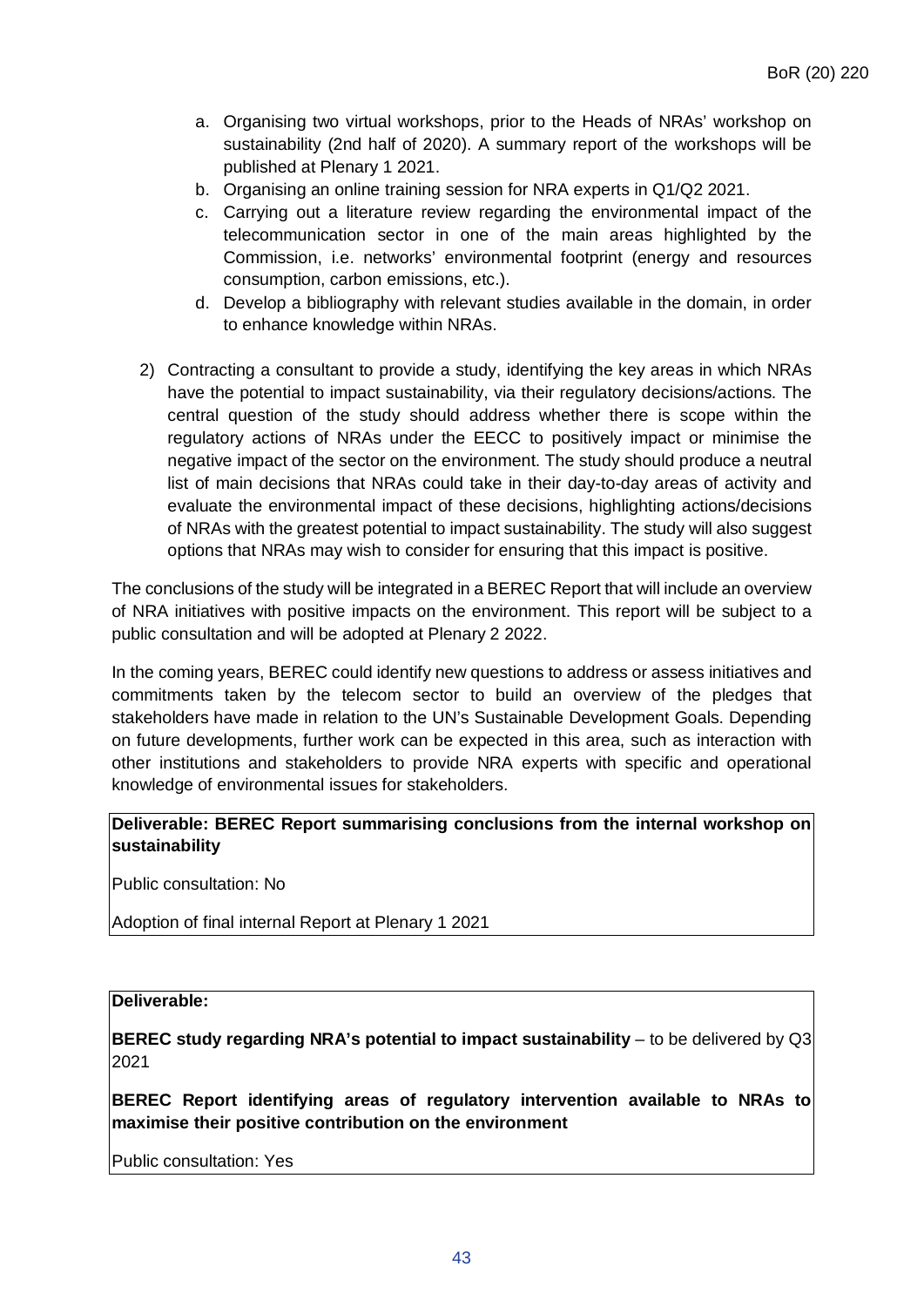a. Organising two virtual workshops, prior to the Heads of NRAs' workshop on sustainability (2nd half of 2020). A summary report of the workshops will be published at Plenary 1 2021.
b. Organising an online training session for NRA experts in Q1/Q2 2021.
c. Carrying out a literature review regarding the environmental impact of the telecommunication sector in one of the main areas highlighted by the Commission, i.e. networks' environmental footprint (energy and resources consumption, carbon emissions, etc.).
d. Develop a bibliography with relevant studies available in the domain, in order to enhance knowledge within NRAs.

2) Contracting a consultant to provide a study, identifying the key areas in which NRAs have the potential to impact sustainability, via their regulatory decisions/actions. The central question of the study should address whether there is scope within the regulatory actions of NRAs under the EECC to positively impact or minimise the negative impact of the sector on the environment. The study should produce a neutral list of main decisions that NRAs could take in their day-to-day areas of activity and evaluate the environmental impact of these decisions, highlighting actions/decisions of NRAs with the greatest potential to impact sustainability. The study will also suggest options that NRAs may wish to consider for ensuring that this impact is positive.

The conclusions of the study will be integrated in a BEREC Report that will include an overview of NRA initiatives with positive impacts on the environment. This report will be subject to a public consultation and will be adopted at Plenary 2 2022.

In the coming years, BEREC could identify new questions to address or assess initiatives and commitments taken by the telecom sector to build an overview of the pledges that stakeholders have made in relation to the UN's Sustainable Development Goals. Depending on future developments, further work can be expected in this area, such as interaction with other institutions and stakeholders to provide NRA experts with specific and operational knowledge of environmental issues for stakeholders.

**Deliverable: BEREC Report summarising conclusions from the internal workshop on sustainability**

Public consultation: No

Adoption of final internal Report at Plenary 1 2021

**Deliverable:**

**BEREC study regarding NRA's potential to impact sustainability** – to be delivered by Q3 2021

**BEREC Report identifying areas of regulatory intervention available to NRAs to maximise their positive contribution on the environment**

Public consultation: Yes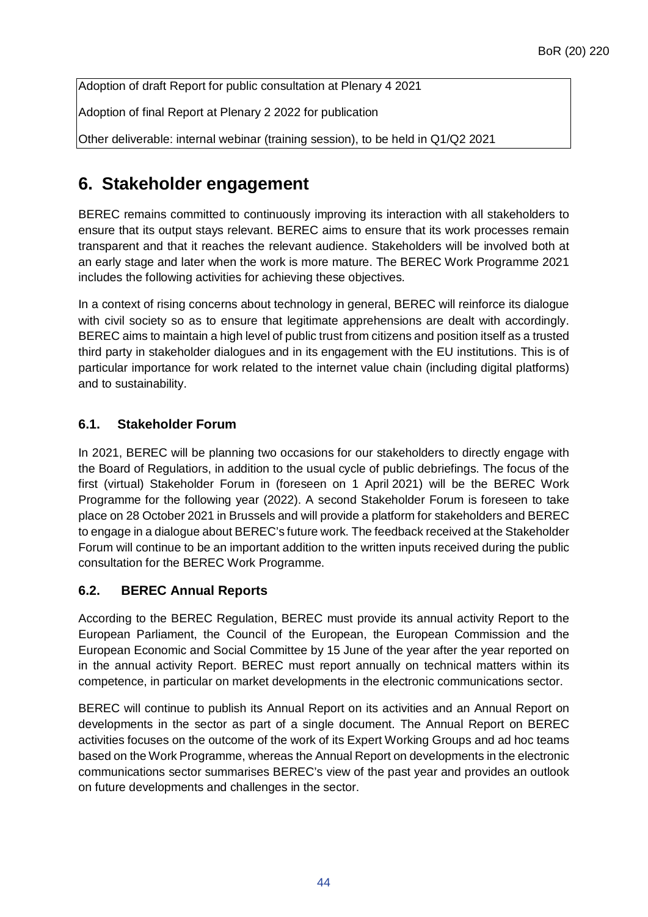| Adoption of draft Report for public consultation at Plenary 4 2021 |
| --- |
| Adoption of final Report at Plenary 2 2022 for publication |
| Other deliverable: internal webinar (training session), to be held in Q1/Q2 2021 |

# 6. Stakeholder engagement

BEREC remains committed to continuously improving its interaction with all stakeholders to ensure that its output stays relevant. BEREC aims to ensure that its work processes remain transparent and that it reaches the relevant audience. Stakeholders will be involved both at an early stage and later when the work is more mature. The BEREC Work Programme 2021 includes the following activities for achieving these objectives.

In a context of rising concerns about technology in general, BEREC will reinforce its dialogue with civil society so as to ensure that legitimate apprehensions are dealt with accordingly. BEREC aims to maintain a high level of public trust from citizens and position itself as a trusted third party in stakeholder dialogues and in its engagement with the EU institutions. This is of particular importance for work related to the internet value chain (including digital platforms) and to sustainability.

## 6.1. Stakeholder Forum

In 2021, BEREC will be planning two occasions for our stakeholders to directly engage with the Board of Regulatiors, in addition to the usual cycle of public debriefings. The focus of the first (virtual) Stakeholder Forum in (foreseen on 1 April 2021) will be the BEREC Work Programme for the following year (2022). A second Stakeholder Forum is foreseen to take place on 28 October 2021 in Brussels and will provide a platform for stakeholders and BEREC to engage in a dialogue about BEREC's future work. The feedback received at the Stakeholder Forum will continue to be an important addition to the written inputs received during the public consultation for the BEREC Work Programme.

## 6.2. BEREC Annual Reports

According to the BEREC Regulation, BEREC must provide its annual activity Report to the European Parliament, the Council of the European, the European Commission and the European Economic and Social Committee by 15 June of the year after the year reported on in the annual activity Report. BEREC must report annually on technical matters within its competence, in particular on market developments in the electronic communications sector.

BEREC will continue to publish its Annual Report on its activities and an Annual Report on developments in the sector as part of a single document. The Annual Report on BEREC activities focuses on the outcome of the work of its Expert Working Groups and ad hoc teams based on the Work Programme, whereas the Annual Report on developments in the electronic communications sector summarises BEREC's view of the past year and provides an outlook on future developments and challenges in the sector.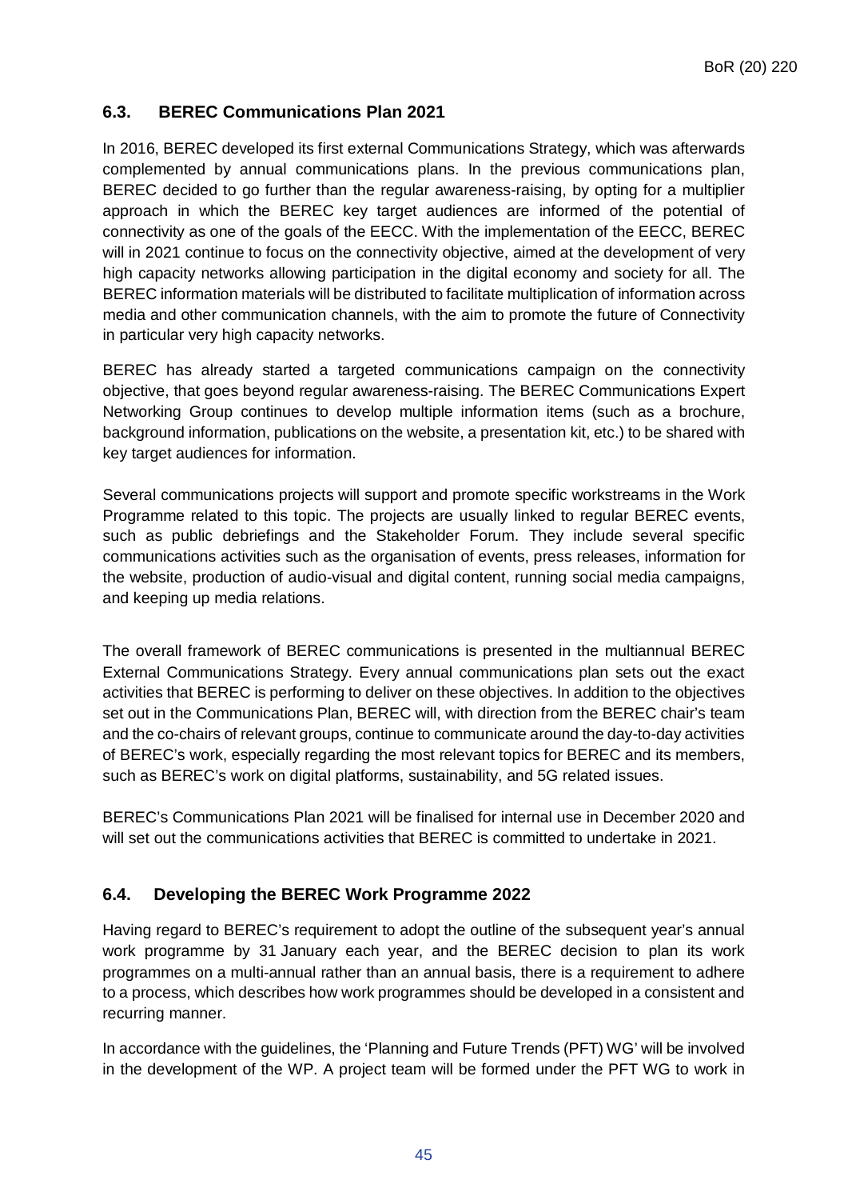## 6.3. BEREC Communications Plan 2021

In 2016, BEREC developed its first external Communications Strategy, which was afterwards complemented by annual communications plans. In the previous communications plan, BEREC decided to go further than the regular awareness-raising, by opting for a multiplier approach in which the BEREC key target audiences are informed of the potential of connectivity as one of the goals of the EECC. With the implementation of the EECC, BEREC will in 2021 continue to focus on the connectivity objective, aimed at the development of very high capacity networks allowing participation in the digital economy and society for all. The BEREC information materials will be distributed to facilitate multiplication of information across media and other communication channels, with the aim to promote the future of Connectivity in particular very high capacity networks.

BEREC has already started a targeted communications campaign on the connectivity objective, that goes beyond regular awareness-raising. The BEREC Communications Expert Networking Group continues to develop multiple information items (such as a brochure, background information, publications on the website, a presentation kit, etc.) to be shared with key target audiences for information.

Several communications projects will support and promote specific workstreams in the Work Programme related to this topic. The projects are usually linked to regular BEREC events, such as public debriefings and the Stakeholder Forum. They include several specific communications activities such as the organisation of events, press releases, information for the website, production of audio-visual and digital content, running social media campaigns, and keeping up media relations.

The overall framework of BEREC communications is presented in the multiannual BEREC External Communications Strategy. Every annual communications plan sets out the exact activities that BEREC is performing to deliver on these objectives. In addition to the objectives set out in the Communications Plan, BEREC will, with direction from the BEREC chair's team and the co-chairs of relevant groups, continue to communicate around the day-to-day activities of BEREC's work, especially regarding the most relevant topics for BEREC and its members, such as BEREC's work on digital platforms, sustainability, and 5G related issues.

BEREC's Communications Plan 2021 will be finalised for internal use in December 2020 and will set out the communications activities that BEREC is committed to undertake in 2021.

## 6.4. Developing the BEREC Work Programme 2022

Having regard to BEREC's requirement to adopt the outline of the subsequent year's annual work programme by 31 January each year, and the BEREC decision to plan its work programmes on a multi-annual rather than an annual basis, there is a requirement to adhere to a process, which describes how work programmes should be developed in a consistent and recurring manner.

In accordance with the guidelines, the 'Planning and Future Trends (PFT) WG' will be involved in the development of the WP. A project team will be formed under the PFT WG to work in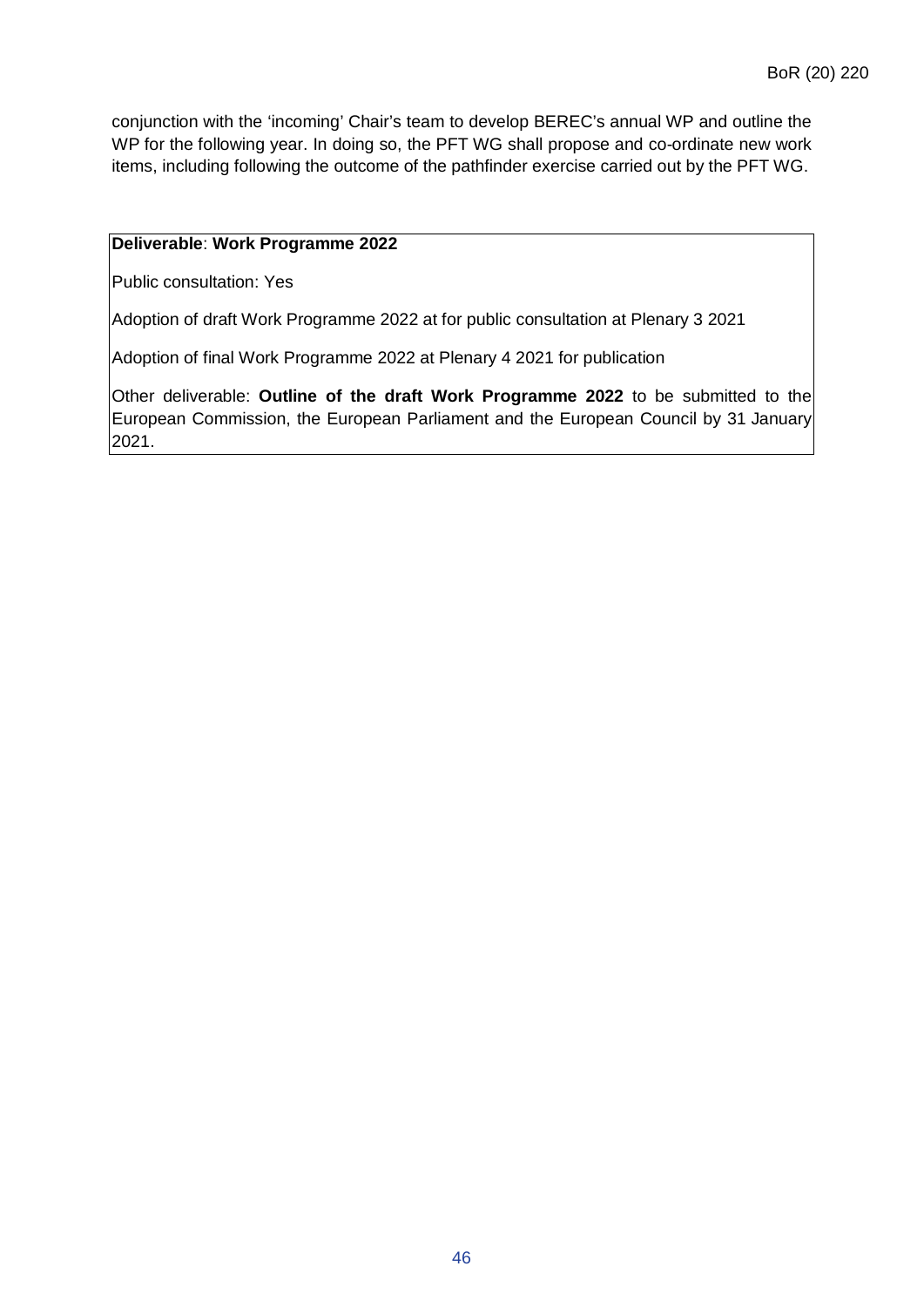conjunction with the 'incoming' Chair's team to develop BEREC's annual WP and outline the WP for the following year. In doing so, the PFT WG shall propose and co-ordinate new work items, including following the outcome of the pathfinder exercise carried out by the PFT WG.

**Deliverable**: **Work Programme 2022**

Public consultation: Yes

Adoption of draft Work Programme 2022 at for public consultation at Plenary 3 2021

Adoption of final Work Programme 2022 at Plenary 4 2021 for publication

Other deliverable: **Outline of the draft Work Programme 2022** to be submitted to the European Commission, the European Parliament and the European Council by 31 January 2021.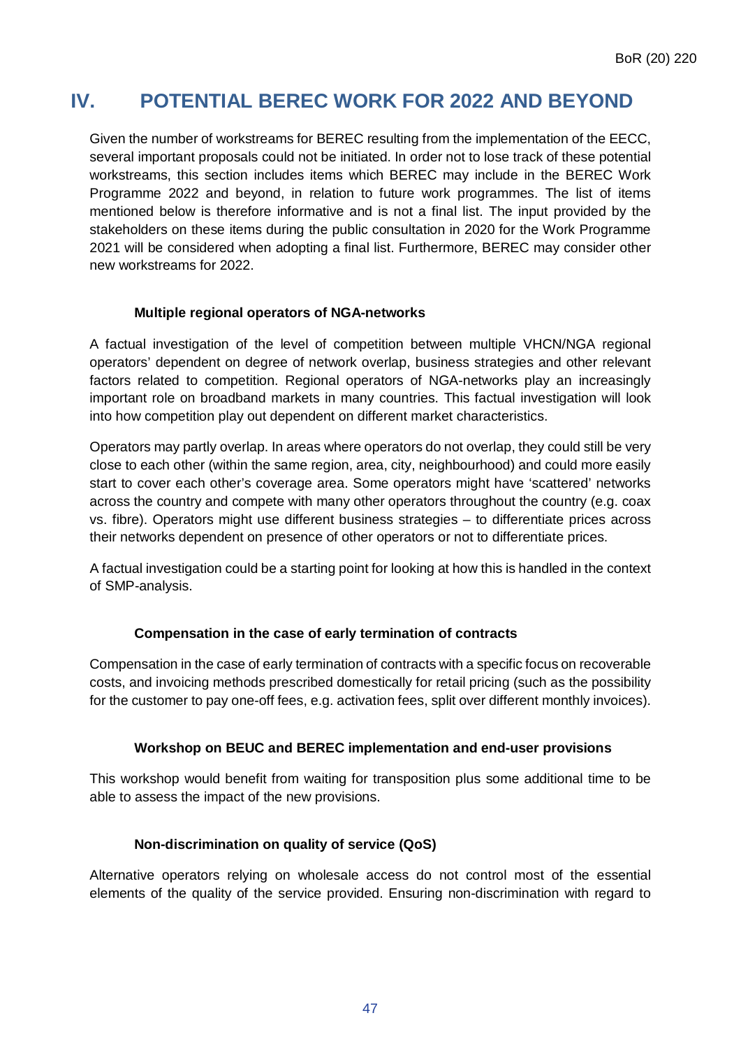# IV. POTENTIAL BEREC WORK FOR 2022 AND BEYOND

Given the number of workstreams for BEREC resulting from the implementation of the EECC, several important proposals could not be initiated. In order not to lose track of these potential workstreams, this section includes items which BEREC may include in the BEREC Work Programme 2022 and beyond, in relation to future work programmes. The list of items mentioned below is therefore informative and is not a final list. The input provided by the stakeholders on these items during the public consultation in 2020 for the Work Programme 2021 will be considered when adopting a final list. Furthermore, BEREC may consider other new workstreams for 2022.

#### Multiple regional operators of NGA-networks

A factual investigation of the level of competition between multiple VHCN/NGA regional operators' dependent on degree of network overlap, business strategies and other relevant factors related to competition. Regional operators of NGA-networks play an increasingly important role on broadband markets in many countries. This factual investigation will look into how competition play out dependent on different market characteristics.

Operators may partly overlap. In areas where operators do not overlap, they could still be very close to each other (within the same region, area, city, neighbourhood) and could more easily start to cover each other's coverage area. Some operators might have 'scattered' networks across the country and compete with many other operators throughout the country (e.g. coax vs. fibre). Operators might use different business strategies – to differentiate prices across their networks dependent on presence of other operators or not to differentiate prices.

A factual investigation could be a starting point for looking at how this is handled in the context of SMP-analysis.

#### Compensation in the case of early termination of contracts

Compensation in the case of early termination of contracts with a specific focus on recoverable costs, and invoicing methods prescribed domestically for retail pricing (such as the possibility for the customer to pay one-off fees, e.g. activation fees, split over different monthly invoices).

#### Workshop on BEUC and BEREC implementation and end-user provisions

This workshop would benefit from waiting for transposition plus some additional time to be able to assess the impact of the new provisions.

#### Non-discrimination on quality of service (QoS)

Alternative operators relying on wholesale access do not control most of the essential elements of the quality of the service provided. Ensuring non-discrimination with regard to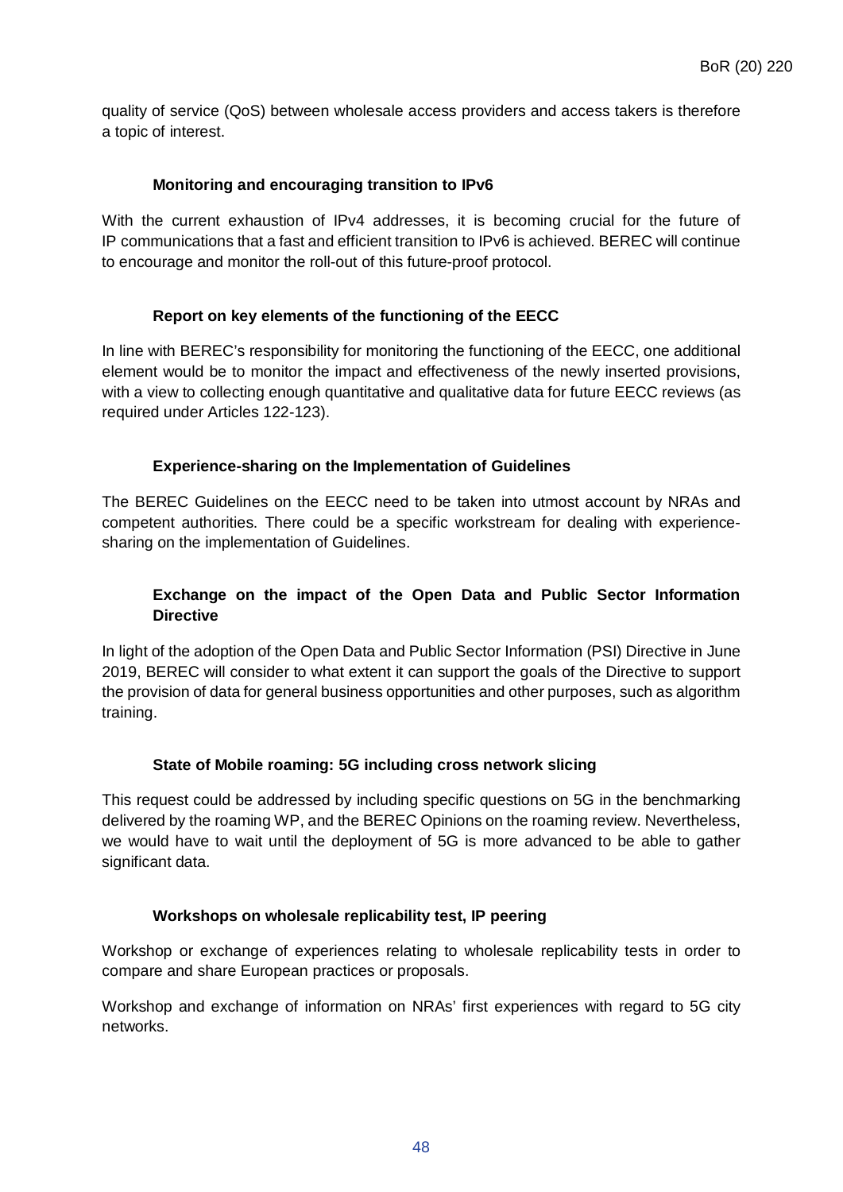quality of service (QoS) between wholesale access providers and access takers is therefore a topic of interest.

**Monitoring and encouraging transition to IPv6**

With the current exhaustion of IPv4 addresses, it is becoming crucial for the future of IP communications that a fast and efficient transition to IPv6 is achieved. BEREC will continue to encourage and monitor the roll-out of this future-proof protocol.

**Report on key elements of the functioning of the EECC**

In line with BEREC's responsibility for monitoring the functioning of the EECC, one additional element would be to monitor the impact and effectiveness of the newly inserted provisions, with a view to collecting enough quantitative and qualitative data for future EECC reviews (as required under Articles 122-123).

**Experience-sharing on the Implementation of Guidelines**

The BEREC Guidelines on the EECC need to be taken into utmost account by NRAs and competent authorities. There could be a specific workstream for dealing with experience-sharing on the implementation of Guidelines.

**Exchange on the impact of the Open Data and Public Sector Information Directive**

In light of the adoption of the Open Data and Public Sector Information (PSI) Directive in June 2019, BEREC will consider to what extent it can support the goals of the Directive to support the provision of data for general business opportunities and other purposes, such as algorithm training.

**State of Mobile roaming: 5G including cross network slicing**

This request could be addressed by including specific questions on 5G in the benchmarking delivered by the roaming WP, and the BEREC Opinions on the roaming review. Nevertheless, we would have to wait until the deployment of 5G is more advanced to be able to gather significant data.

**Workshops on wholesale replicability test, IP peering**

Workshop or exchange of experiences relating to wholesale replicability tests in order to compare and share European practices or proposals.

Workshop and exchange of information on NRAs' first experiences with regard to 5G city networks.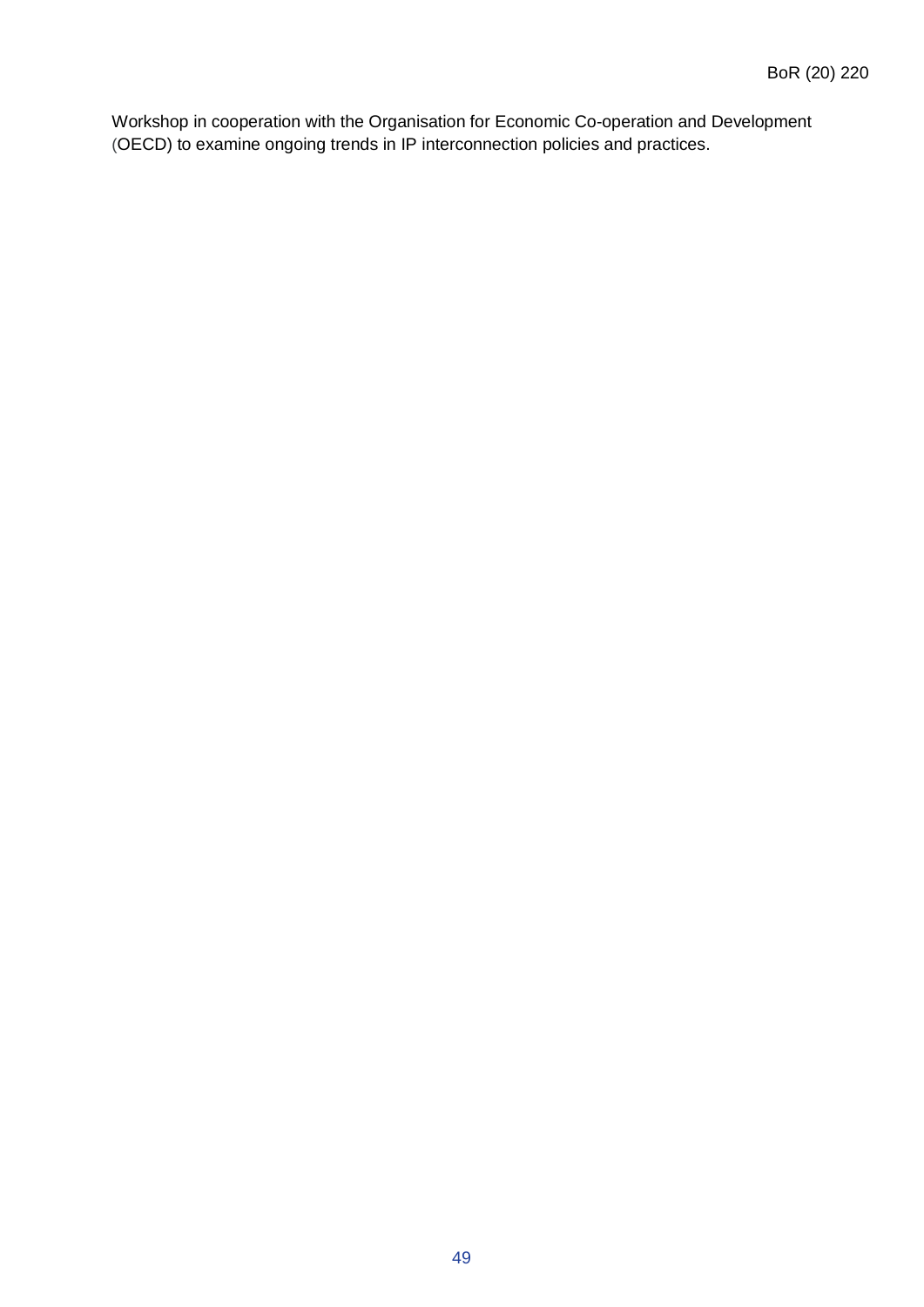Workshop in cooperation with the Organisation for Economic Co-operation and Development (OECD) to examine ongoing trends in IP interconnection policies and practices.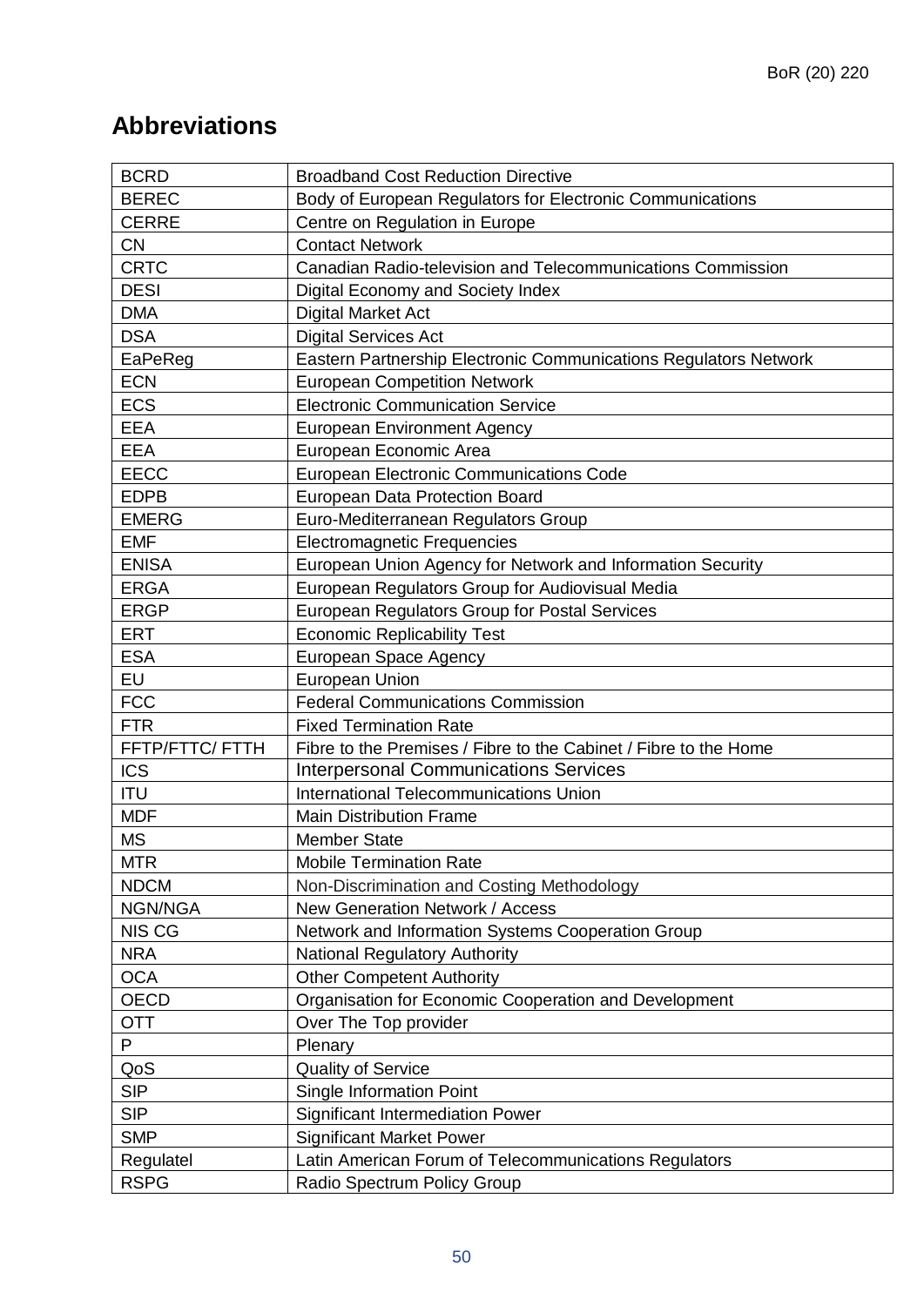# Abbreviations

| | |
|---|---|
| BCRD | Broadband Cost Reduction Directive |
| BEREC | Body of European Regulators for Electronic Communications |
| CERRE | Centre on Regulation in Europe |
| CN | Contact Network |
| CRTC | Canadian Radio-television and Telecommunications Commission |
| DESI | Digital Economy and Society Index |
| DMA | Digital Market Act |
| DSA | Digital Services Act |
| EaPeReg | Eastern Partnership Electronic Communications Regulators Network |
| ECN | European Competition Network |
| ECS | Electronic Communication Service |
| EEA | European Environment Agency |
| EEA | European Economic Area |
| EECC | European Electronic Communications Code |
| EDPB | European Data Protection Board |
| EMERG | Euro-Mediterranean Regulators Group |
| EMF | Electromagnetic Frequencies |
| ENISA | European Union Agency for Network and Information Security |
| ERGA | European Regulators Group for Audiovisual Media |
| ERGP | European Regulators Group for Postal Services |
| ERT | Economic Replicability Test |
| ESA | European Space Agency |
| EU | European Union |
| FCC | Federal Communications Commission |
| FTR | Fixed Termination Rate |
| FFTP/FTTC/ FTTH | Fibre to the Premises / Fibre to the Cabinet / Fibre to the Home |
| ICS | Interpersonal Communications Services |
| ITU | International Telecommunications Union |
| MDF | Main Distribution Frame |
| MS | Member State |
| MTR | Mobile Termination Rate |
| NDCM | Non-Discrimination and Costing Methodology |
| NGN/NGA | New Generation Network / Access |
| NIS CG | Network and Information Systems Cooperation Group |
| NRA | National Regulatory Authority |
| OCA | Other Competent Authority |
| OECD | Organisation for Economic Cooperation and Development |
| OTT | Over The Top provider |
| P | Plenary |
| QoS | Quality of Service |
| SIP | Single Information Point |
| SIP | Significant Intermediation Power |
| SMP | Significant Market Power |
| Regulatel | Latin American Forum of Telecommunications Regulators |
| RSPG | Radio Spectrum Policy Group |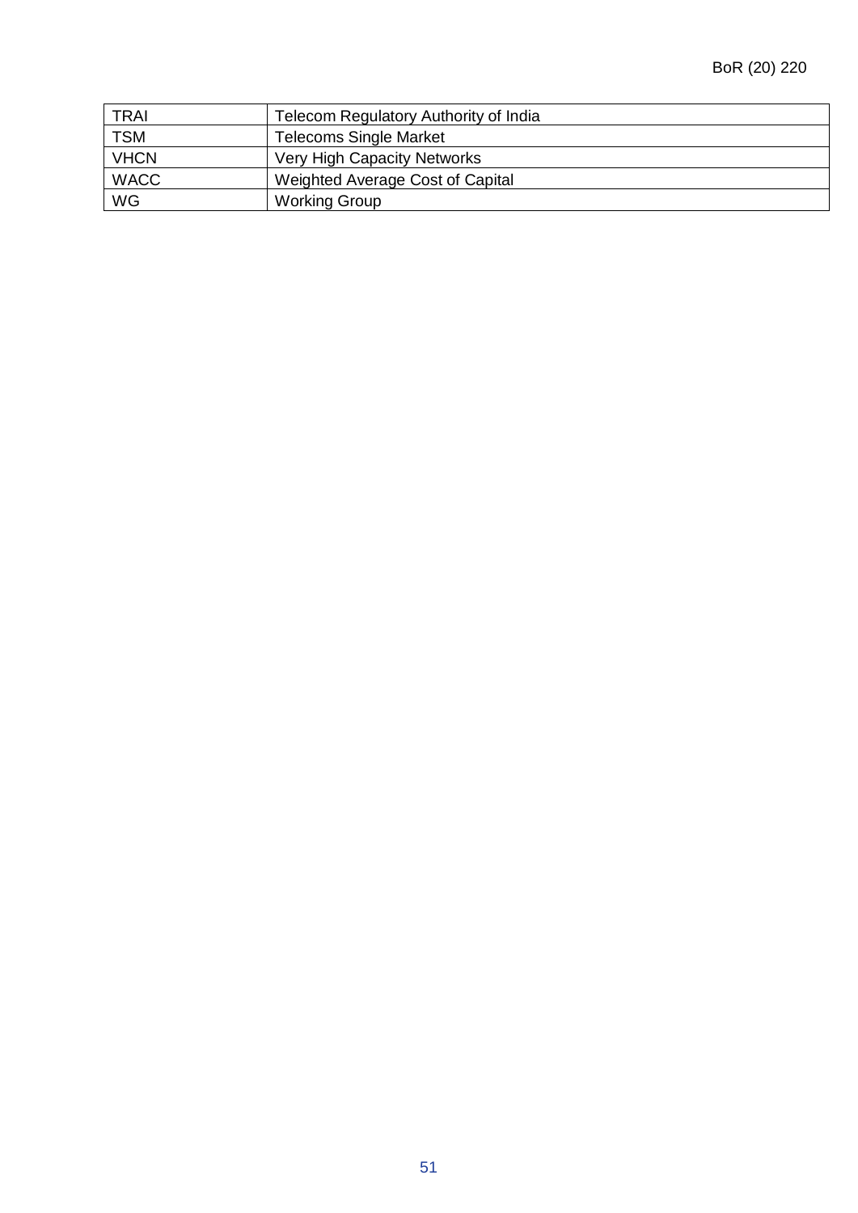| | |
|---|---|
| TRAI | Telecom Regulatory Authority of India |
| TSM | Telecoms Single Market |
| VHCN | Very High Capacity Networks |
| WACC | Weighted Average Cost of Capital |
| WG | Working Group |